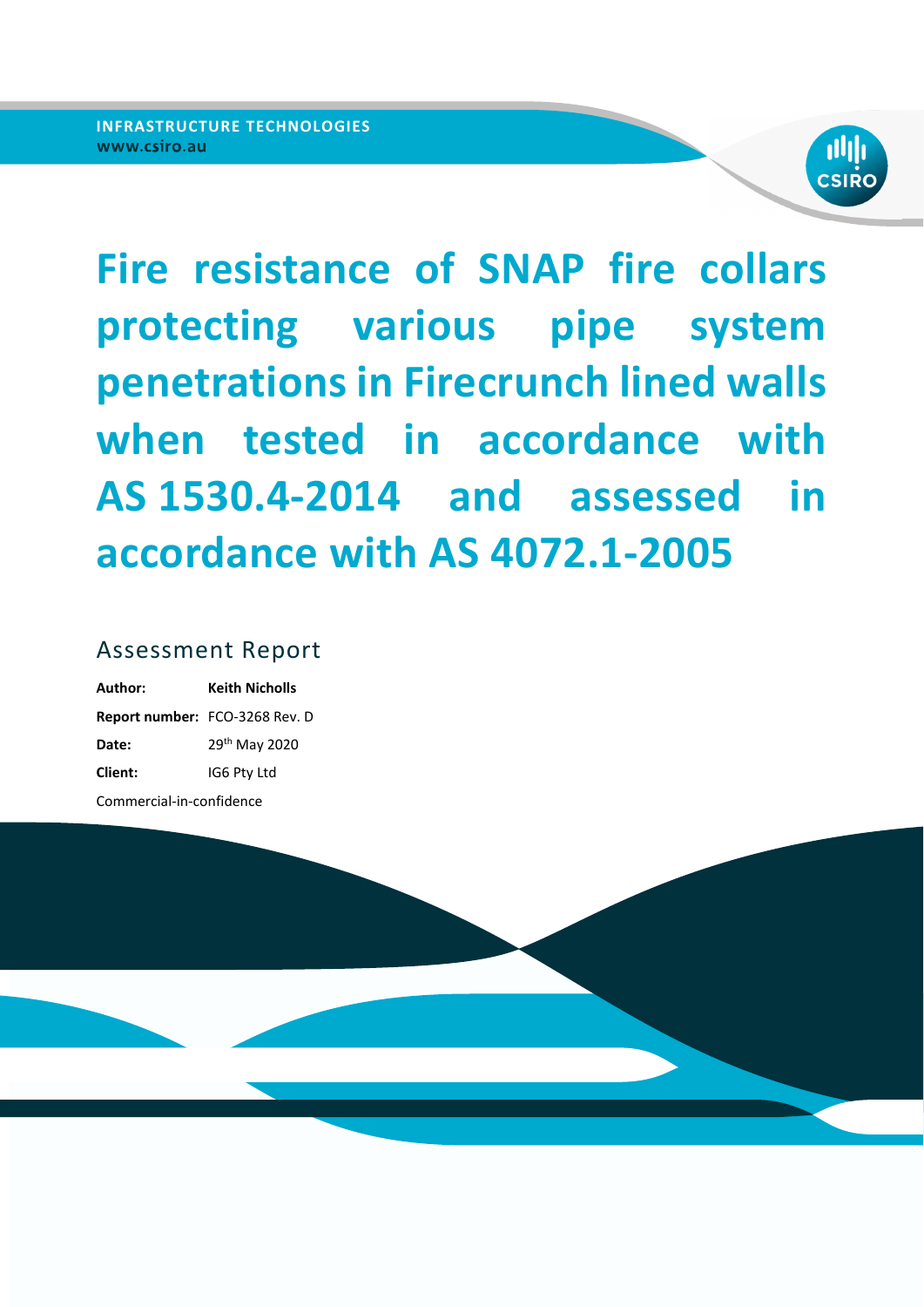INFRASTRUCTURE TECHNOLOGIES
www.csiro.au

# Fire resistance of SNAP fire collars protecting various pipe system penetrations in Firecrunch lined walls when tested in accordance with AS 1530.4-2014 and assessed in accordance with AS 4072.1-2005

## Assessment Report

**Author:** **Keith Nicholls**

**Report number:** FCO-3268 Rev. D

**Date:** 29th May 2020

**Client:** IG6 Pty Ltd

Commercial-in-confidence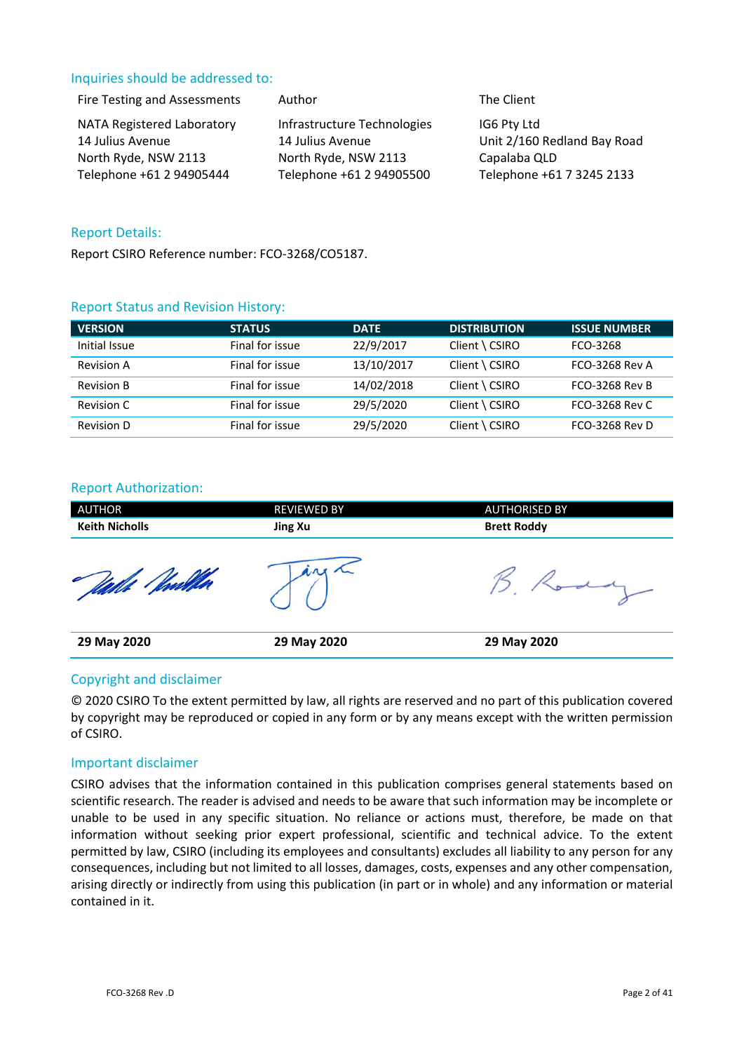## Inquiries should be addressed to:

| Fire Testing and Assessments | Author | The Client |
|---|---|---|
| NATA Registered Laboratory<br>14 Julius Avenue<br>North Ryde, NSW 2113<br>Telephone +61 2 94905444 | Infrastructure Technologies<br>14 Julius Avenue<br>North Ryde, NSW 2113<br>Telephone +61 2 94905500 | IG6 Pty Ltd<br>Unit 2/160 Redland Bay Road<br>Capalaba QLD<br>Telephone +61 7 3245 2133 |

## Report Details:

Report CSIRO Reference number: FCO-3268/CO5187.

## Report Status and Revision History:

| VERSION | STATUS | DATE | DISTRIBUTION | ISSUE NUMBER |
|---|---|---|---|---|
| Initial Issue | Final for issue | 22/9/2017 | Client \ CSIRO | FCO-3268 |
| Revision A | Final for issue | 13/10/2017 | Client \ CSIRO | FCO-3268 Rev A |
| Revision B | Final for issue | 14/02/2018 | Client \ CSIRO | FCO-3268 Rev B |
| Revision C | Final for issue | 29/5/2020 | Client \ CSIRO | FCO-3268 Rev C |
| Revision D | Final for issue | 29/5/2020 | Client \ CSIRO | FCO-3268 Rev D |

## Report Authorization:

| AUTHOR | REVIEWED BY | AUTHORISED BY |
|---|---|---|
| **Keith Nicholls** | **Jing Xu** | **Brett Roddy** |
| | | |
| **29 May 2020** | **29 May 2020** | **29 May 2020** |

## Copyright and disclaimer

© 2020 CSIRO To the extent permitted by law, all rights are reserved and no part of this publication covered by copyright may be reproduced or copied in any form or by any means except with the written permission of CSIRO.

## Important disclaimer

CSIRO advises that the information contained in this publication comprises general statements based on scientific research. The reader is advised and needs to be aware that such information may be incomplete or unable to be used in any specific situation. No reliance or actions must, therefore, be made on that information without seeking prior expert professional, scientific and technical advice. To the extent permitted by law, CSIRO (including its employees and consultants) excludes all liability to any person for any consequences, including but not limited to all losses, damages, costs, expenses and any other compensation, arising directly or indirectly from using this publication (in part or in whole) and any information or material contained in it.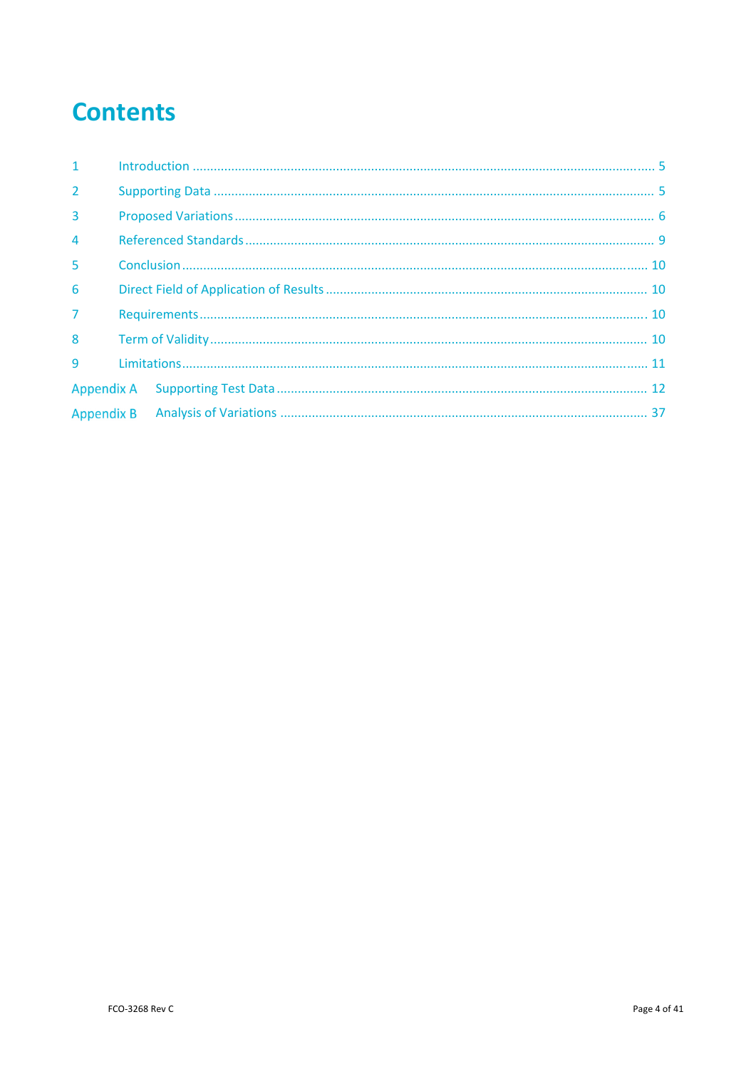# Contents

| | | |
|---|---|---|
| 1 | Introduction | 5 |
| 2 | Supporting Data | 5 |
| 3 | Proposed Variations | 6 |
| 4 | Referenced Standards | 9 |
| 5 | Conclusion | 10 |
| 6 | Direct Field of Application of Results | 10 |
| 7 | Requirements | 10 |
| 8 | Term of Validity | 10 |
| 9 | Limitations | 11 |
| Appendix A | Supporting Test Data | 12 |
| Appendix B | Analysis of Variations | 37 |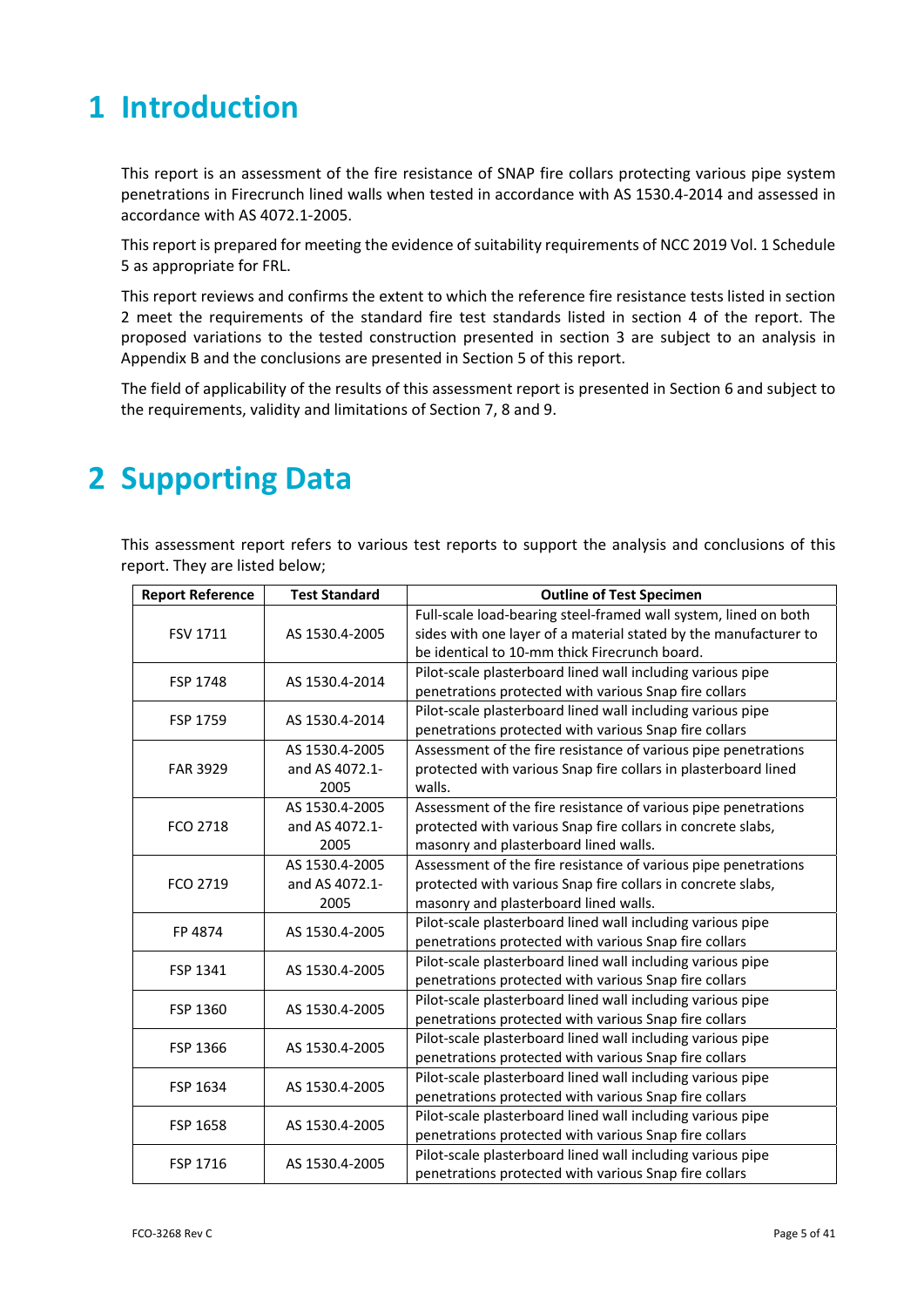# 1 Introduction

This report is an assessment of the fire resistance of SNAP fire collars protecting various pipe system penetrations in Firecrunch lined walls when tested in accordance with AS 1530.4-2014 and assessed in accordance with AS 4072.1-2005.

This report is prepared for meeting the evidence of suitability requirements of NCC 2019 Vol. 1 Schedule 5 as appropriate for FRL.

This report reviews and confirms the extent to which the reference fire resistance tests listed in section 2 meet the requirements of the standard fire test standards listed in section 4 of the report. The proposed variations to the tested construction presented in section 3 are subject to an analysis in Appendix B and the conclusions are presented in Section 5 of this report.

The field of applicability of the results of this assessment report is presented in Section 6 and subject to the requirements, validity and limitations of Section 7, 8 and 9.

# 2 Supporting Data

This assessment report refers to various test reports to support the analysis and conclusions of this report. They are listed below;

| Report Reference | Test Standard | Outline of Test Specimen |
|---|---|---|
| FSV 1711 | AS 1530.4-2005 | Full-scale load-bearing steel-framed wall system, lined on both sides with one layer of a material stated by the manufacturer to be identical to 10-mm thick Firecrunch board. |
| FSP 1748 | AS 1530.4-2014 | Pilot-scale plasterboard lined wall including various pipe penetrations protected with various Snap fire collars |
| FSP 1759 | AS 1530.4-2014 | Pilot-scale plasterboard lined wall including various pipe penetrations protected with various Snap fire collars |
| FAR 3929 | AS 1530.4-2005 and AS 4072.1-2005 | Assessment of the fire resistance of various pipe penetrations protected with various Snap fire collars in plasterboard lined walls. |
| FCO 2718 | AS 1530.4-2005 and AS 4072.1-2005 | Assessment of the fire resistance of various pipe penetrations protected with various Snap fire collars in concrete slabs, masonry and plasterboard lined walls. |
| FCO 2719 | AS 1530.4-2005 and AS 4072.1-2005 | Assessment of the fire resistance of various pipe penetrations protected with various Snap fire collars in concrete slabs, masonry and plasterboard lined walls. |
| FP 4874 | AS 1530.4-2005 | Pilot-scale plasterboard lined wall including various pipe penetrations protected with various Snap fire collars |
| FSP 1341 | AS 1530.4-2005 | Pilot-scale plasterboard lined wall including various pipe penetrations protected with various Snap fire collars |
| FSP 1360 | AS 1530.4-2005 | Pilot-scale plasterboard lined wall including various pipe penetrations protected with various Snap fire collars |
| FSP 1366 | AS 1530.4-2005 | Pilot-scale plasterboard lined wall including various pipe penetrations protected with various Snap fire collars |
| FSP 1634 | AS 1530.4-2005 | Pilot-scale plasterboard lined wall including various pipe penetrations protected with various Snap fire collars |
| FSP 1658 | AS 1530.4-2005 | Pilot-scale plasterboard lined wall including various pipe penetrations protected with various Snap fire collars |
| FSP 1716 | AS 1530.4-2005 | Pilot-scale plasterboard lined wall including various pipe penetrations protected with various Snap fire collars |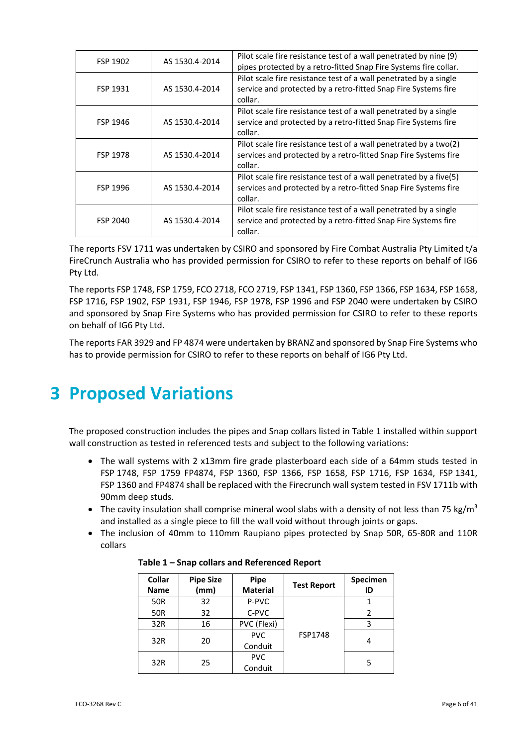| FSP 1902 | AS 1530.4-2014 | Pilot scale fire resistance test of a wall penetrated by nine (9) pipes protected by a retro-fitted Snap Fire Systems fire collar. |
|---|---|---|
| FSP 1931 | AS 1530.4-2014 | Pilot scale fire resistance test of a wall penetrated by a single service and protected by a retro-fitted Snap Fire Systems fire collar. |
| FSP 1946 | AS 1530.4-2014 | Pilot scale fire resistance test of a wall penetrated by a single service and protected by a retro-fitted Snap Fire Systems fire collar. |
| FSP 1978 | AS 1530.4-2014 | Pilot scale fire resistance test of a wall penetrated by a two(2) services and protected by a retro-fitted Snap Fire Systems fire collar. |
| FSP 1996 | AS 1530.4-2014 | Pilot scale fire resistance test of a wall penetrated by a five(5) services and protected by a retro-fitted Snap Fire Systems fire collar. |
| FSP 2040 | AS 1530.4-2014 | Pilot scale fire resistance test of a wall penetrated by a single service and protected by a retro-fitted Snap Fire Systems fire collar. |

The reports FSV 1711 was undertaken by CSIRO and sponsored by Fire Combat Australia Pty Limited t/a FireCrunch Australia who has provided permission for CSIRO to refer to these reports on behalf of IG6 Pty Ltd.

The reports FSP 1748, FSP 1759, FCO 2718, FCO 2719, FSP 1341, FSP 1360, FSP 1366, FSP 1634, FSP 1658, FSP 1716, FSP 1902, FSP 1931, FSP 1946, FSP 1978, FSP 1996 and FSP 2040 were undertaken by CSIRO and sponsored by Snap Fire Systems who has provided permission for CSIRO to refer to these reports on behalf of IG6 Pty Ltd.

The reports FAR 3929 and FP 4874 were undertaken by BRANZ and sponsored by Snap Fire Systems who has to provide permission for CSIRO to refer to these reports on behalf of IG6 Pty Ltd.

# 3 Proposed Variations

The proposed construction includes the pipes and Snap collars listed in Table 1 installed within support wall construction as tested in referenced tests and subject to the following variations:

- The wall systems with 2 x13mm fire grade plasterboard each side of a 64mm studs tested in FSP 1748, FSP 1759 FP4874, FSP 1360, FSP 1366, FSP 1658, FSP 1716, FSP 1634, FSP 1341, FSP 1360 and FP4874 shall be replaced with the Firecrunch wall system tested in FSV 1711b with 90mm deep studs.
- The cavity insulation shall comprise mineral wool slabs with a density of not less than 75 kg/m$^3$ and installed as a single piece to fill the wall void without through joints or gaps.
- The inclusion of 40mm to 110mm Raupiano pipes protected by Snap 50R, 65-80R and 110R collars

**Table 1 – Snap collars and Referenced Report**

| Collar Name | Pipe Size (mm) | Pipe Material | Test Report | Specimen ID |
|---|---|---|---|---|
| 50R | 32 | P-PVC | FSP1748 | 1 |
| 50R | 32 | C-PVC | | 2 |
| 32R | 16 | PVC (Flexi) | | 3 |
| 32R | 20 | PVC Conduit | | 4 |
| 32R | 25 | PVC Conduit | | 5 |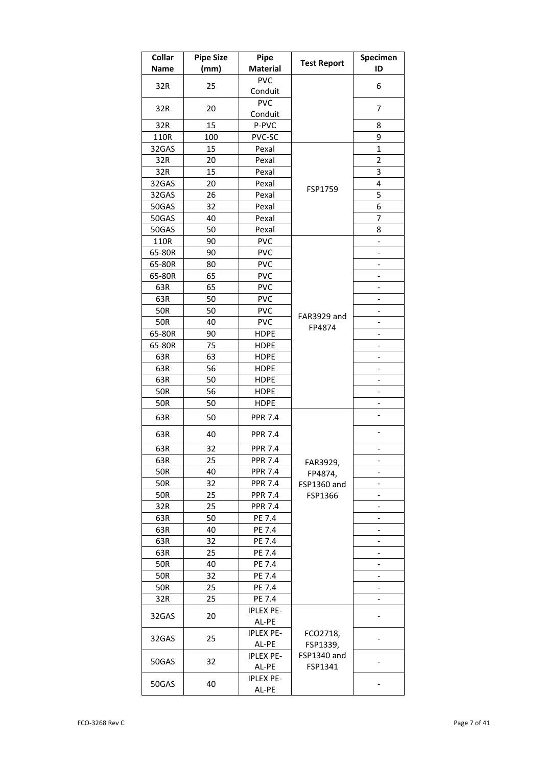| Collar Name | Pipe Size (mm) | Pipe Material | Test Report | Specimen ID |
|---|---|---|---|---|
| 32R | 25 | PVC Conduit | | 6 |
| 32R | 20 | PVC Conduit | | 7 |
| 32R | 15 | P-PVC | | 8 |
| 110R | 100 | PVC-SC | | 9 |
| 32GAS | 15 | Pexal | FSP1759 | 1 |
| 32R | 20 | Pexal | | 2 |
| 32R | 15 | Pexal | | 3 |
| 32GAS | 20 | Pexal | | 4 |
| 32GAS | 26 | Pexal | | 5 |
| 50GAS | 32 | Pexal | | 6 |
| 50GAS | 40 | Pexal | | 7 |
| 50GAS | 50 | Pexal | | 8 |
| 110R | 90 | PVC | FAR3929 and FP4874 | - |
| 65-80R | 90 | PVC | | - |
| 65-80R | 80 | PVC | | - |
| 65-80R | 65 | PVC | | - |
| 63R | 65 | PVC | | - |
| 63R | 50 | PVC | | - |
| 50R | 50 | PVC | | - |
| 50R | 40 | PVC | | - |
| 65-80R | 90 | HDPE | | - |
| 65-80R | 75 | HDPE | | - |
| 63R | 63 | HDPE | | - |
| 63R | 56 | HDPE | | - |
| 63R | 50 | HDPE | | - |
| 50R | 56 | HDPE | | - |
| 50R | 50 | HDPE | | - |
| 63R | 50 | PPR 7.4 | FAR3929, FP4874, FSP1360 and FSP1366 | - |
| 63R | 40 | PPR 7.4 | | - |
| 63R | 32 | PPR 7.4 | | - |
| 63R | 25 | PPR 7.4 | | - |
| 50R | 40 | PPR 7.4 | | - |
| 50R | 32 | PPR 7.4 | | - |
| 50R | 25 | PPR 7.4 | | - |
| 32R | 25 | PPR 7.4 | | - |
| 63R | 50 | PE 7.4 | | - |
| 63R | 40 | PE 7.4 | | - |
| 63R | 32 | PE 7.4 | | - |
| 63R | 25 | PE 7.4 | | - |
| 50R | 40 | PE 7.4 | | - |
| 50R | 32 | PE 7.4 | | - |
| 50R | 25 | PE 7.4 | | - |
| 32R | 25 | PE 7.4 | | - |
| 32GAS | 20 | IPLEX PE-AL-PE | FCO2718, FSP1339, FSP1340 and FSP1341 | - |
| 32GAS | 25 | IPLEX PE-AL-PE | | - |
| 50GAS | 32 | IPLEX PE-AL-PE | | - |
| 50GAS | 40 | IPLEX PE-AL-PE | | - |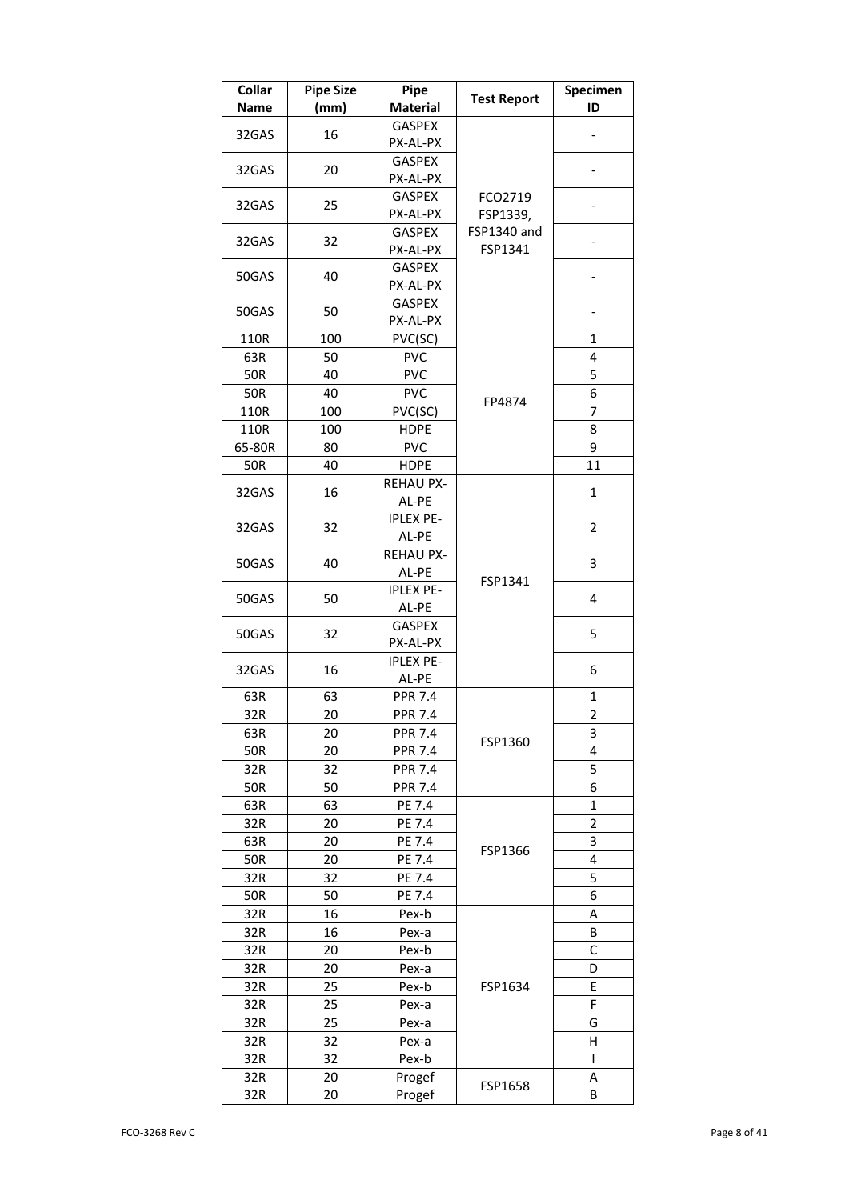| Collar Name | Pipe Size (mm) | Pipe Material | Test Report | Specimen ID |
|---|---|---|---|---|
| 32GAS | 16 | GASPEX PX-AL-PX | FCO2719 FSP1339, FSP1340 and FSP1341 | - |
| 32GAS | 20 | GASPEX PX-AL-PX | | - |
| 32GAS | 25 | GASPEX PX-AL-PX | | - |
| 32GAS | 32 | GASPEX PX-AL-PX | | - |
| 50GAS | 40 | GASPEX PX-AL-PX | | - |
| 50GAS | 50 | GASPEX PX-AL-PX | | - |
| 110R | 100 | PVC(SC) | FP4874 | 1 |
| 63R | 50 | PVC | | 4 |
| 50R | 40 | PVC | | 5 |
| 50R | 40 | PVC | | 6 |
| 110R | 100 | PVC(SC) | | 7 |
| 110R | 100 | HDPE | | 8 |
| 65-80R | 80 | PVC | | 9 |
| 50R | 40 | HDPE | | 11 |
| 32GAS | 16 | REHAU PX-AL-PE | FSP1341 | 1 |
| 32GAS | 32 | IPLEX PE-AL-PE | | 2 |
| 50GAS | 40 | REHAU PX-AL-PE | | 3 |
| 50GAS | 50 | IPLEX PE-AL-PE | | 4 |
| 50GAS | 32 | GASPEX PX-AL-PX | | 5 |
| 32GAS | 16 | IPLEX PE-AL-PE | | 6 |
| 63R | 63 | PPR 7.4 | FSP1360 | 1 |
| 32R | 20 | PPR 7.4 | | 2 |
| 63R | 20 | PPR 7.4 | | 3 |
| 50R | 20 | PPR 7.4 | | 4 |
| 32R | 32 | PPR 7.4 | | 5 |
| 50R | 50 | PPR 7.4 | | 6 |
| 63R | 63 | PE 7.4 | FSP1366 | 1 |
| 32R | 20 | PE 7.4 | | 2 |
| 63R | 20 | PE 7.4 | | 3 |
| 50R | 20 | PE 7.4 | | 4 |
| 32R | 32 | PE 7.4 | | 5 |
| 50R | 50 | PE 7.4 | | 6 |
| 32R | 16 | Pex-b | FSP1634 | A |
| 32R | 16 | Pex-a | | B |
| 32R | 20 | Pex-b | | C |
| 32R | 20 | Pex-a | | D |
| 32R | 25 | Pex-b | | E |
| 32R | 25 | Pex-a | | F |
| 32R | 25 | Pex-a | | G |
| 32R | 32 | Pex-a | | H |
| 32R | 32 | Pex-b | | I |
| 32R | 20 | Progef | FSP1658 | A |
| 32R | 20 | Progef | | B |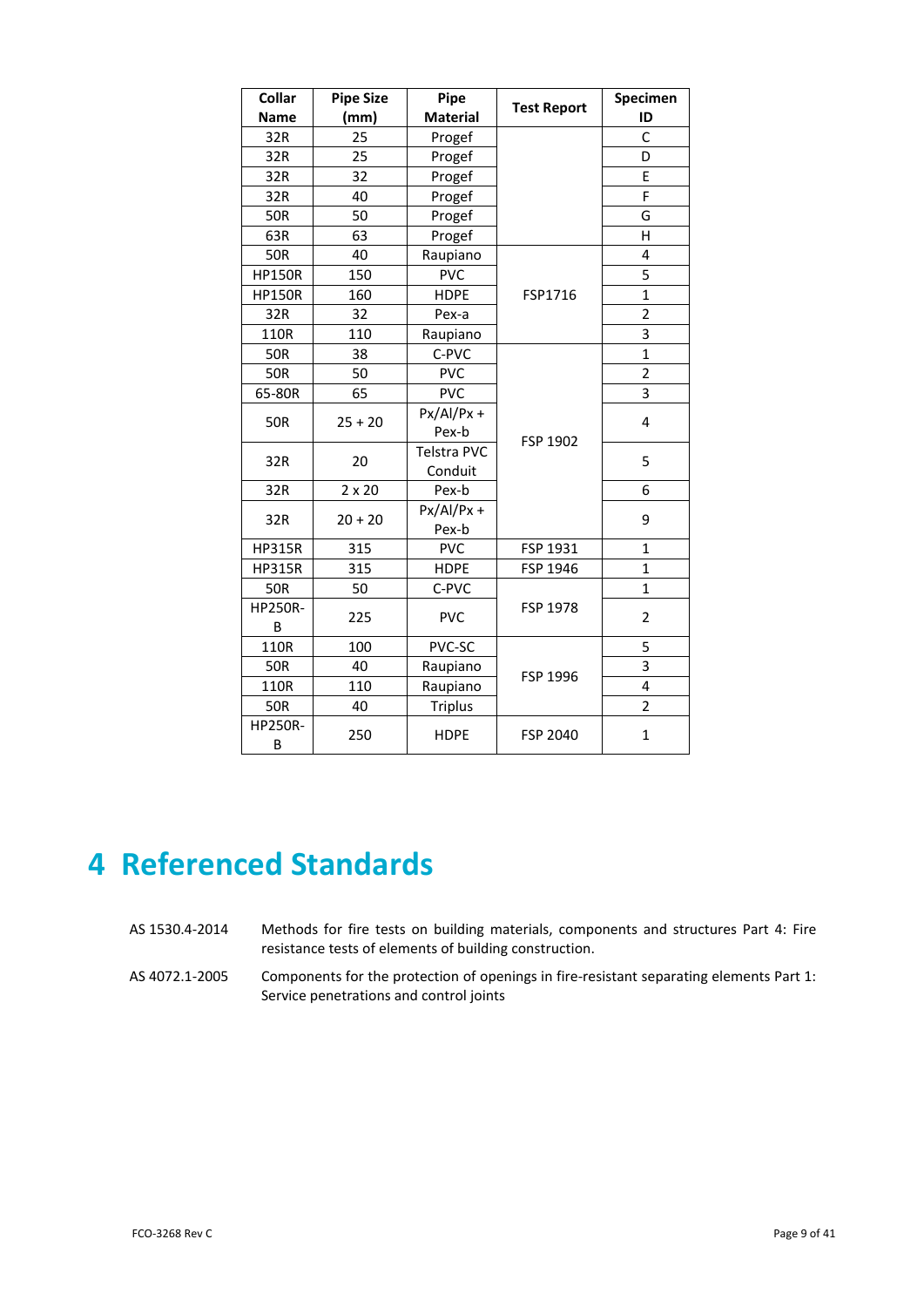| Collar Name | Pipe Size (mm) | Pipe Material | Test Report | Specimen ID |
|---|---|---|---|---|
| 32R | 25 | Progef | | C |
| 32R | 25 | Progef | | D |
| 32R | 32 | Progef | | E |
| 32R | 40 | Progef | | F |
| 50R | 50 | Progef | | G |
| 63R | 63 | Progef | | H |
| 50R | 40 | Raupiano | FSP1716 | 4 |
| HP150R | 150 | PVC | FSP1716 | 5 |
| HP150R | 160 | HDPE | FSP1716 | 1 |
| 32R | 32 | Pex-a | FSP1716 | 2 |
| 110R | 110 | Raupiano | FSP1716 | 3 |
| 50R | 38 | C-PVC | FSP 1902 | 1 |
| 50R | 50 | PVC | FSP 1902 | 2 |
| 65-80R | 65 | PVC | FSP 1902 | 3 |
| 50R | 25 + 20 | Px/Al/Px + Pex-b | FSP 1902 | 4 |
| 32R | 20 | Telstra PVC Conduit | FSP 1902 | 5 |
| 32R | 2 x 20 | Pex-b | FSP 1902 | 6 |
| 32R | 20 + 20 | Px/Al/Px + Pex-b | FSP 1902 | 9 |
| HP315R | 315 | PVC | FSP 1931 | 1 |
| HP315R | 315 | HDPE | FSP 1946 | 1 |
| 50R | 50 | C-PVC | FSP 1978 | 1 |
| HP250R-B | 225 | PVC | FSP 1978 | 2 |
| 110R | 100 | PVC-SC | FSP 1996 | 5 |
| 50R | 40 | Raupiano | FSP 1996 | 3 |
| 110R | 110 | Raupiano | FSP 1996 | 4 |
| 50R | 40 | Triplus | FSP 1996 | 2 |
| HP250R-B | 250 | HDPE | FSP 2040 | 1 |

# 4 Referenced Standards

AS 1530.4-2014 Methods for fire tests on building materials, components and structures Part 4: Fire resistance tests of elements of building construction.

AS 4072.1-2005 Components for the protection of openings in fire-resistant separating elements Part 1: Service penetrations and control joints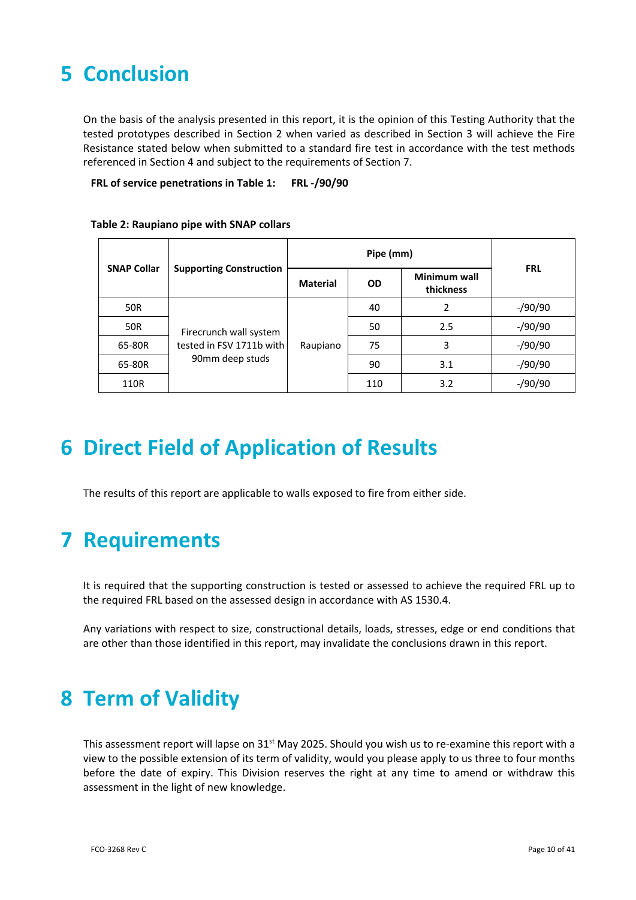# 5 Conclusion

On the basis of the analysis presented in this report, it is the opinion of this Testing Authority that the tested prototypes described in Section 2 when varied as described in Section 3 will achieve the Fire Resistance stated below when submitted to a standard fire test in accordance with the test methods referenced in Section 4 and subject to the requirements of Section 7.

**FRL of service penetrations in Table 1: FRL -/90/90**

**Table 2: Raupiano pipe with SNAP collars**

| SNAP Collar | Supporting Construction | Pipe (mm) | | | FRL |
|---|---|---|---|---|---|
| | | Material | OD | Minimum wall thickness | |
| 50R | Firecrunch wall system tested in FSV 1711b with 90mm deep studs | Raupiano | 40 | 2 | -/90/90 |
| 50R | | | 50 | 2.5 | -/90/90 |
| 65-80R | | | 75 | 3 | -/90/90 |
| 65-80R | | | 90 | 3.1 | -/90/90 |
| 110R | | | 110 | 3.2 | -/90/90 |

# 6 Direct Field of Application of Results

The results of this report are applicable to walls exposed to fire from either side.

# 7 Requirements

It is required that the supporting construction is tested or assessed to achieve the required FRL up to the required FRL based on the assessed design in accordance with AS 1530.4.

Any variations with respect to size, constructional details, loads, stresses, edge or end conditions that are other than those identified in this report, may invalidate the conclusions drawn in this report.

# 8 Term of Validity

This assessment report will lapse on 31st May 2025. Should you wish us to re-examine this report with a view to the possible extension of its term of validity, would you please apply to us three to four months before the date of expiry. This Division reserves the right at any time to amend or withdraw this assessment in the light of new knowledge.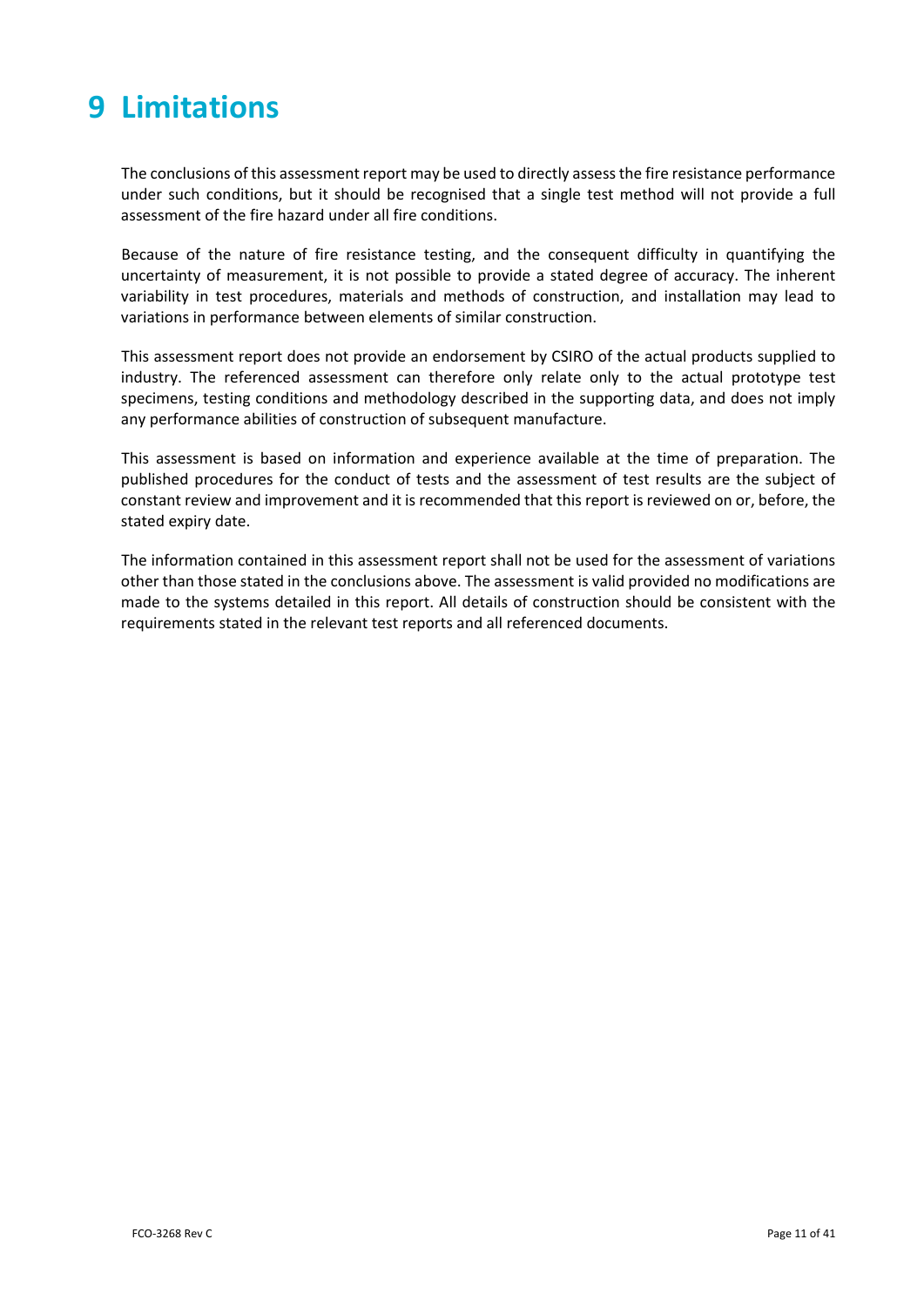# 9 Limitations

The conclusions of this assessment report may be used to directly assess the fire resistance performance under such conditions, but it should be recognised that a single test method will not provide a full assessment of the fire hazard under all fire conditions.

Because of the nature of fire resistance testing, and the consequent difficulty in quantifying the uncertainty of measurement, it is not possible to provide a stated degree of accuracy. The inherent variability in test procedures, materials and methods of construction, and installation may lead to variations in performance between elements of similar construction.

This assessment report does not provide an endorsement by CSIRO of the actual products supplied to industry. The referenced assessment can therefore only relate only to the actual prototype test specimens, testing conditions and methodology described in the supporting data, and does not imply any performance abilities of construction of subsequent manufacture.

This assessment is based on information and experience available at the time of preparation. The published procedures for the conduct of tests and the assessment of test results are the subject of constant review and improvement and it is recommended that this report is reviewed on or, before, the stated expiry date.

The information contained in this assessment report shall not be used for the assessment of variations other than those stated in the conclusions above. The assessment is valid provided no modifications are made to the systems detailed in this report. All details of construction should be consistent with the requirements stated in the relevant test reports and all referenced documents.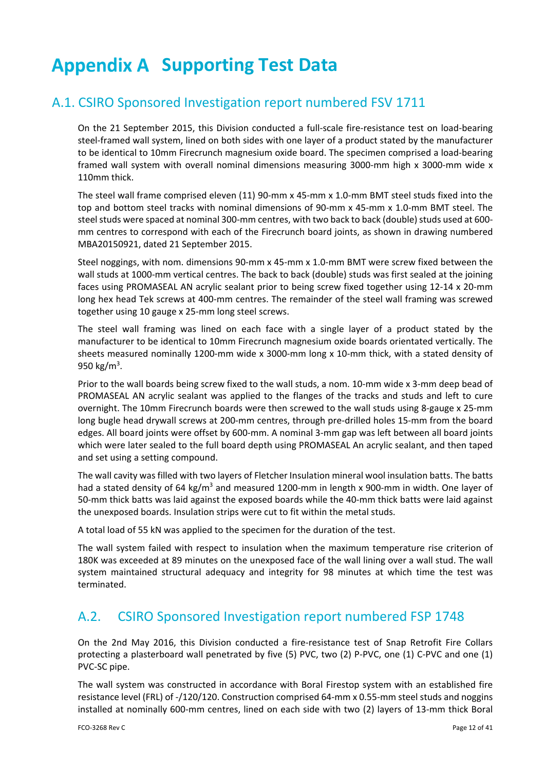# Appendix A Supporting Test Data

## A.1. CSIRO Sponsored Investigation report numbered FSV 1711

On the 21 September 2015, this Division conducted a full-scale fire-resistance test on load-bearing steel-framed wall system, lined on both sides with one layer of a product stated by the manufacturer to be identical to 10mm Firecrunch magnesium oxide board. The specimen comprised a load-bearing framed wall system with overall nominal dimensions measuring 3000-mm high x 3000-mm wide x 110mm thick.

The steel wall frame comprised eleven (11) 90-mm x 45-mm x 1.0-mm BMT steel studs fixed into the top and bottom steel tracks with nominal dimensions of 90-mm x 45-mm x 1.0-mm BMT steel. The steel studs were spaced at nominal 300-mm centres, with two back to back (double) studs used at 600-mm centres to correspond with each of the Firecrunch board joints, as shown in drawing numbered MBA20150921, dated 21 September 2015.

Steel noggings, with nom. dimensions 90-mm x 45-mm x 1.0-mm BMT were screw fixed between the wall studs at 1000-mm vertical centres. The back to back (double) studs was first sealed at the joining faces using PROMASEAL AN acrylic sealant prior to being screw fixed together using 12-14 x 20-mm long hex head Tek screws at 400-mm centres. The remainder of the steel wall framing was screwed together using 10 gauge x 25-mm long steel screws.

The steel wall framing was lined on each face with a single layer of a product stated by the manufacturer to be identical to 10mm Firecrunch magnesium oxide boards orientated vertically. The sheets measured nominally 1200-mm wide x 3000-mm long x 10-mm thick, with a stated density of 950 kg/m$^3$.

Prior to the wall boards being screw fixed to the wall studs, a nom. 10-mm wide x 3-mm deep bead of PROMASEAL AN acrylic sealant was applied to the flanges of the tracks and studs and left to cure overnight. The 10mm Firecrunch boards were then screwed to the wall studs using 8-gauge x 25-mm long bugle head drywall screws at 200-mm centres, through pre-drilled holes 15-mm from the board edges. All board joints were offset by 600-mm. A nominal 3-mm gap was left between all board joints which were later sealed to the full board depth using PROMASEAL An acrylic sealant, and then taped and set using a setting compound.

The wall cavity was filled with two layers of Fletcher Insulation mineral wool insulation batts. The batts had a stated density of 64 kg/m$^3$ and measured 1200-mm in length x 900-mm in width. One layer of 50-mm thick batts was laid against the exposed boards while the 40-mm thick batts were laid against the unexposed boards. Insulation strips were cut to fit within the metal studs.

A total load of 55 kN was applied to the specimen for the duration of the test.

The wall system failed with respect to insulation when the maximum temperature rise criterion of 180K was exceeded at 89 minutes on the unexposed face of the wall lining over a wall stud. The wall system maintained structural adequacy and integrity for 98 minutes at which time the test was terminated.

## A.2. CSIRO Sponsored Investigation report numbered FSP 1748

On the 2nd May 2016, this Division conducted a fire-resistance test of Snap Retrofit Fire Collars protecting a plasterboard wall penetrated by five (5) PVC, two (2) P-PVC, one (1) C-PVC and one (1) PVC-SC pipe.

The wall system was constructed in accordance with Boral Firestop system with an established fire resistance level (FRL) of -/120/120. Construction comprised 64-mm x 0.55-mm steel studs and noggins installed at nominally 600-mm centres, lined on each side with two (2) layers of 13-mm thick Boral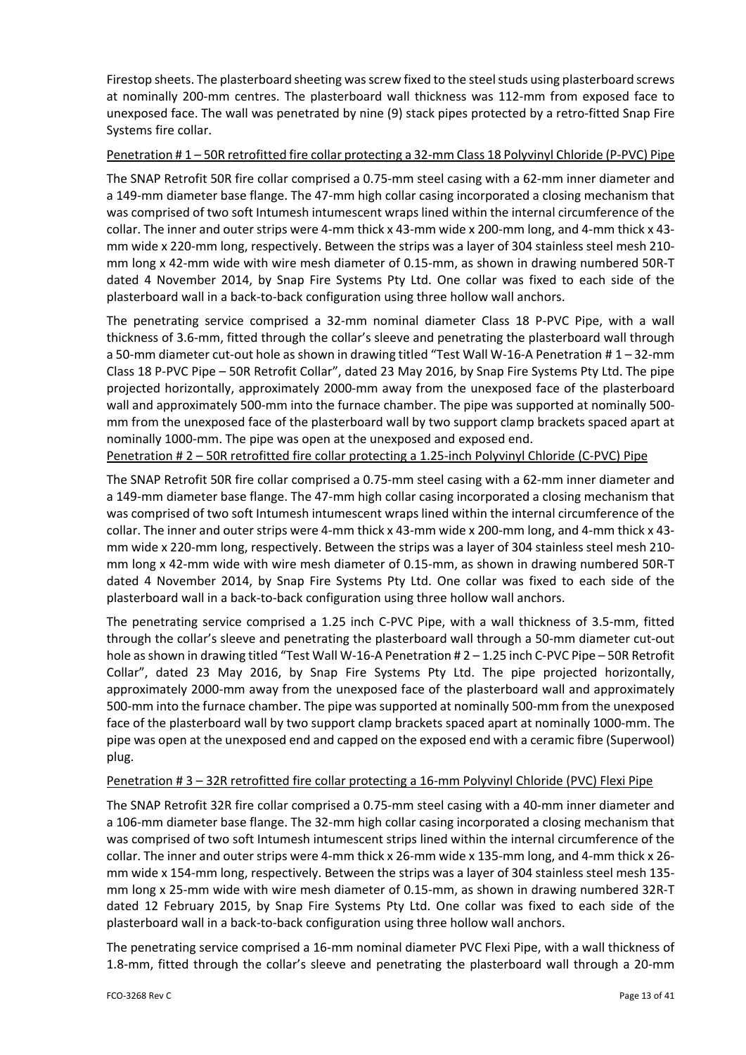Firestop sheets. The plasterboard sheeting was screw fixed to the steel studs using plasterboard screws at nominally 200-mm centres. The plasterboard wall thickness was 112-mm from exposed face to unexposed face. The wall was penetrated by nine (9) stack pipes protected by a retro-fitted Snap Fire Systems fire collar.

Penetration # 1 – 50R retrofitted fire collar protecting a 32-mm Class 18 Polyvinyl Chloride (P-PVC) Pipe

The SNAP Retrofit 50R fire collar comprised a 0.75-mm steel casing with a 62-mm inner diameter and a 149-mm diameter base flange. The 47-mm high collar casing incorporated a closing mechanism that was comprised of two soft Intumesh intumescent wraps lined within the internal circumference of the collar. The inner and outer strips were 4-mm thick x 43-mm wide x 200-mm long, and 4-mm thick x 43-mm wide x 220-mm long, respectively. Between the strips was a layer of 304 stainless steel mesh 210-mm long x 42-mm wide with wire mesh diameter of 0.15-mm, as shown in drawing numbered 50R-T dated 4 November 2014, by Snap Fire Systems Pty Ltd. One collar was fixed to each side of the plasterboard wall in a back-to-back configuration using three hollow wall anchors.

The penetrating service comprised a 32-mm nominal diameter Class 18 P-PVC Pipe, with a wall thickness of 3.6-mm, fitted through the collar's sleeve and penetrating the plasterboard wall through a 50-mm diameter cut-out hole as shown in drawing titled "Test Wall W-16-A Penetration # 1 – 32-mm Class 18 P-PVC Pipe – 50R Retrofit Collar", dated 23 May 2016, by Snap Fire Systems Pty Ltd. The pipe projected horizontally, approximately 2000-mm away from the unexposed face of the plasterboard wall and approximately 500-mm into the furnace chamber. The pipe was supported at nominally 500-mm from the unexposed face of the plasterboard wall by two support clamp brackets spaced apart at nominally 1000-mm. The pipe was open at the unexposed and exposed end.

Penetration # 2 – 50R retrofitted fire collar protecting a 1.25-inch Polyvinyl Chloride (C-PVC) Pipe

The SNAP Retrofit 50R fire collar comprised a 0.75-mm steel casing with a 62-mm inner diameter and a 149-mm diameter base flange. The 47-mm high collar casing incorporated a closing mechanism that was comprised of two soft Intumesh intumescent wraps lined within the internal circumference of the collar. The inner and outer strips were 4-mm thick x 43-mm wide x 200-mm long, and 4-mm thick x 43-mm wide x 220-mm long, respectively. Between the strips was a layer of 304 stainless steel mesh 210-mm long x 42-mm wide with wire mesh diameter of 0.15-mm, as shown in drawing numbered 50R-T dated 4 November 2014, by Snap Fire Systems Pty Ltd. One collar was fixed to each side of the plasterboard wall in a back-to-back configuration using three hollow wall anchors.

The penetrating service comprised a 1.25 inch C-PVC Pipe, with a wall thickness of 3.5-mm, fitted through the collar's sleeve and penetrating the plasterboard wall through a 50-mm diameter cut-out hole as shown in drawing titled "Test Wall W-16-A Penetration # 2 – 1.25 inch C-PVC Pipe – 50R Retrofit Collar", dated 23 May 2016, by Snap Fire Systems Pty Ltd. The pipe projected horizontally, approximately 2000-mm away from the unexposed face of the plasterboard wall and approximately 500-mm into the furnace chamber. The pipe was supported at nominally 500-mm from the unexposed face of the plasterboard wall by two support clamp brackets spaced apart at nominally 1000-mm. The pipe was open at the unexposed end and capped on the exposed end with a ceramic fibre (Superwool) plug.

Penetration # 3 – 32R retrofitted fire collar protecting a 16-mm Polyvinyl Chloride (PVC) Flexi Pipe

The SNAP Retrofit 32R fire collar comprised a 0.75-mm steel casing with a 40-mm inner diameter and a 106-mm diameter base flange. The 32-mm high collar casing incorporated a closing mechanism that was comprised of two soft Intumesh intumescent strips lined within the internal circumference of the collar. The inner and outer strips were 4-mm thick x 26-mm wide x 135-mm long, and 4-mm thick x 26-mm wide x 154-mm long, respectively. Between the strips was a layer of 304 stainless steel mesh 135-mm long x 25-mm wide with wire mesh diameter of 0.15-mm, as shown in drawing numbered 32R-T dated 12 February 2015, by Snap Fire Systems Pty Ltd. One collar was fixed to each side of the plasterboard wall in a back-to-back configuration using three hollow wall anchors.

The penetrating service comprised a 16-mm nominal diameter PVC Flexi Pipe, with a wall thickness of 1.8-mm, fitted through the collar's sleeve and penetrating the plasterboard wall through a 20-mm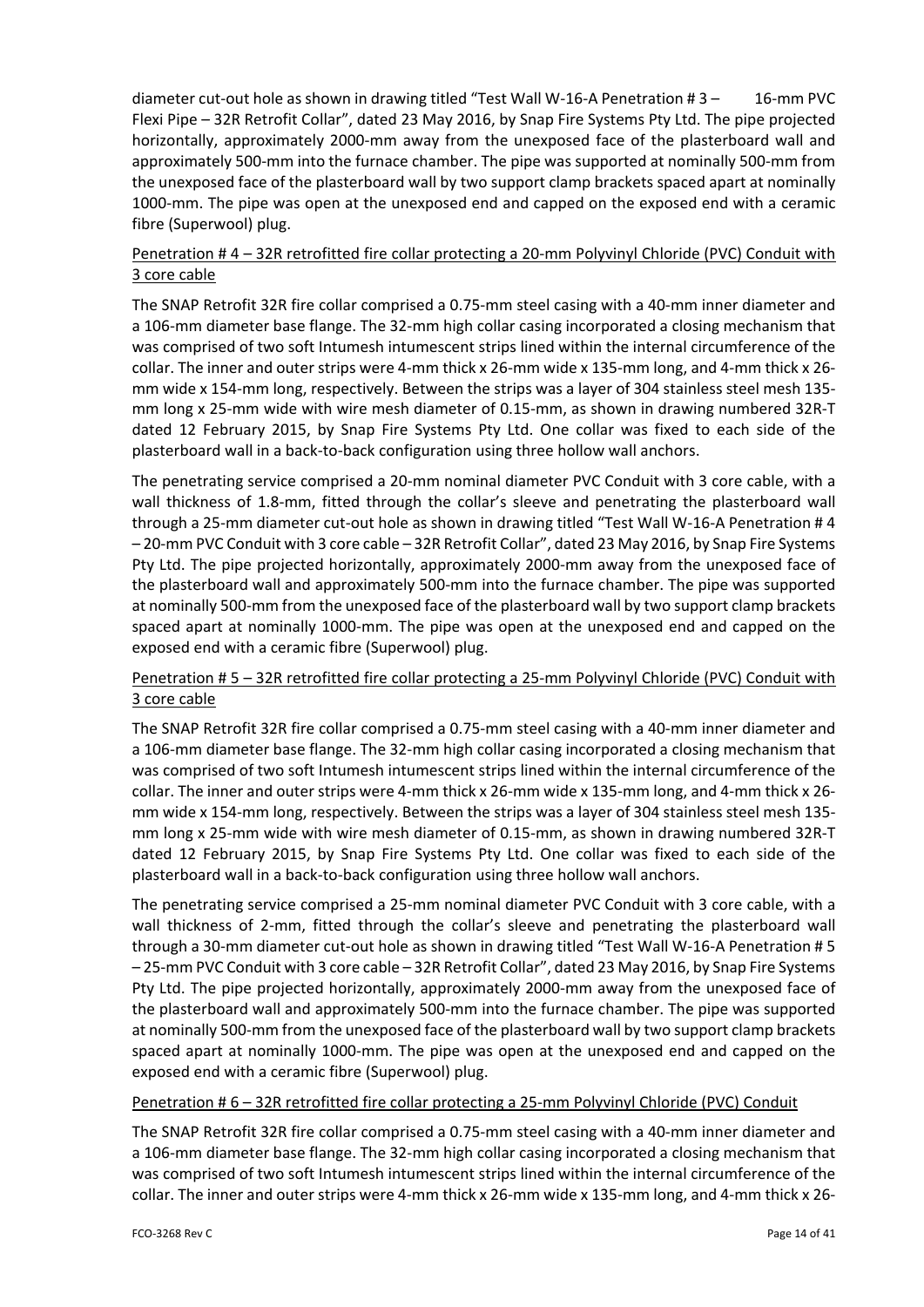diameter cut-out hole as shown in drawing titled "Test Wall W-16-A Penetration # 3 – 16-mm PVC Flexi Pipe – 32R Retrofit Collar", dated 23 May 2016, by Snap Fire Systems Pty Ltd. The pipe projected horizontally, approximately 2000-mm away from the unexposed face of the plasterboard wall and approximately 500-mm into the furnace chamber. The pipe was supported at nominally 500-mm from the unexposed face of the plasterboard wall by two support clamp brackets spaced apart at nominally 1000-mm. The pipe was open at the unexposed end and capped on the exposed end with a ceramic fibre (Superwool) plug.

<u>Penetration # 4 – 32R retrofitted fire collar protecting a 20-mm Polyvinyl Chloride (PVC) Conduit with 3 core cable</u>

The SNAP Retrofit 32R fire collar comprised a 0.75-mm steel casing with a 40-mm inner diameter and a 106-mm diameter base flange. The 32-mm high collar casing incorporated a closing mechanism that was comprised of two soft Intumesh intumescent strips lined within the internal circumference of the collar. The inner and outer strips were 4-mm thick x 26-mm wide x 135-mm long, and 4-mm thick x 26-mm wide x 154-mm long, respectively. Between the strips was a layer of 304 stainless steel mesh 135-mm long x 25-mm wide with wire mesh diameter of 0.15-mm, as shown in drawing numbered 32R-T dated 12 February 2015, by Snap Fire Systems Pty Ltd. One collar was fixed to each side of the plasterboard wall in a back-to-back configuration using three hollow wall anchors.

The penetrating service comprised a 20-mm nominal diameter PVC Conduit with 3 core cable, with a wall thickness of 1.8-mm, fitted through the collar's sleeve and penetrating the plasterboard wall through a 25-mm diameter cut-out hole as shown in drawing titled "Test Wall W-16-A Penetration # 4 – 20-mm PVC Conduit with 3 core cable – 32R Retrofit Collar", dated 23 May 2016, by Snap Fire Systems Pty Ltd. The pipe projected horizontally, approximately 2000-mm away from the unexposed face of the plasterboard wall and approximately 500-mm into the furnace chamber. The pipe was supported at nominally 500-mm from the unexposed face of the plasterboard wall by two support clamp brackets spaced apart at nominally 1000-mm. The pipe was open at the unexposed end and capped on the exposed end with a ceramic fibre (Superwool) plug.

<u>Penetration # 5 – 32R retrofitted fire collar protecting a 25-mm Polyvinyl Chloride (PVC) Conduit with 3 core cable</u>

The SNAP Retrofit 32R fire collar comprised a 0.75-mm steel casing with a 40-mm inner diameter and a 106-mm diameter base flange. The 32-mm high collar casing incorporated a closing mechanism that was comprised of two soft Intumesh intumescent strips lined within the internal circumference of the collar. The inner and outer strips were 4-mm thick x 26-mm wide x 135-mm long, and 4-mm thick x 26-mm wide x 154-mm long, respectively. Between the strips was a layer of 304 stainless steel mesh 135-mm long x 25-mm wide with wire mesh diameter of 0.15-mm, as shown in drawing numbered 32R-T dated 12 February 2015, by Snap Fire Systems Pty Ltd. One collar was fixed to each side of the plasterboard wall in a back-to-back configuration using three hollow wall anchors.

The penetrating service comprised a 25-mm nominal diameter PVC Conduit with 3 core cable, with a wall thickness of 2-mm, fitted through the collar's sleeve and penetrating the plasterboard wall through a 30-mm diameter cut-out hole as shown in drawing titled "Test Wall W-16-A Penetration # 5 – 25-mm PVC Conduit with 3 core cable – 32R Retrofit Collar", dated 23 May 2016, by Snap Fire Systems Pty Ltd. The pipe projected horizontally, approximately 2000-mm away from the unexposed face of the plasterboard wall and approximately 500-mm into the furnace chamber. The pipe was supported at nominally 500-mm from the unexposed face of the plasterboard wall by two support clamp brackets spaced apart at nominally 1000-mm. The pipe was open at the unexposed end and capped on the exposed end with a ceramic fibre (Superwool) plug.

<u>Penetration # 6 – 32R retrofitted fire collar protecting a 25-mm Polyvinyl Chloride (PVC) Conduit</u>

The SNAP Retrofit 32R fire collar comprised a 0.75-mm steel casing with a 40-mm inner diameter and a 106-mm diameter base flange. The 32-mm high collar casing incorporated a closing mechanism that was comprised of two soft Intumesh intumescent strips lined within the internal circumference of the collar. The inner and outer strips were 4-mm thick x 26-mm wide x 135-mm long, and 4-mm thick x 26-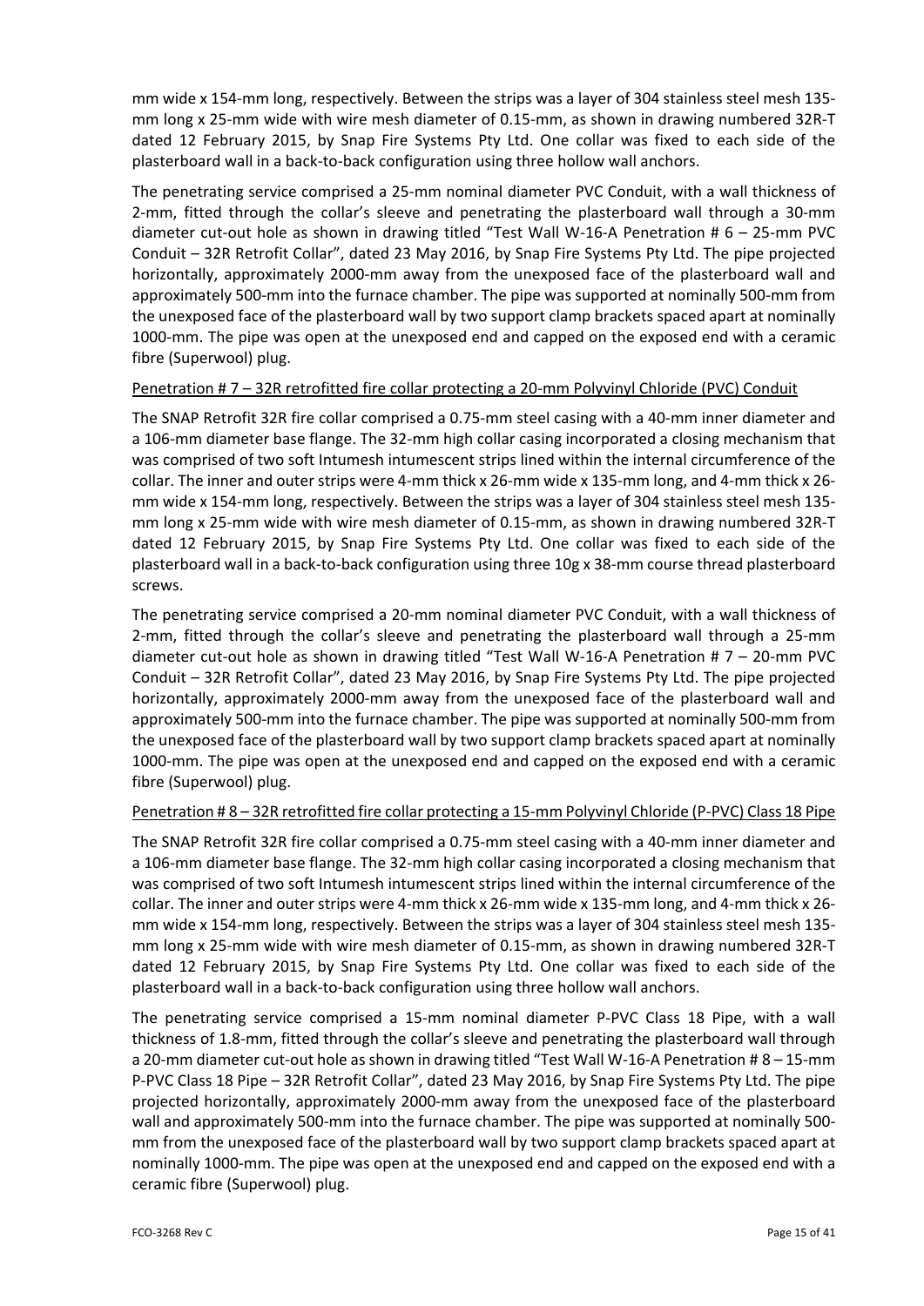mm wide x 154-mm long, respectively. Between the strips was a layer of 304 stainless steel mesh 135-mm long x 25-mm wide with wire mesh diameter of 0.15-mm, as shown in drawing numbered 32R-T dated 12 February 2015, by Snap Fire Systems Pty Ltd. One collar was fixed to each side of the plasterboard wall in a back-to-back configuration using three hollow wall anchors.

The penetrating service comprised a 25-mm nominal diameter PVC Conduit, with a wall thickness of 2-mm, fitted through the collar's sleeve and penetrating the plasterboard wall through a 30-mm diameter cut-out hole as shown in drawing titled "Test Wall W-16-A Penetration # 6 – 25-mm PVC Conduit – 32R Retrofit Collar", dated 23 May 2016, by Snap Fire Systems Pty Ltd. The pipe projected horizontally, approximately 2000-mm away from the unexposed face of the plasterboard wall and approximately 500-mm into the furnace chamber. The pipe was supported at nominally 500-mm from the unexposed face of the plasterboard wall by two support clamp brackets spaced apart at nominally 1000-mm. The pipe was open at the unexposed end and capped on the exposed end with a ceramic fibre (Superwool) plug.

<u>Penetration # 7 – 32R retrofitted fire collar protecting a 20-mm Polyvinyl Chloride (PVC) Conduit</u>

The SNAP Retrofit 32R fire collar comprised a 0.75-mm steel casing with a 40-mm inner diameter and a 106-mm diameter base flange. The 32-mm high collar casing incorporated a closing mechanism that was comprised of two soft Intumesh intumescent strips lined within the internal circumference of the collar. The inner and outer strips were 4-mm thick x 26-mm wide x 135-mm long, and 4-mm thick x 26-mm wide x 154-mm long, respectively. Between the strips was a layer of 304 stainless steel mesh 135-mm long x 25-mm wide with wire mesh diameter of 0.15-mm, as shown in drawing numbered 32R-T dated 12 February 2015, by Snap Fire Systems Pty Ltd. One collar was fixed to each side of the plasterboard wall in a back-to-back configuration using three 10g x 38-mm course thread plasterboard screws.

The penetrating service comprised a 20-mm nominal diameter PVC Conduit, with a wall thickness of 2-mm, fitted through the collar's sleeve and penetrating the plasterboard wall through a 25-mm diameter cut-out hole as shown in drawing titled "Test Wall W-16-A Penetration # 7 – 20-mm PVC Conduit – 32R Retrofit Collar", dated 23 May 2016, by Snap Fire Systems Pty Ltd. The pipe projected horizontally, approximately 2000-mm away from the unexposed face of the plasterboard wall and approximately 500-mm into the furnace chamber. The pipe was supported at nominally 500-mm from the unexposed face of the plasterboard wall by two support clamp brackets spaced apart at nominally 1000-mm. The pipe was open at the unexposed end and capped on the exposed end with a ceramic fibre (Superwool) plug.

<u>Penetration # 8 – 32R retrofitted fire collar protecting a 15-mm Polyvinyl Chloride (P-PVC) Class 18 Pipe</u>

The SNAP Retrofit 32R fire collar comprised a 0.75-mm steel casing with a 40-mm inner diameter and a 106-mm diameter base flange. The 32-mm high collar casing incorporated a closing mechanism that was comprised of two soft Intumesh intumescent strips lined within the internal circumference of the collar. The inner and outer strips were 4-mm thick x 26-mm wide x 135-mm long, and 4-mm thick x 26-mm wide x 154-mm long, respectively. Between the strips was a layer of 304 stainless steel mesh 135-mm long x 25-mm wide with wire mesh diameter of 0.15-mm, as shown in drawing numbered 32R-T dated 12 February 2015, by Snap Fire Systems Pty Ltd. One collar was fixed to each side of the plasterboard wall in a back-to-back configuration using three hollow wall anchors.

The penetrating service comprised a 15-mm nominal diameter P-PVC Class 18 Pipe, with a wall thickness of 1.8-mm, fitted through the collar's sleeve and penetrating the plasterboard wall through a 20-mm diameter cut-out hole as shown in drawing titled "Test Wall W-16-A Penetration # 8 – 15-mm P-PVC Class 18 Pipe – 32R Retrofit Collar", dated 23 May 2016, by Snap Fire Systems Pty Ltd. The pipe projected horizontally, approximately 2000-mm away from the unexposed face of the plasterboard wall and approximately 500-mm into the furnace chamber. The pipe was supported at nominally 500-mm from the unexposed face of the plasterboard wall by two support clamp brackets spaced apart at nominally 1000-mm. The pipe was open at the unexposed end and capped on the exposed end with a ceramic fibre (Superwool) plug.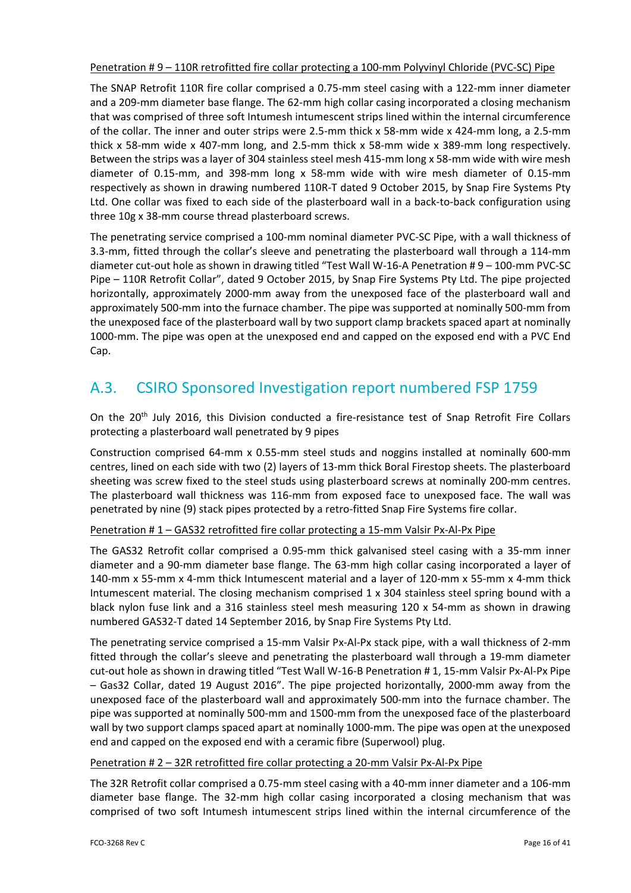Penetration # 9 – 110R retrofitted fire collar protecting a 100-mm Polyvinyl Chloride (PVC-SC) Pipe

The SNAP Retrofit 110R fire collar comprised a 0.75-mm steel casing with a 122-mm inner diameter and a 209-mm diameter base flange. The 62-mm high collar casing incorporated a closing mechanism that was comprised of three soft Intumesh intumescent strips lined within the internal circumference of the collar. The inner and outer strips were 2.5-mm thick x 58-mm wide x 424-mm long, a 2.5-mm thick x 58-mm wide x 407-mm long, and 2.5-mm thick x 58-mm wide x 389-mm long respectively. Between the strips was a layer of 304 stainless steel mesh 415-mm long x 58-mm wide with wire mesh diameter of 0.15-mm, and 398-mm long x 58-mm wide with wire mesh diameter of 0.15-mm respectively as shown in drawing numbered 110R-T dated 9 October 2015, by Snap Fire Systems Pty Ltd. One collar was fixed to each side of the plasterboard wall in a back-to-back configuration using three 10g x 38-mm course thread plasterboard screws.

The penetrating service comprised a 100-mm nominal diameter PVC-SC Pipe, with a wall thickness of 3.3-mm, fitted through the collar's sleeve and penetrating the plasterboard wall through a 114-mm diameter cut-out hole as shown in drawing titled "Test Wall W-16-A Penetration # 9 – 100-mm PVC-SC Pipe – 110R Retrofit Collar", dated 9 October 2015, by Snap Fire Systems Pty Ltd. The pipe projected horizontally, approximately 2000-mm away from the unexposed face of the plasterboard wall and approximately 500-mm into the furnace chamber. The pipe was supported at nominally 500-mm from the unexposed face of the plasterboard wall by two support clamp brackets spaced apart at nominally 1000-mm. The pipe was open at the unexposed end and capped on the exposed end with a PVC End Cap.

## A.3. CSIRO Sponsored Investigation report numbered FSP 1759

On the 20th July 2016, this Division conducted a fire-resistance test of Snap Retrofit Fire Collars protecting a plasterboard wall penetrated by 9 pipes

Construction comprised 64-mm x 0.55-mm steel studs and noggins installed at nominally 600-mm centres, lined on each side with two (2) layers of 13-mm thick Boral Firestop sheets. The plasterboard sheeting was screw fixed to the steel studs using plasterboard screws at nominally 200-mm centres. The plasterboard wall thickness was 116-mm from exposed face to unexposed face. The wall was penetrated by nine (9) stack pipes protected by a retro-fitted Snap Fire Systems fire collar.

Penetration # 1 – GAS32 retrofitted fire collar protecting a 15-mm Valsir Px-Al-Px Pipe

The GAS32 Retrofit collar comprised a 0.95-mm thick galvanised steel casing with a 35-mm inner diameter and a 90-mm diameter base flange. The 63-mm high collar casing incorporated a layer of 140-mm x 55-mm x 4-mm thick Intumescent material and a layer of 120-mm x 55-mm x 4-mm thick Intumescent material. The closing mechanism comprised 1 x 304 stainless steel spring bound with a black nylon fuse link and a 316 stainless steel mesh measuring 120 x 54-mm as shown in drawing numbered GAS32-T dated 14 September 2016, by Snap Fire Systems Pty Ltd.

The penetrating service comprised a 15-mm Valsir Px-Al-Px stack pipe, with a wall thickness of 2-mm fitted through the collar's sleeve and penetrating the plasterboard wall through a 19-mm diameter cut-out hole as shown in drawing titled "Test Wall W-16-B Penetration # 1, 15-mm Valsir Px-Al-Px Pipe – Gas32 Collar, dated 19 August 2016". The pipe projected horizontally, 2000-mm away from the unexposed face of the plasterboard wall and approximately 500-mm into the furnace chamber. The pipe was supported at nominally 500-mm and 1500-mm from the unexposed face of the plasterboard wall by two support clamps spaced apart at nominally 1000-mm. The pipe was open at the unexposed end and capped on the exposed end with a ceramic fibre (Superwool) plug.

Penetration # 2 – 32R retrofitted fire collar protecting a 20-mm Valsir Px-Al-Px Pipe

The 32R Retrofit collar comprised a 0.75-mm steel casing with a 40-mm inner diameter and a 106-mm diameter base flange. The 32-mm high collar casing incorporated a closing mechanism that was comprised of two soft Intumesh intumescent strips lined within the internal circumference of the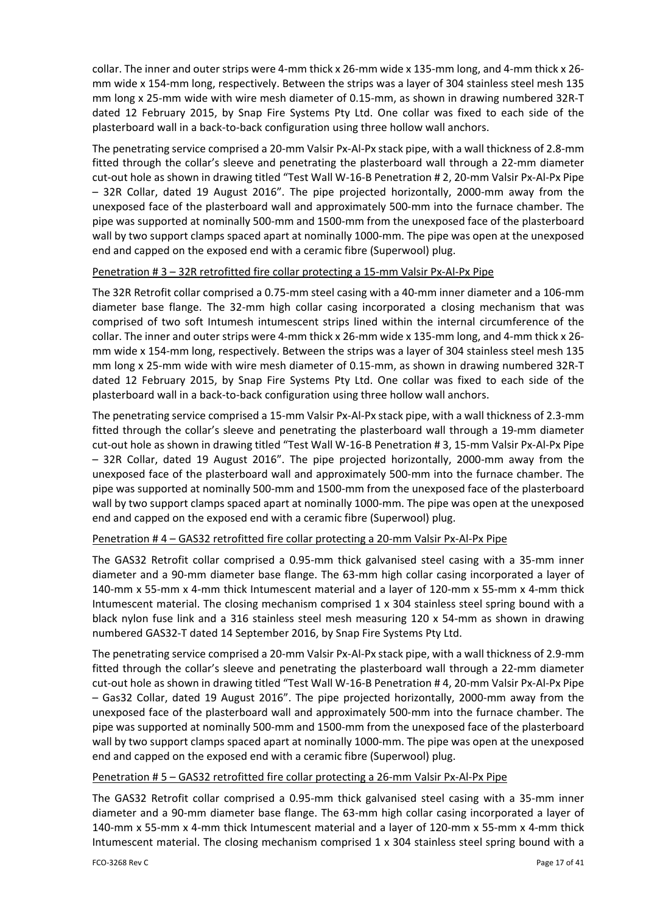collar. The inner and outer strips were 4-mm thick x 26-mm wide x 135-mm long, and 4-mm thick x 26-mm wide x 154-mm long, respectively. Between the strips was a layer of 304 stainless steel mesh 135 mm long x 25-mm wide with wire mesh diameter of 0.15-mm, as shown in drawing numbered 32R-T dated 12 February 2015, by Snap Fire Systems Pty Ltd. One collar was fixed to each side of the plasterboard wall in a back-to-back configuration using three hollow wall anchors.

The penetrating service comprised a 20-mm Valsir Px-Al-Px stack pipe, with a wall thickness of 2.8-mm fitted through the collar's sleeve and penetrating the plasterboard wall through a 22-mm diameter cut-out hole as shown in drawing titled "Test Wall W-16-B Penetration # 2, 20-mm Valsir Px-Al-Px Pipe – 32R Collar, dated 19 August 2016". The pipe projected horizontally, 2000-mm away from the unexposed face of the plasterboard wall and approximately 500-mm into the furnace chamber. The pipe was supported at nominally 500-mm and 1500-mm from the unexposed face of the plasterboard wall by two support clamps spaced apart at nominally 1000-mm. The pipe was open at the unexposed end and capped on the exposed end with a ceramic fibre (Superwool) plug.

<u>Penetration # 3 – 32R retrofitted fire collar protecting a 15-mm Valsir Px-Al-Px Pipe</u>

The 32R Retrofit collar comprised a 0.75-mm steel casing with a 40-mm inner diameter and a 106-mm diameter base flange. The 32-mm high collar casing incorporated a closing mechanism that was comprised of two soft Intumesh intumescent strips lined within the internal circumference of the collar. The inner and outer strips were 4-mm thick x 26-mm wide x 135-mm long, and 4-mm thick x 26-mm wide x 154-mm long, respectively. Between the strips was a layer of 304 stainless steel mesh 135 mm long x 25-mm wide with wire mesh diameter of 0.15-mm, as shown in drawing numbered 32R-T dated 12 February 2015, by Snap Fire Systems Pty Ltd. One collar was fixed to each side of the plasterboard wall in a back-to-back configuration using three hollow wall anchors.

The penetrating service comprised a 15-mm Valsir Px-Al-Px stack pipe, with a wall thickness of 2.3-mm fitted through the collar's sleeve and penetrating the plasterboard wall through a 19-mm diameter cut-out hole as shown in drawing titled "Test Wall W-16-B Penetration # 3, 15-mm Valsir Px-Al-Px Pipe – 32R Collar, dated 19 August 2016". The pipe projected horizontally, 2000-mm away from the unexposed face of the plasterboard wall and approximately 500-mm into the furnace chamber. The pipe was supported at nominally 500-mm and 1500-mm from the unexposed face of the plasterboard wall by two support clamps spaced apart at nominally 1000-mm. The pipe was open at the unexposed end and capped on the exposed end with a ceramic fibre (Superwool) plug.

<u>Penetration # 4 – GAS32 retrofitted fire collar protecting a 20-mm Valsir Px-Al-Px Pipe</u>

The GAS32 Retrofit collar comprised a 0.95-mm thick galvanised steel casing with a 35-mm inner diameter and a 90-mm diameter base flange. The 63-mm high collar casing incorporated a layer of 140-mm x 55-mm x 4-mm thick Intumescent material and a layer of 120-mm x 55-mm x 4-mm thick Intumescent material. The closing mechanism comprised 1 x 304 stainless steel spring bound with a black nylon fuse link and a 316 stainless steel mesh measuring 120 x 54-mm as shown in drawing numbered GAS32-T dated 14 September 2016, by Snap Fire Systems Pty Ltd.

The penetrating service comprised a 20-mm Valsir Px-Al-Px stack pipe, with a wall thickness of 2.9-mm fitted through the collar's sleeve and penetrating the plasterboard wall through a 22-mm diameter cut-out hole as shown in drawing titled "Test Wall W-16-B Penetration # 4, 20-mm Valsir Px-Al-Px Pipe – Gas32 Collar, dated 19 August 2016". The pipe projected horizontally, 2000-mm away from the unexposed face of the plasterboard wall and approximately 500-mm into the furnace chamber. The pipe was supported at nominally 500-mm and 1500-mm from the unexposed face of the plasterboard wall by two support clamps spaced apart at nominally 1000-mm. The pipe was open at the unexposed end and capped on the exposed end with a ceramic fibre (Superwool) plug.

<u>Penetration # 5 – GAS32 retrofitted fire collar protecting a 26-mm Valsir Px-Al-Px Pipe</u>

The GAS32 Retrofit collar comprised a 0.95-mm thick galvanised steel casing with a 35-mm inner diameter and a 90-mm diameter base flange. The 63-mm high collar casing incorporated a layer of 140-mm x 55-mm x 4-mm thick Intumescent material and a layer of 120-mm x 55-mm x 4-mm thick Intumescent material. The closing mechanism comprised 1 x 304 stainless steel spring bound with a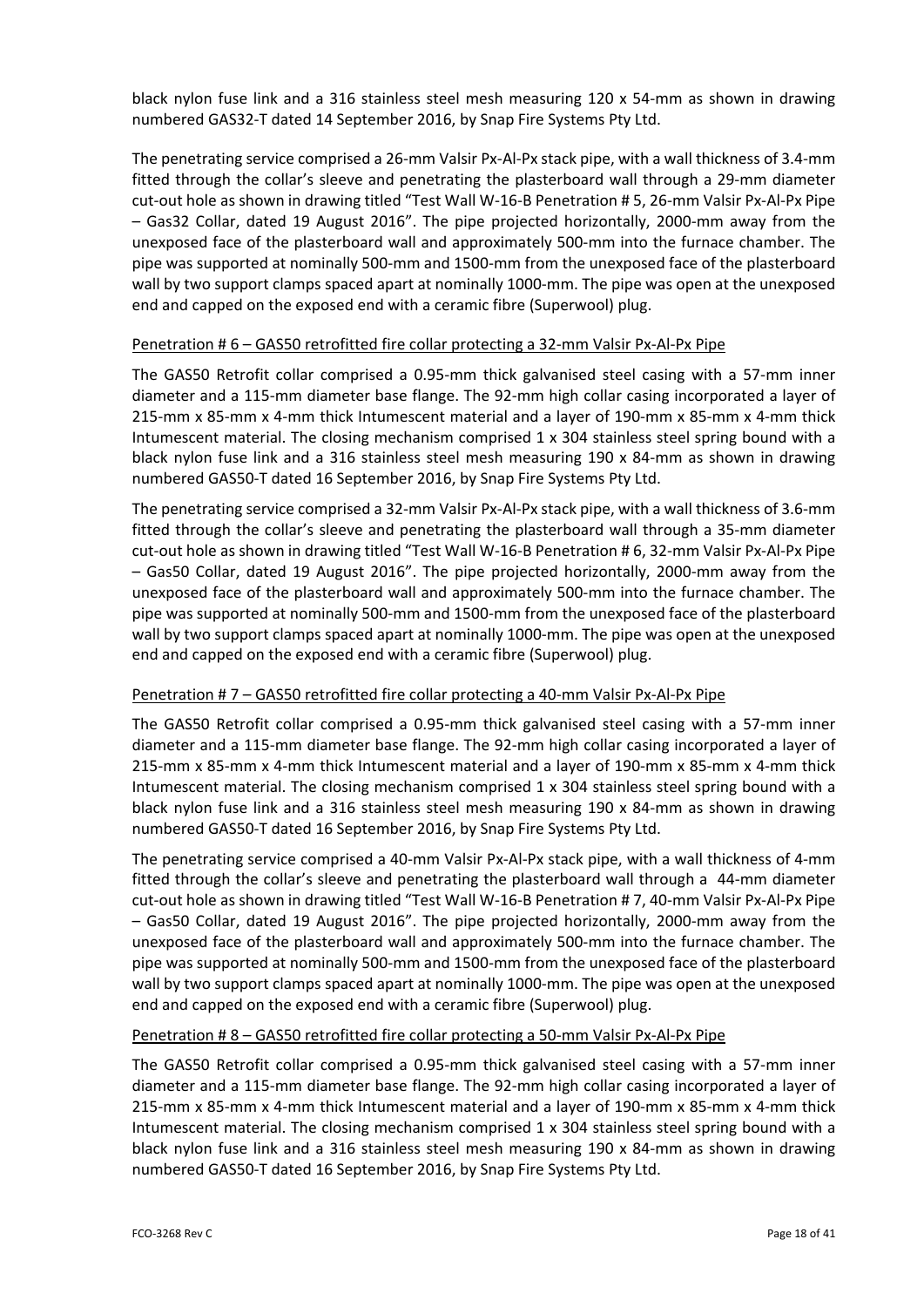black nylon fuse link and a 316 stainless steel mesh measuring 120 x 54-mm as shown in drawing numbered GAS32-T dated 14 September 2016, by Snap Fire Systems Pty Ltd.

The penetrating service comprised a 26-mm Valsir Px-Al-Px stack pipe, with a wall thickness of 3.4-mm fitted through the collar's sleeve and penetrating the plasterboard wall through a 29-mm diameter cut-out hole as shown in drawing titled "Test Wall W-16-B Penetration # 5, 26-mm Valsir Px-Al-Px Pipe – Gas32 Collar, dated 19 August 2016". The pipe projected horizontally, 2000-mm away from the unexposed face of the plasterboard wall and approximately 500-mm into the furnace chamber. The pipe was supported at nominally 500-mm and 1500-mm from the unexposed face of the plasterboard wall by two support clamps spaced apart at nominally 1000-mm. The pipe was open at the unexposed end and capped on the exposed end with a ceramic fibre (Superwool) plug.

Penetration # 6 – GAS50 retrofitted fire collar protecting a 32-mm Valsir Px-Al-Px Pipe

The GAS50 Retrofit collar comprised a 0.95-mm thick galvanised steel casing with a 57-mm inner diameter and a 115-mm diameter base flange. The 92-mm high collar casing incorporated a layer of 215-mm x 85-mm x 4-mm thick Intumescent material and a layer of 190-mm x 85-mm x 4-mm thick Intumescent material. The closing mechanism comprised 1 x 304 stainless steel spring bound with a black nylon fuse link and a 316 stainless steel mesh measuring 190 x 84-mm as shown in drawing numbered GAS50-T dated 16 September 2016, by Snap Fire Systems Pty Ltd.

The penetrating service comprised a 32-mm Valsir Px-Al-Px stack pipe, with a wall thickness of 3.6-mm fitted through the collar's sleeve and penetrating the plasterboard wall through a 35-mm diameter cut-out hole as shown in drawing titled "Test Wall W-16-B Penetration # 6, 32-mm Valsir Px-Al-Px Pipe – Gas50 Collar, dated 19 August 2016". The pipe projected horizontally, 2000-mm away from the unexposed face of the plasterboard wall and approximately 500-mm into the furnace chamber. The pipe was supported at nominally 500-mm and 1500-mm from the unexposed face of the plasterboard wall by two support clamps spaced apart at nominally 1000-mm. The pipe was open at the unexposed end and capped on the exposed end with a ceramic fibre (Superwool) plug.

Penetration # 7 – GAS50 retrofitted fire collar protecting a 40-mm Valsir Px-Al-Px Pipe

The GAS50 Retrofit collar comprised a 0.95-mm thick galvanised steel casing with a 57-mm inner diameter and a 115-mm diameter base flange. The 92-mm high collar casing incorporated a layer of 215-mm x 85-mm x 4-mm thick Intumescent material and a layer of 190-mm x 85-mm x 4-mm thick Intumescent material. The closing mechanism comprised 1 x 304 stainless steel spring bound with a black nylon fuse link and a 316 stainless steel mesh measuring 190 x 84-mm as shown in drawing numbered GAS50-T dated 16 September 2016, by Snap Fire Systems Pty Ltd.

The penetrating service comprised a 40-mm Valsir Px-Al-Px stack pipe, with a wall thickness of 4-mm fitted through the collar's sleeve and penetrating the plasterboard wall through a 44-mm diameter cut-out hole as shown in drawing titled "Test Wall W-16-B Penetration # 7, 40-mm Valsir Px-Al-Px Pipe – Gas50 Collar, dated 19 August 2016". The pipe projected horizontally, 2000-mm away from the unexposed face of the plasterboard wall and approximately 500-mm into the furnace chamber. The pipe was supported at nominally 500-mm and 1500-mm from the unexposed face of the plasterboard wall by two support clamps spaced apart at nominally 1000-mm. The pipe was open at the unexposed end and capped on the exposed end with a ceramic fibre (Superwool) plug.

Penetration # 8 – GAS50 retrofitted fire collar protecting a 50-mm Valsir Px-Al-Px Pipe

The GAS50 Retrofit collar comprised a 0.95-mm thick galvanised steel casing with a 57-mm inner diameter and a 115-mm diameter base flange. The 92-mm high collar casing incorporated a layer of 215-mm x 85-mm x 4-mm thick Intumescent material and a layer of 190-mm x 85-mm x 4-mm thick Intumescent material. The closing mechanism comprised 1 x 304 stainless steel spring bound with a black nylon fuse link and a 316 stainless steel mesh measuring 190 x 84-mm as shown in drawing numbered GAS50-T dated 16 September 2016, by Snap Fire Systems Pty Ltd.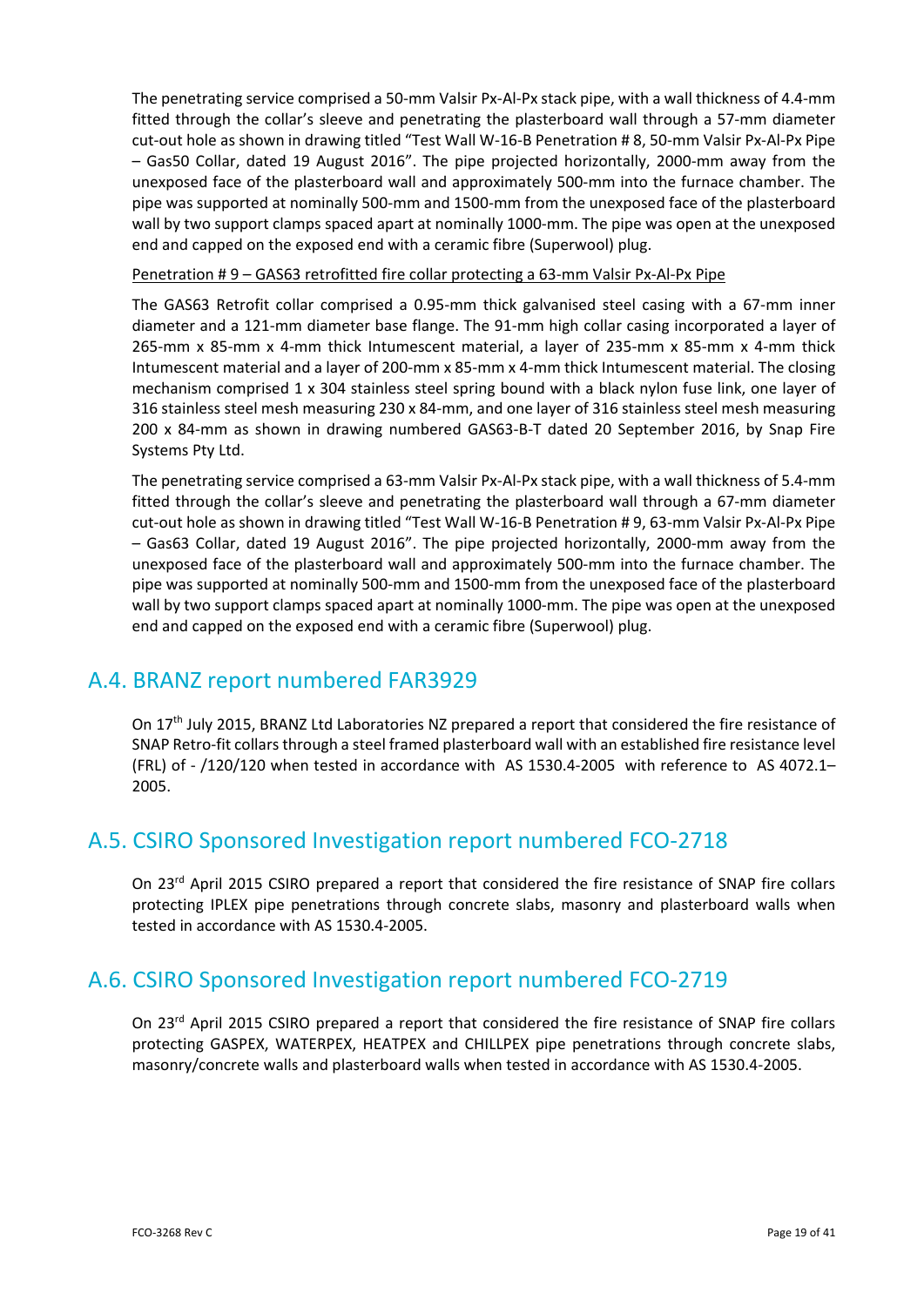The penetrating service comprised a 50-mm Valsir Px-Al-Px stack pipe, with a wall thickness of 4.4-mm fitted through the collar's sleeve and penetrating the plasterboard wall through a 57-mm diameter cut-out hole as shown in drawing titled "Test Wall W-16-B Penetration # 8, 50-mm Valsir Px-Al-Px Pipe – Gas50 Collar, dated 19 August 2016". The pipe projected horizontally, 2000-mm away from the unexposed face of the plasterboard wall and approximately 500-mm into the furnace chamber. The pipe was supported at nominally 500-mm and 1500-mm from the unexposed face of the plasterboard wall by two support clamps spaced apart at nominally 1000-mm. The pipe was open at the unexposed end and capped on the exposed end with a ceramic fibre (Superwool) plug.

<u>Penetration # 9 – GAS63 retrofitted fire collar protecting a 63-mm Valsir Px-Al-Px Pipe</u>

The GAS63 Retrofit collar comprised a 0.95-mm thick galvanised steel casing with a 67-mm inner diameter and a 121-mm diameter base flange. The 91-mm high collar casing incorporated a layer of 265-mm x 85-mm x 4-mm thick Intumescent material, a layer of 235-mm x 85-mm x 4-mm thick Intumescent material and a layer of 200-mm x 85-mm x 4-mm thick Intumescent material. The closing mechanism comprised 1 x 304 stainless steel spring bound with a black nylon fuse link, one layer of 316 stainless steel mesh measuring 230 x 84-mm, and one layer of 316 stainless steel mesh measuring 200 x 84-mm as shown in drawing numbered GAS63-B-T dated 20 September 2016, by Snap Fire Systems Pty Ltd.

The penetrating service comprised a 63-mm Valsir Px-Al-Px stack pipe, with a wall thickness of 5.4-mm fitted through the collar's sleeve and penetrating the plasterboard wall through a 67-mm diameter cut-out hole as shown in drawing titled "Test Wall W-16-B Penetration # 9, 63-mm Valsir Px-Al-Px Pipe – Gas63 Collar, dated 19 August 2016". The pipe projected horizontally, 2000-mm away from the unexposed face of the plasterboard wall and approximately 500-mm into the furnace chamber. The pipe was supported at nominally 500-mm and 1500-mm from the unexposed face of the plasterboard wall by two support clamps spaced apart at nominally 1000-mm. The pipe was open at the unexposed end and capped on the exposed end with a ceramic fibre (Superwool) plug.

## A.4. BRANZ report numbered FAR3929

On 17th July 2015, BRANZ Ltd Laboratories NZ prepared a report that considered the fire resistance of SNAP Retro-fit collars through a steel framed plasterboard wall with an established fire resistance level (FRL) of - /120/120 when tested in accordance with AS 1530.4-2005 with reference to AS 4072.1–2005.

## A.5. CSIRO Sponsored Investigation report numbered FCO-2718

On 23rd April 2015 CSIRO prepared a report that considered the fire resistance of SNAP fire collars protecting IPLEX pipe penetrations through concrete slabs, masonry and plasterboard walls when tested in accordance with AS 1530.4-2005.

## A.6. CSIRO Sponsored Investigation report numbered FCO-2719

On 23rd April 2015 CSIRO prepared a report that considered the fire resistance of SNAP fire collars protecting GASPEX, WATERPEX, HEATPEX and CHILLPEX pipe penetrations through concrete slabs, masonry/concrete walls and plasterboard walls when tested in accordance with AS 1530.4-2005.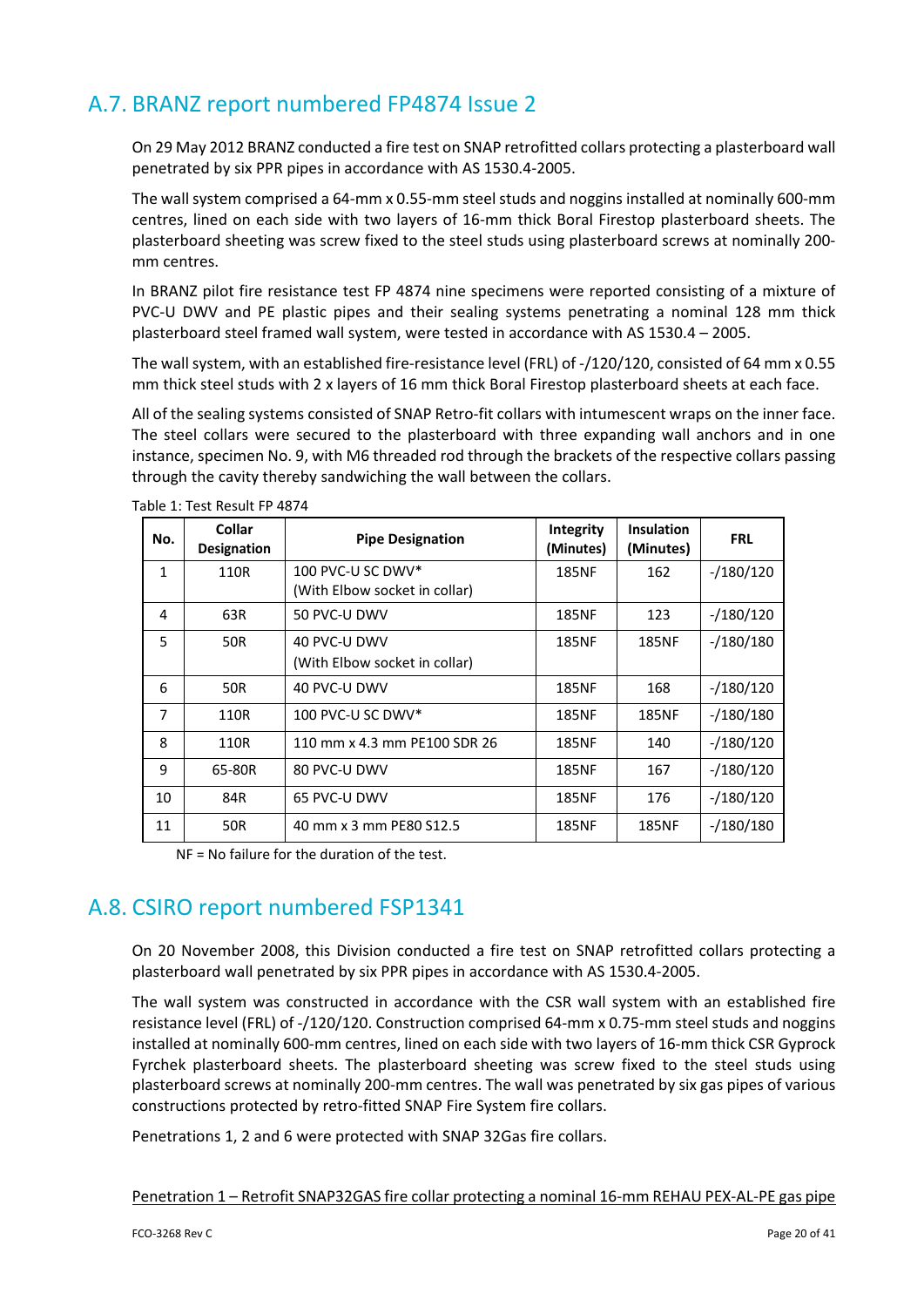## A.7. BRANZ report numbered FP4874 Issue 2

On 29 May 2012 BRANZ conducted a fire test on SNAP retrofitted collars protecting a plasterboard wall penetrated by six PPR pipes in accordance with AS 1530.4-2005.

The wall system comprised a 64-mm x 0.55-mm steel studs and noggins installed at nominally 600-mm centres, lined on each side with two layers of 16-mm thick Boral Firestop plasterboard sheets. The plasterboard sheeting was screw fixed to the steel studs using plasterboard screws at nominally 200-mm centres.

In BRANZ pilot fire resistance test FP 4874 nine specimens were reported consisting of a mixture of PVC-U DWV and PE plastic pipes and their sealing systems penetrating a nominal 128 mm thick plasterboard steel framed wall system, were tested in accordance with AS 1530.4 – 2005.

The wall system, with an established fire-resistance level (FRL) of -/120/120, consisted of 64 mm x 0.55 mm thick steel studs with 2 x layers of 16 mm thick Boral Firestop plasterboard sheets at each face.

All of the sealing systems consisted of SNAP Retro-fit collars with intumescent wraps on the inner face. The steel collars were secured to the plasterboard with three expanding wall anchors and in one instance, specimen No. 9, with M6 threaded rod through the brackets of the respective collars passing through the cavity thereby sandwiching the wall between the collars.

Table 1: Test Result FP 4874

| No. | Collar Designation | Pipe Designation | Integrity (Minutes) | Insulation (Minutes) | FRL |
|---|---|---|---|---|---|
| 1 | 110R | 100 PVC-U SC DWV* (With Elbow socket in collar) | 185NF | 162 | -/180/120 |
| 4 | 63R | 50 PVC-U DWV | 185NF | 123 | -/180/120 |
| 5 | 50R | 40 PVC-U DWV (With Elbow socket in collar) | 185NF | 185NF | -/180/180 |
| 6 | 50R | 40 PVC-U DWV | 185NF | 168 | -/180/120 |
| 7 | 110R | 100 PVC-U SC DWV* | 185NF | 185NF | -/180/180 |
| 8 | 110R | 110 mm x 4.3 mm PE100 SDR 26 | 185NF | 140 | -/180/120 |
| 9 | 65-80R | 80 PVC-U DWV | 185NF | 167 | -/180/120 |
| 10 | 84R | 65 PVC-U DWV | 185NF | 176 | -/180/120 |
| 11 | 50R | 40 mm x 3 mm PE80 S12.5 | 185NF | 185NF | -/180/180 |

NF = No failure for the duration of the test.

## A.8. CSIRO report numbered FSP1341

On 20 November 2008, this Division conducted a fire test on SNAP retrofitted collars protecting a plasterboard wall penetrated by six PPR pipes in accordance with AS 1530.4-2005.

The wall system was constructed in accordance with the CSR wall system with an established fire resistance level (FRL) of -/120/120. Construction comprised 64-mm x 0.75-mm steel studs and noggins installed at nominally 600-mm centres, lined on each side with two layers of 16-mm thick CSR Gyprock Fyrchek plasterboard sheets. The plasterboard sheeting was screw fixed to the steel studs using plasterboard screws at nominally 200-mm centres. The wall was penetrated by six gas pipes of various constructions protected by retro-fitted SNAP Fire System fire collars.

Penetrations 1, 2 and 6 were protected with SNAP 32Gas fire collars.

<u>Penetration 1 – Retrofit SNAP32GAS fire collar protecting a nominal 16-mm REHAU PEX-AL-PE gas pipe</u>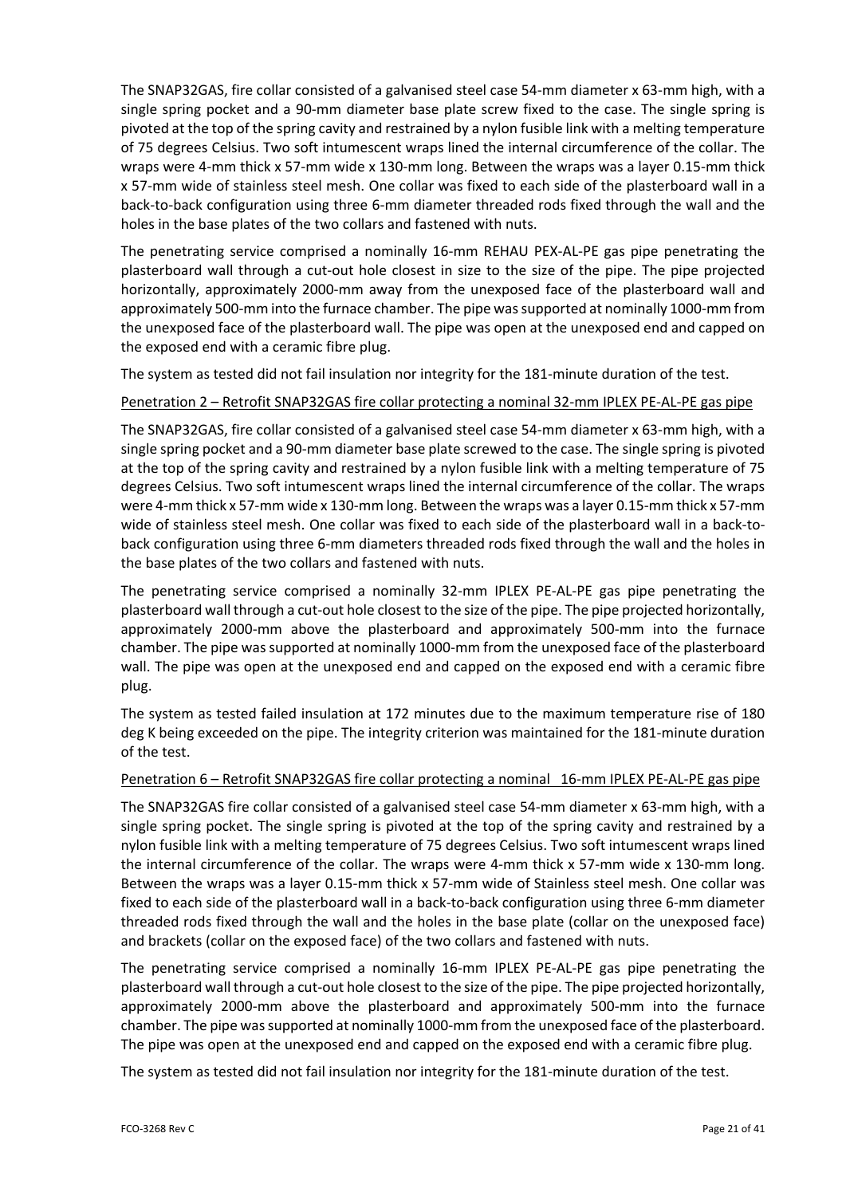The SNAP32GAS, fire collar consisted of a galvanised steel case 54-mm diameter x 63-mm high, with a single spring pocket and a 90-mm diameter base plate screw fixed to the case. The single spring is pivoted at the top of the spring cavity and restrained by a nylon fusible link with a melting temperature of 75 degrees Celsius. Two soft intumescent wraps lined the internal circumference of the collar. The wraps were 4-mm thick x 57-mm wide x 130-mm long. Between the wraps was a layer 0.15-mm thick x 57-mm wide of stainless steel mesh. One collar was fixed to each side of the plasterboard wall in a back-to-back configuration using three 6-mm diameter threaded rods fixed through the wall and the holes in the base plates of the two collars and fastened with nuts.

The penetrating service comprised a nominally 16-mm REHAU PEX-AL-PE gas pipe penetrating the plasterboard wall through a cut-out hole closest in size to the size of the pipe. The pipe projected horizontally, approximately 2000-mm away from the unexposed face of the plasterboard wall and approximately 500-mm into the furnace chamber. The pipe was supported at nominally 1000-mm from the unexposed face of the plasterboard wall. The pipe was open at the unexposed end and capped on the exposed end with a ceramic fibre plug.

The system as tested did not fail insulation nor integrity for the 181-minute duration of the test.

<u>Penetration 2 – Retrofit SNAP32GAS fire collar protecting a nominal 32-mm IPLEX PE-AL-PE gas pipe</u>

The SNAP32GAS, fire collar consisted of a galvanised steel case 54-mm diameter x 63-mm high, with a single spring pocket and a 90-mm diameter base plate screwed to the case. The single spring is pivoted at the top of the spring cavity and restrained by a nylon fusible link with a melting temperature of 75 degrees Celsius. Two soft intumescent wraps lined the internal circumference of the collar. The wraps were 4-mm thick x 57-mm wide x 130-mm long. Between the wraps was a layer 0.15-mm thick x 57-mm wide of stainless steel mesh. One collar was fixed to each side of the plasterboard wall in a back-to-back configuration using three 6-mm diameters threaded rods fixed through the wall and the holes in the base plates of the two collars and fastened with nuts.

The penetrating service comprised a nominally 32-mm IPLEX PE-AL-PE gas pipe penetrating the plasterboard wall through a cut-out hole closest to the size of the pipe. The pipe projected horizontally, approximately 2000-mm above the plasterboard and approximately 500-mm into the furnace chamber. The pipe was supported at nominally 1000-mm from the unexposed face of the plasterboard wall. The pipe was open at the unexposed end and capped on the exposed end with a ceramic fibre plug.

The system as tested failed insulation at 172 minutes due to the maximum temperature rise of 180 deg K being exceeded on the pipe. The integrity criterion was maintained for the 181-minute duration of the test.

<u>Penetration 6 – Retrofit SNAP32GAS fire collar protecting a nominal 16-mm IPLEX PE-AL-PE gas pipe</u>

The SNAP32GAS fire collar consisted of a galvanised steel case 54-mm diameter x 63-mm high, with a single spring pocket. The single spring is pivoted at the top of the spring cavity and restrained by a nylon fusible link with a melting temperature of 75 degrees Celsius. Two soft intumescent wraps lined the internal circumference of the collar. The wraps were 4-mm thick x 57-mm wide x 130-mm long. Between the wraps was a layer 0.15-mm thick x 57-mm wide of Stainless steel mesh. One collar was fixed to each side of the plasterboard wall in a back-to-back configuration using three 6-mm diameter threaded rods fixed through the wall and the holes in the base plate (collar on the unexposed face) and brackets (collar on the exposed face) of the two collars and fastened with nuts.

The penetrating service comprised a nominally 16-mm IPLEX PE-AL-PE gas pipe penetrating the plasterboard wall through a cut-out hole closest to the size of the pipe. The pipe projected horizontally, approximately 2000-mm above the plasterboard and approximately 500-mm into the furnace chamber. The pipe was supported at nominally 1000-mm from the unexposed face of the plasterboard. The pipe was open at the unexposed end and capped on the exposed end with a ceramic fibre plug.

The system as tested did not fail insulation nor integrity for the 181-minute duration of the test.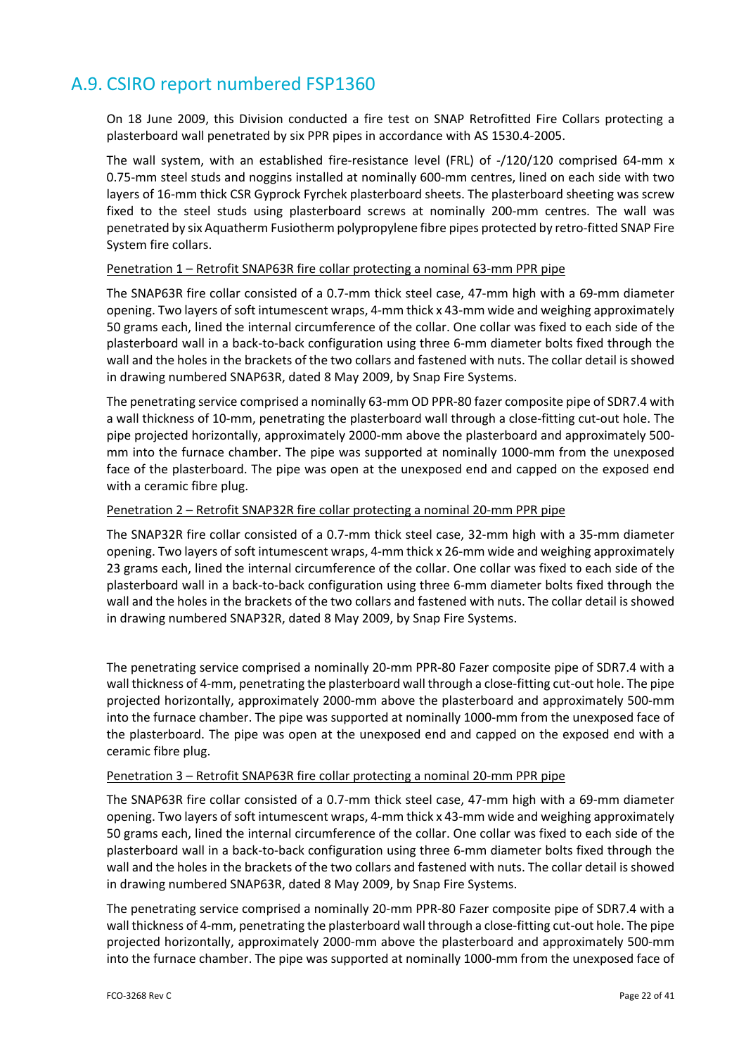## A.9. CSIRO report numbered FSP1360

On 18 June 2009, this Division conducted a fire test on SNAP Retrofitted Fire Collars protecting a plasterboard wall penetrated by six PPR pipes in accordance with AS 1530.4-2005.

The wall system, with an established fire-resistance level (FRL) of -/120/120 comprised 64-mm x 0.75-mm steel studs and noggins installed at nominally 600-mm centres, lined on each side with two layers of 16-mm thick CSR Gyprock Fyrchek plasterboard sheets. The plasterboard sheeting was screw fixed to the steel studs using plasterboard screws at nominally 200-mm centres. The wall was penetrated by six Aquatherm Fusiotherm polypropylene fibre pipes protected by retro-fitted SNAP Fire System fire collars.

<u>Penetration 1 – Retrofit SNAP63R fire collar protecting a nominal 63-mm PPR pipe</u>

The SNAP63R fire collar consisted of a 0.7-mm thick steel case, 47-mm high with a 69-mm diameter opening. Two layers of soft intumescent wraps, 4-mm thick x 43-mm wide and weighing approximately 50 grams each, lined the internal circumference of the collar. One collar was fixed to each side of the plasterboard wall in a back-to-back configuration using three 6-mm diameter bolts fixed through the wall and the holes in the brackets of the two collars and fastened with nuts. The collar detail is showed in drawing numbered SNAP63R, dated 8 May 2009, by Snap Fire Systems.

The penetrating service comprised a nominally 63-mm OD PPR-80 fazer composite pipe of SDR7.4 with a wall thickness of 10-mm, penetrating the plasterboard wall through a close-fitting cut-out hole. The pipe projected horizontally, approximately 2000-mm above the plasterboard and approximately 500-mm into the furnace chamber. The pipe was supported at nominally 1000-mm from the unexposed face of the plasterboard. The pipe was open at the unexposed end and capped on the exposed end with a ceramic fibre plug.

<u>Penetration 2 – Retrofit SNAP32R fire collar protecting a nominal 20-mm PPR pipe</u>

The SNAP32R fire collar consisted of a 0.7-mm thick steel case, 32-mm high with a 35-mm diameter opening. Two layers of soft intumescent wraps, 4-mm thick x 26-mm wide and weighing approximately 23 grams each, lined the internal circumference of the collar. One collar was fixed to each side of the plasterboard wall in a back-to-back configuration using three 6-mm diameter bolts fixed through the wall and the holes in the brackets of the two collars and fastened with nuts. The collar detail is showed in drawing numbered SNAP32R, dated 8 May 2009, by Snap Fire Systems.

The penetrating service comprised a nominally 20-mm PPR-80 Fazer composite pipe of SDR7.4 with a wall thickness of 4-mm, penetrating the plasterboard wall through a close-fitting cut-out hole. The pipe projected horizontally, approximately 2000-mm above the plasterboard and approximately 500-mm into the furnace chamber. The pipe was supported at nominally 1000-mm from the unexposed face of the plasterboard. The pipe was open at the unexposed end and capped on the exposed end with a ceramic fibre plug.

<u>Penetration 3 – Retrofit SNAP63R fire collar protecting a nominal 20-mm PPR pipe</u>

The SNAP63R fire collar consisted of a 0.7-mm thick steel case, 47-mm high with a 69-mm diameter opening. Two layers of soft intumescent wraps, 4-mm thick x 43-mm wide and weighing approximately 50 grams each, lined the internal circumference of the collar. One collar was fixed to each side of the plasterboard wall in a back-to-back configuration using three 6-mm diameter bolts fixed through the wall and the holes in the brackets of the two collars and fastened with nuts. The collar detail is showed in drawing numbered SNAP63R, dated 8 May 2009, by Snap Fire Systems.

The penetrating service comprised a nominally 20-mm PPR-80 Fazer composite pipe of SDR7.4 with a wall thickness of 4-mm, penetrating the plasterboard wall through a close-fitting cut-out hole. The pipe projected horizontally, approximately 2000-mm above the plasterboard and approximately 500-mm into the furnace chamber. The pipe was supported at nominally 1000-mm from the unexposed face of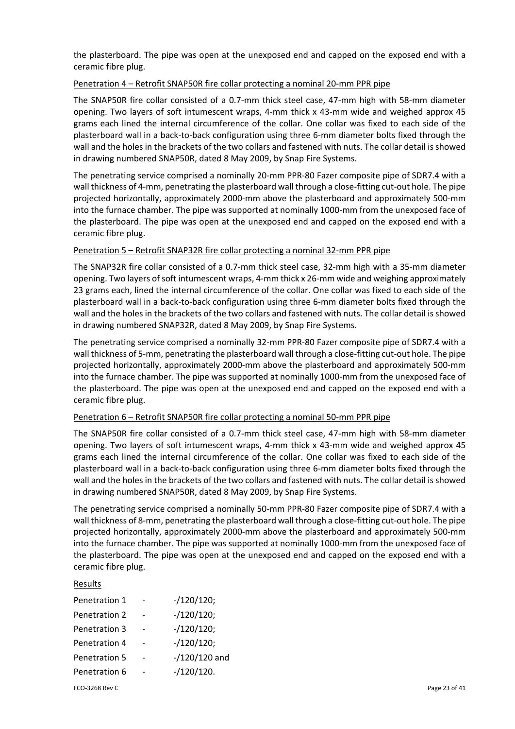the plasterboard. The pipe was open at the unexposed end and capped on the exposed end with a ceramic fibre plug.

Penetration 4 – Retrofit SNAP50R fire collar protecting a nominal 20-mm PPR pipe

The SNAP50R fire collar consisted of a 0.7-mm thick steel case, 47-mm high with 58-mm diameter opening. Two layers of soft intumescent wraps, 4-mm thick x 43-mm wide and weighed approx 45 grams each lined the internal circumference of the collar. One collar was fixed to each side of the plasterboard wall in a back-to-back configuration using three 6-mm diameter bolts fixed through the wall and the holes in the brackets of the two collars and fastened with nuts. The collar detail is showed in drawing numbered SNAP50R, dated 8 May 2009, by Snap Fire Systems.

The penetrating service comprised a nominally 20-mm PPR-80 Fazer composite pipe of SDR7.4 with a wall thickness of 4-mm, penetrating the plasterboard wall through a close-fitting cut-out hole. The pipe projected horizontally, approximately 2000-mm above the plasterboard and approximately 500-mm into the furnace chamber. The pipe was supported at nominally 1000-mm from the unexposed face of the plasterboard. The pipe was open at the unexposed end and capped on the exposed end with a ceramic fibre plug.

Penetration 5 – Retrofit SNAP32R fire collar protecting a nominal 32-mm PPR pipe

The SNAP32R fire collar consisted of a 0.7-mm thick steel case, 32-mm high with a 35-mm diameter opening. Two layers of soft intumescent wraps, 4-mm thick x 26-mm wide and weighing approximately 23 grams each, lined the internal circumference of the collar. One collar was fixed to each side of the plasterboard wall in a back-to-back configuration using three 6-mm diameter bolts fixed through the wall and the holes in the brackets of the two collars and fastened with nuts. The collar detail is showed in drawing numbered SNAP32R, dated 8 May 2009, by Snap Fire Systems.

The penetrating service comprised a nominally 32-mm PPR-80 Fazer composite pipe of SDR7.4 with a wall thickness of 5-mm, penetrating the plasterboard wall through a close-fitting cut-out hole. The pipe projected horizontally, approximately 2000-mm above the plasterboard and approximately 500-mm into the furnace chamber. The pipe was supported at nominally 1000-mm from the unexposed face of the plasterboard. The pipe was open at the unexposed end and capped on the exposed end with a ceramic fibre plug.

Penetration 6 – Retrofit SNAP50R fire collar protecting a nominal 50-mm PPR pipe

The SNAP50R fire collar consisted of a 0.7-mm thick steel case, 47-mm high with 58-mm diameter opening. Two layers of soft intumescent wraps, 4-mm thick x 43-mm wide and weighed approx 45 grams each lined the internal circumference of the collar. One collar was fixed to each side of the plasterboard wall in a back-to-back configuration using three 6-mm diameter bolts fixed through the wall and the holes in the brackets of the two collars and fastened with nuts. The collar detail is showed in drawing numbered SNAP50R, dated 8 May 2009, by Snap Fire Systems.

The penetrating service comprised a nominally 50-mm PPR-80 Fazer composite pipe of SDR7.4 with a wall thickness of 8-mm, penetrating the plasterboard wall through a close-fitting cut-out hole. The pipe projected horizontally, approximately 2000-mm above the plasterboard and approximately 500-mm into the furnace chamber. The pipe was supported at nominally 1000-mm from the unexposed face of the plasterboard. The pipe was open at the unexposed end and capped on the exposed end with a ceramic fibre plug.

Results

Penetration 1 - -/120/120;

Penetration 2 - -/120/120;

Penetration 3 - -/120/120;

Penetration 4 - -/120/120;

Penetration 5 - -/120/120 and

Penetration 6 - -/120/120.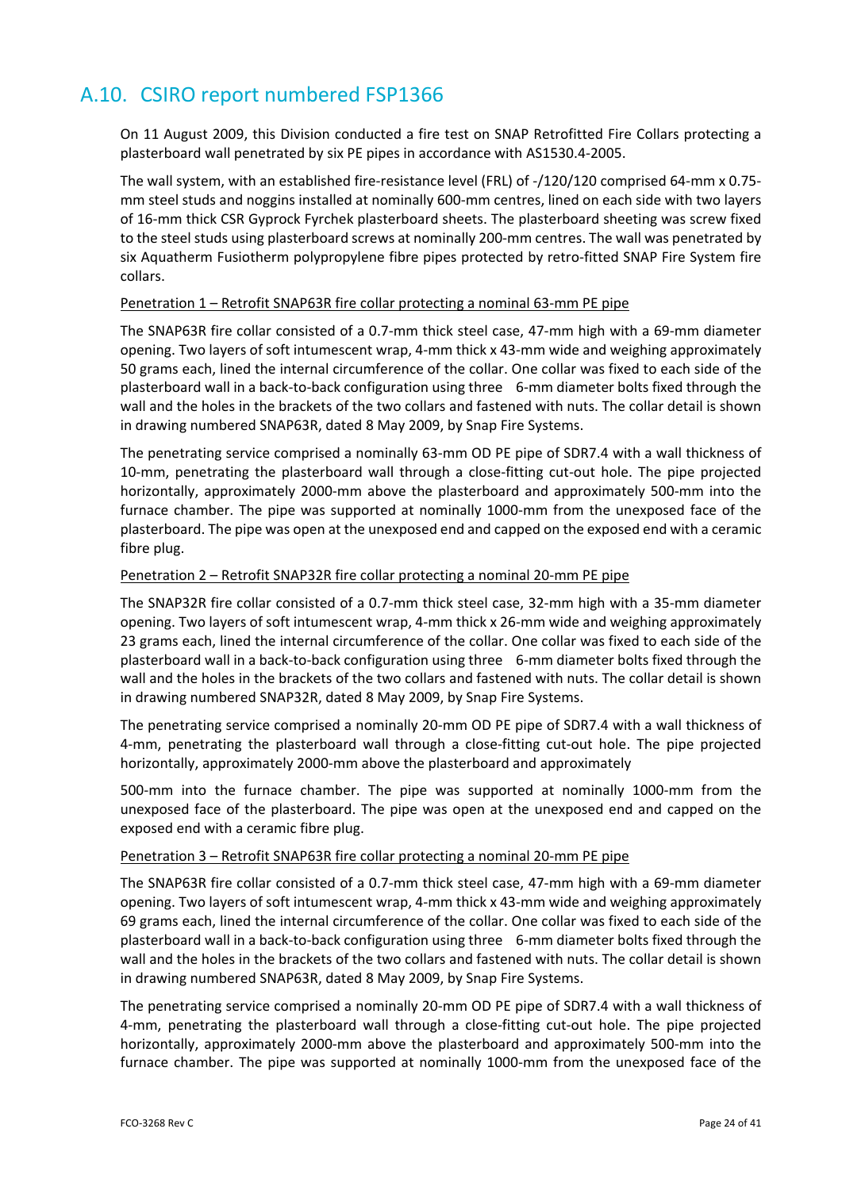## A.10. CSIRO report numbered FSP1366

On 11 August 2009, this Division conducted a fire test on SNAP Retrofitted Fire Collars protecting a plasterboard wall penetrated by six PE pipes in accordance with AS1530.4-2005.

The wall system, with an established fire-resistance level (FRL) of -/120/120 comprised 64-mm x 0.75-mm steel studs and noggins installed at nominally 600-mm centres, lined on each side with two layers of 16-mm thick CSR Gyprock Fyrchek plasterboard sheets. The plasterboard sheeting was screw fixed to the steel studs using plasterboard screws at nominally 200-mm centres. The wall was penetrated by six Aquatherm Fusiotherm polypropylene fibre pipes protected by retro-fitted SNAP Fire System fire collars.

Penetration 1 – Retrofit SNAP63R fire collar protecting a nominal 63-mm PE pipe

The SNAP63R fire collar consisted of a 0.7-mm thick steel case, 47-mm high with a 69-mm diameter opening. Two layers of soft intumescent wrap, 4-mm thick x 43-mm wide and weighing approximately 50 grams each, lined the internal circumference of the collar. One collar was fixed to each side of the plasterboard wall in a back-to-back configuration using three 6-mm diameter bolts fixed through the wall and the holes in the brackets of the two collars and fastened with nuts. The collar detail is shown in drawing numbered SNAP63R, dated 8 May 2009, by Snap Fire Systems.

The penetrating service comprised a nominally 63-mm OD PE pipe of SDR7.4 with a wall thickness of 10-mm, penetrating the plasterboard wall through a close-fitting cut-out hole. The pipe projected horizontally, approximately 2000-mm above the plasterboard and approximately 500-mm into the furnace chamber. The pipe was supported at nominally 1000-mm from the unexposed face of the plasterboard. The pipe was open at the unexposed end and capped on the exposed end with a ceramic fibre plug.

Penetration 2 – Retrofit SNAP32R fire collar protecting a nominal 20-mm PE pipe

The SNAP32R fire collar consisted of a 0.7-mm thick steel case, 32-mm high with a 35-mm diameter opening. Two layers of soft intumescent wrap, 4-mm thick x 26-mm wide and weighing approximately 23 grams each, lined the internal circumference of the collar. One collar was fixed to each side of the plasterboard wall in a back-to-back configuration using three 6-mm diameter bolts fixed through the wall and the holes in the brackets of the two collars and fastened with nuts. The collar detail is shown in drawing numbered SNAP32R, dated 8 May 2009, by Snap Fire Systems.

The penetrating service comprised a nominally 20-mm OD PE pipe of SDR7.4 with a wall thickness of 4-mm, penetrating the plasterboard wall through a close-fitting cut-out hole. The pipe projected horizontally, approximately 2000-mm above the plasterboard and approximately 500-mm into the furnace chamber. The pipe was supported at nominally 1000-mm from the unexposed face of the plasterboard. The pipe was open at the unexposed end and capped on the exposed end with a ceramic fibre plug.

Penetration 3 – Retrofit SNAP63R fire collar protecting a nominal 20-mm PE pipe

The SNAP63R fire collar consisted of a 0.7-mm thick steel case, 47-mm high with a 69-mm diameter opening. Two layers of soft intumescent wrap, 4-mm thick x 43-mm wide and weighing approximately 69 grams each, lined the internal circumference of the collar. One collar was fixed to each side of the plasterboard wall in a back-to-back configuration using three 6-mm diameter bolts fixed through the wall and the holes in the brackets of the two collars and fastened with nuts. The collar detail is shown in drawing numbered SNAP63R, dated 8 May 2009, by Snap Fire Systems.

The penetrating service comprised a nominally 20-mm OD PE pipe of SDR7.4 with a wall thickness of 4-mm, penetrating the plasterboard wall through a close-fitting cut-out hole. The pipe projected horizontally, approximately 2000-mm above the plasterboard and approximately 500-mm into the furnace chamber. The pipe was supported at nominally 1000-mm from the unexposed face of the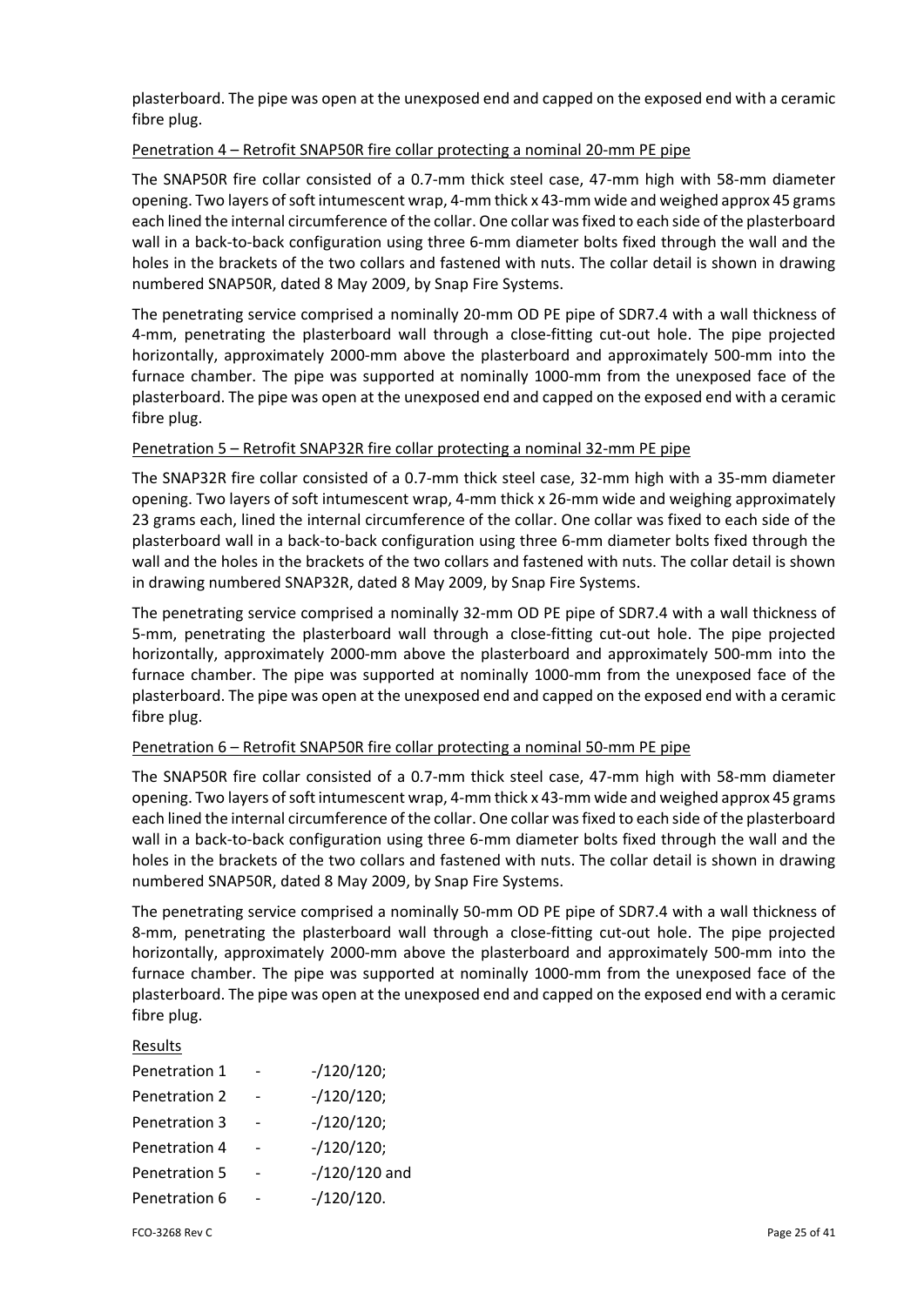plasterboard. The pipe was open at the unexposed end and capped on the exposed end with a ceramic fibre plug.

Penetration 4 – Retrofit SNAP50R fire collar protecting a nominal 20-mm PE pipe

The SNAP50R fire collar consisted of a 0.7-mm thick steel case, 47-mm high with 58-mm diameter opening. Two layers of soft intumescent wrap, 4-mm thick x 43-mm wide and weighed approx 45 grams each lined the internal circumference of the collar. One collar was fixed to each side of the plasterboard wall in a back-to-back configuration using three 6-mm diameter bolts fixed through the wall and the holes in the brackets of the two collars and fastened with nuts. The collar detail is shown in drawing numbered SNAP50R, dated 8 May 2009, by Snap Fire Systems.

The penetrating service comprised a nominally 20-mm OD PE pipe of SDR7.4 with a wall thickness of 4-mm, penetrating the plasterboard wall through a close-fitting cut-out hole. The pipe projected horizontally, approximately 2000-mm above the plasterboard and approximately 500-mm into the furnace chamber. The pipe was supported at nominally 1000-mm from the unexposed face of the plasterboard. The pipe was open at the unexposed end and capped on the exposed end with a ceramic fibre plug.

Penetration 5 – Retrofit SNAP32R fire collar protecting a nominal 32-mm PE pipe

The SNAP32R fire collar consisted of a 0.7-mm thick steel case, 32-mm high with a 35-mm diameter opening. Two layers of soft intumescent wrap, 4-mm thick x 26-mm wide and weighing approximately 23 grams each, lined the internal circumference of the collar. One collar was fixed to each side of the plasterboard wall in a back-to-back configuration using three 6-mm diameter bolts fixed through the wall and the holes in the brackets of the two collars and fastened with nuts. The collar detail is shown in drawing numbered SNAP32R, dated 8 May 2009, by Snap Fire Systems.

The penetrating service comprised a nominally 32-mm OD PE pipe of SDR7.4 with a wall thickness of 5-mm, penetrating the plasterboard wall through a close-fitting cut-out hole. The pipe projected horizontally, approximately 2000-mm above the plasterboard and approximately 500-mm into the furnace chamber. The pipe was supported at nominally 1000-mm from the unexposed face of the plasterboard. The pipe was open at the unexposed end and capped on the exposed end with a ceramic fibre plug.

Penetration 6 – Retrofit SNAP50R fire collar protecting a nominal 50-mm PE pipe

The SNAP50R fire collar consisted of a 0.7-mm thick steel case, 47-mm high with 58-mm diameter opening. Two layers of soft intumescent wrap, 4-mm thick x 43-mm wide and weighed approx 45 grams each lined the internal circumference of the collar. One collar was fixed to each side of the plasterboard wall in a back-to-back configuration using three 6-mm diameter bolts fixed through the wall and the holes in the brackets of the two collars and fastened with nuts. The collar detail is shown in drawing numbered SNAP50R, dated 8 May 2009, by Snap Fire Systems.

The penetrating service comprised a nominally 50-mm OD PE pipe of SDR7.4 with a wall thickness of 8-mm, penetrating the plasterboard wall through a close-fitting cut-out hole. The pipe projected horizontally, approximately 2000-mm above the plasterboard and approximately 500-mm into the furnace chamber. The pipe was supported at nominally 1000-mm from the unexposed face of the plasterboard. The pipe was open at the unexposed end and capped on the exposed end with a ceramic fibre plug.

Results

Penetration 1 - -/120/120;
Penetration 2 - -/120/120;
Penetration 3 - -/120/120;
Penetration 4 - -/120/120;
Penetration 5 - -/120/120 and
Penetration 6 - -/120/120.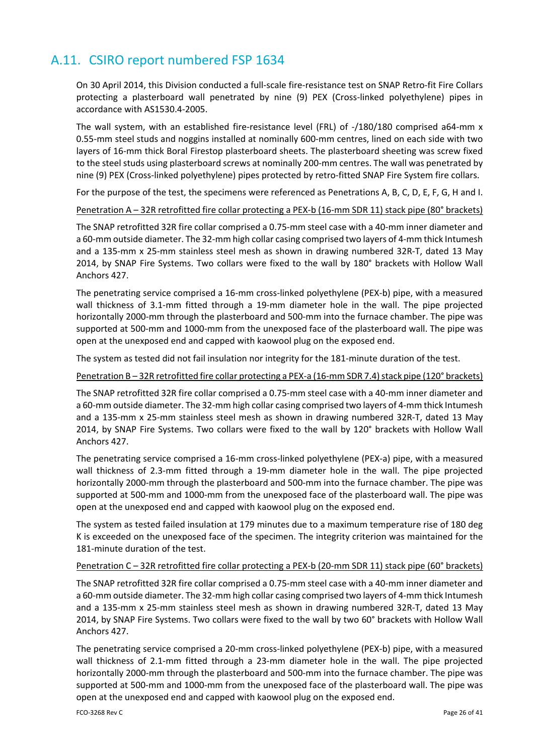## A.11. CSIRO report numbered FSP 1634

On 30 April 2014, this Division conducted a full-scale fire-resistance test on SNAP Retro-fit Fire Collars protecting a plasterboard wall penetrated by nine (9) PEX (Cross-linked polyethylene) pipes in accordance with AS1530.4-2005.

The wall system, with an established fire-resistance level (FRL) of -/180/180 comprised a64-mm x 0.55-mm steel studs and noggins installed at nominally 600-mm centres, lined on each side with two layers of 16-mm thick Boral Firestop plasterboard sheets. The plasterboard sheeting was screw fixed to the steel studs using plasterboard screws at nominally 200-mm centres. The wall was penetrated by nine (9) PEX (Cross-linked polyethylene) pipes protected by retro-fitted SNAP Fire System fire collars.

For the purpose of the test, the specimens were referenced as Penetrations A, B, C, D, E, F, G, H and I.

<u>Penetration A – 32R retrofitted fire collar protecting a PEX-b (16-mm SDR 11) stack pipe (80° brackets)</u>

The SNAP retrofitted 32R fire collar comprised a 0.75-mm steel case with a 40-mm inner diameter and a 60-mm outside diameter. The 32-mm high collar casing comprised two layers of 4-mm thick Intumesh and a 135-mm x 25-mm stainless steel mesh as shown in drawing numbered 32R-T, dated 13 May 2014, by SNAP Fire Systems. Two collars were fixed to the wall by 180° brackets with Hollow Wall Anchors 427.

The penetrating service comprised a 16-mm cross-linked polyethylene (PEX-b) pipe, with a measured wall thickness of 3.1-mm fitted through a 19-mm diameter hole in the wall. The pipe projected horizontally 2000-mm through the plasterboard and 500-mm into the furnace chamber. The pipe was supported at 500-mm and 1000-mm from the unexposed face of the plasterboard wall. The pipe was open at the unexposed end and capped with kaowool plug on the exposed end.

The system as tested did not fail insulation nor integrity for the 181-minute duration of the test.

<u>Penetration B – 32R retrofitted fire collar protecting a PEX-a (16-mm SDR 7.4) stack pipe (120° brackets)</u>

The SNAP retrofitted 32R fire collar comprised a 0.75-mm steel case with a 40-mm inner diameter and a 60-mm outside diameter. The 32-mm high collar casing comprised two layers of 4-mm thick Intumesh and a 135-mm x 25-mm stainless steel mesh as shown in drawing numbered 32R-T, dated 13 May 2014, by SNAP Fire Systems. Two collars were fixed to the wall by 120° brackets with Hollow Wall Anchors 427.

The penetrating service comprised a 16-mm cross-linked polyethylene (PEX-a) pipe, with a measured wall thickness of 2.3-mm fitted through a 19-mm diameter hole in the wall. The pipe projected horizontally 2000-mm through the plasterboard and 500-mm into the furnace chamber. The pipe was supported at 500-mm and 1000-mm from the unexposed face of the plasterboard wall. The pipe was open at the unexposed end and capped with kaowool plug on the exposed end.

The system as tested failed insulation at 179 minutes due to a maximum temperature rise of 180 deg K is exceeded on the unexposed face of the specimen. The integrity criterion was maintained for the 181-minute duration of the test.

<u>Penetration C – 32R retrofitted fire collar protecting a PEX-b (20-mm SDR 11) stack pipe (60° brackets)</u>

The SNAP retrofitted 32R fire collar comprised a 0.75-mm steel case with a 40-mm inner diameter and a 60-mm outside diameter. The 32-mm high collar casing comprised two layers of 4-mm thick Intumesh and a 135-mm x 25-mm stainless steel mesh as shown in drawing numbered 32R-T, dated 13 May 2014, by SNAP Fire Systems. Two collars were fixed to the wall by two 60° brackets with Hollow Wall Anchors 427.

The penetrating service comprised a 20-mm cross-linked polyethylene (PEX-b) pipe, with a measured wall thickness of 2.1-mm fitted through a 23-mm diameter hole in the wall. The pipe projected horizontally 2000-mm through the plasterboard and 500-mm into the furnace chamber. The pipe was supported at 500-mm and 1000-mm from the unexposed face of the plasterboard wall. The pipe was open at the unexposed end and capped with kaowool plug on the exposed end.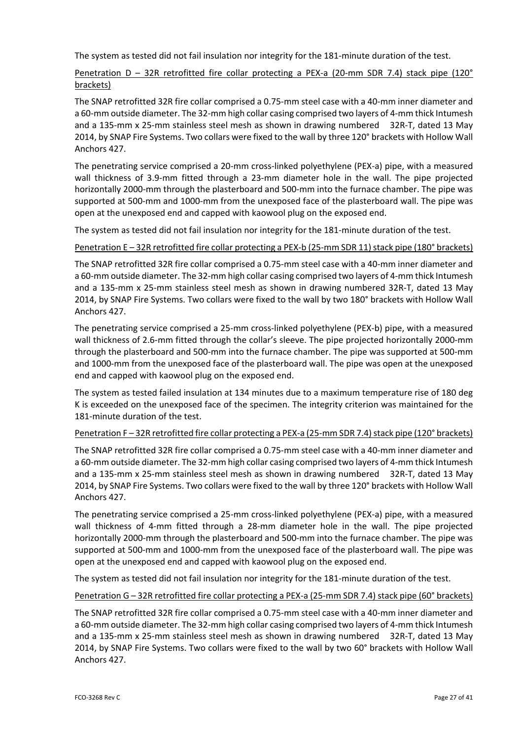The system as tested did not fail insulation nor integrity for the 181-minute duration of the test.

Penetration D – 32R retrofitted fire collar protecting a PEX-a (20-mm SDR 7.4) stack pipe (120° brackets)

The SNAP retrofitted 32R fire collar comprised a 0.75-mm steel case with a 40-mm inner diameter and a 60-mm outside diameter. The 32-mm high collar casing comprised two layers of 4-mm thick Intumesh and a 135-mm x 25-mm stainless steel mesh as shown in drawing numbered 32R-T, dated 13 May 2014, by SNAP Fire Systems. Two collars were fixed to the wall by three 120° brackets with Hollow Wall Anchors 427.

The penetrating service comprised a 20-mm cross-linked polyethylene (PEX-a) pipe, with a measured wall thickness of 3.9-mm fitted through a 23-mm diameter hole in the wall. The pipe projected horizontally 2000-mm through the plasterboard and 500-mm into the furnace chamber. The pipe was supported at 500-mm and 1000-mm from the unexposed face of the plasterboard wall. The pipe was open at the unexposed end and capped with kaowool plug on the exposed end.

The system as tested did not fail insulation nor integrity for the 181-minute duration of the test.

Penetration E – 32R retrofitted fire collar protecting a PEX-b (25-mm SDR 11) stack pipe (180° brackets)

The SNAP retrofitted 32R fire collar comprised a 0.75-mm steel case with a 40-mm inner diameter and a 60-mm outside diameter. The 32-mm high collar casing comprised two layers of 4-mm thick Intumesh and a 135-mm x 25-mm stainless steel mesh as shown in drawing numbered 32R-T, dated 13 May 2014, by SNAP Fire Systems. Two collars were fixed to the wall by two 180° brackets with Hollow Wall Anchors 427.

The penetrating service comprised a 25-mm cross-linked polyethylene (PEX-b) pipe, with a measured wall thickness of 2.6-mm fitted through the collar's sleeve. The pipe projected horizontally 2000-mm through the plasterboard and 500-mm into the furnace chamber. The pipe was supported at 500-mm and 1000-mm from the unexposed face of the plasterboard wall. The pipe was open at the unexposed end and capped with kaowool plug on the exposed end.

The system as tested failed insulation at 134 minutes due to a maximum temperature rise of 180 deg K is exceeded on the unexposed face of the specimen. The integrity criterion was maintained for the 181-minute duration of the test.

Penetration F – 32R retrofitted fire collar protecting a PEX-a (25-mm SDR 7.4) stack pipe (120° brackets)

The SNAP retrofitted 32R fire collar comprised a 0.75-mm steel case with a 40-mm inner diameter and a 60-mm outside diameter. The 32-mm high collar casing comprised two layers of 4-mm thick Intumesh and a 135-mm x 25-mm stainless steel mesh as shown in drawing numbered 32R-T, dated 13 May 2014, by SNAP Fire Systems. Two collars were fixed to the wall by three 120° brackets with Hollow Wall Anchors 427.

The penetrating service comprised a 25-mm cross-linked polyethylene (PEX-a) pipe, with a measured wall thickness of 4-mm fitted through a 28-mm diameter hole in the wall. The pipe projected horizontally 2000-mm through the plasterboard and 500-mm into the furnace chamber. The pipe was supported at 500-mm and 1000-mm from the unexposed face of the plasterboard wall. The pipe was open at the unexposed end and capped with kaowool plug on the exposed end.

The system as tested did not fail insulation nor integrity for the 181-minute duration of the test.

Penetration G – 32R retrofitted fire collar protecting a PEX-a (25-mm SDR 7.4) stack pipe (60° brackets)

The SNAP retrofitted 32R fire collar comprised a 0.75-mm steel case with a 40-mm inner diameter and a 60-mm outside diameter. The 32-mm high collar casing comprised two layers of 4-mm thick Intumesh and a 135-mm x 25-mm stainless steel mesh as shown in drawing numbered 32R-T, dated 13 May 2014, by SNAP Fire Systems. Two collars were fixed to the wall by two 60° brackets with Hollow Wall Anchors 427.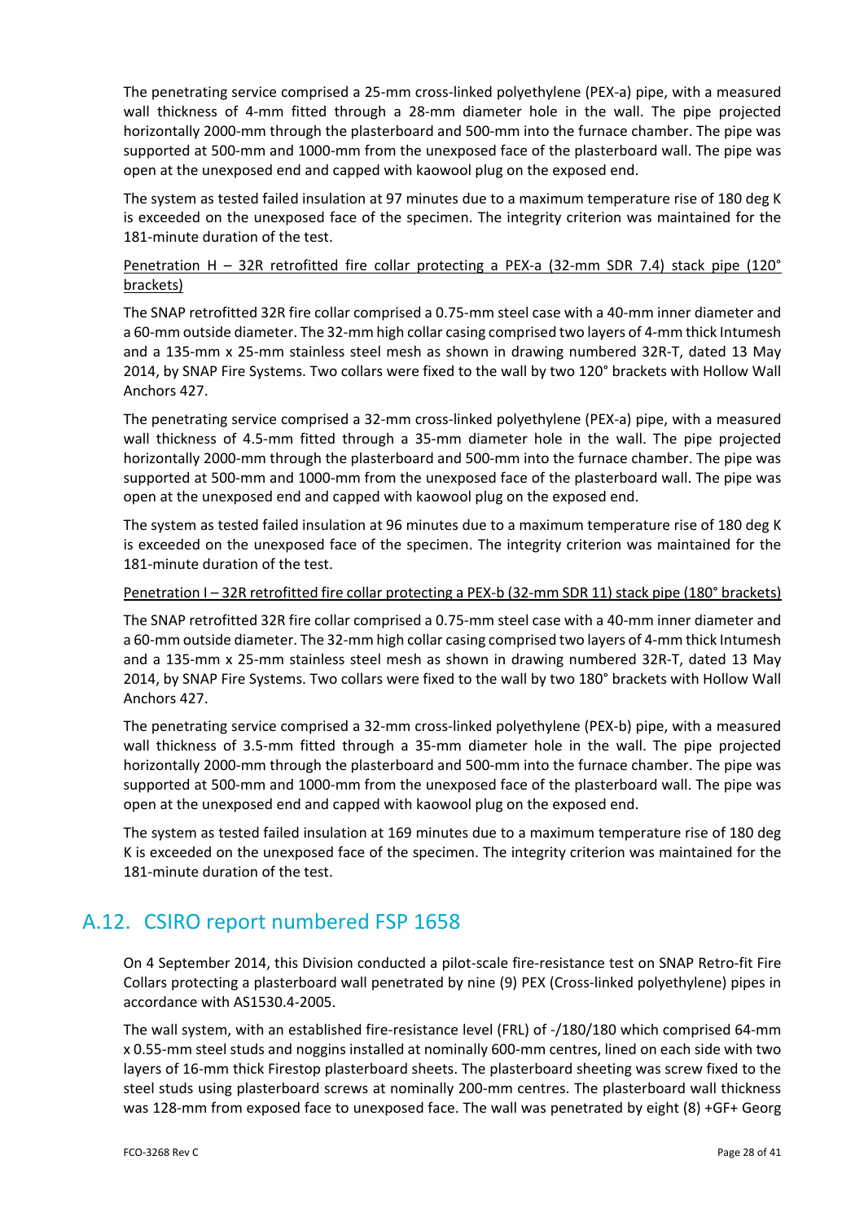The penetrating service comprised a 25-mm cross-linked polyethylene (PEX-a) pipe, with a measured wall thickness of 4-mm fitted through a 28-mm diameter hole in the wall. The pipe projected horizontally 2000-mm through the plasterboard and 500-mm into the furnace chamber. The pipe was supported at 500-mm and 1000-mm from the unexposed face of the plasterboard wall. The pipe was open at the unexposed end and capped with kaowool plug on the exposed end.

The system as tested failed insulation at 97 minutes due to a maximum temperature rise of 180 deg K is exceeded on the unexposed face of the specimen. The integrity criterion was maintained for the 181-minute duration of the test.

Penetration H – 32R retrofitted fire collar protecting a PEX-a (32-mm SDR 7.4) stack pipe (120° brackets)

The SNAP retrofitted 32R fire collar comprised a 0.75-mm steel case with a 40-mm inner diameter and a 60-mm outside diameter. The 32-mm high collar casing comprised two layers of 4-mm thick Intumesh and a 135-mm x 25-mm stainless steel mesh as shown in drawing numbered 32R-T, dated 13 May 2014, by SNAP Fire Systems. Two collars were fixed to the wall by two 120° brackets with Hollow Wall Anchors 427.

The penetrating service comprised a 32-mm cross-linked polyethylene (PEX-a) pipe, with a measured wall thickness of 4.5-mm fitted through a 35-mm diameter hole in the wall. The pipe projected horizontally 2000-mm through the plasterboard and 500-mm into the furnace chamber. The pipe was supported at 500-mm and 1000-mm from the unexposed face of the plasterboard wall. The pipe was open at the unexposed end and capped with kaowool plug on the exposed end.

The system as tested failed insulation at 96 minutes due to a maximum temperature rise of 180 deg K is exceeded on the unexposed face of the specimen. The integrity criterion was maintained for the 181-minute duration of the test.

Penetration I – 32R retrofitted fire collar protecting a PEX-b (32-mm SDR 11) stack pipe (180° brackets)

The SNAP retrofitted 32R fire collar comprised a 0.75-mm steel case with a 40-mm inner diameter and a 60-mm outside diameter. The 32-mm high collar casing comprised two layers of 4-mm thick Intumesh and a 135-mm x 25-mm stainless steel mesh as shown in drawing numbered 32R-T, dated 13 May 2014, by SNAP Fire Systems. Two collars were fixed to the wall by two 180° brackets with Hollow Wall Anchors 427.

The penetrating service comprised a 32-mm cross-linked polyethylene (PEX-b) pipe, with a measured wall thickness of 3.5-mm fitted through a 35-mm diameter hole in the wall. The pipe projected horizontally 2000-mm through the plasterboard and 500-mm into the furnace chamber. The pipe was supported at 500-mm and 1000-mm from the unexposed face of the plasterboard wall. The pipe was open at the unexposed end and capped with kaowool plug on the exposed end.

The system as tested failed insulation at 169 minutes due to a maximum temperature rise of 180 deg K is exceeded on the unexposed face of the specimen. The integrity criterion was maintained for the 181-minute duration of the test.

## A.12. CSIRO report numbered FSP 1658

On 4 September 2014, this Division conducted a pilot-scale fire-resistance test on SNAP Retro-fit Fire Collars protecting a plasterboard wall penetrated by nine (9) PEX (Cross-linked polyethylene) pipes in accordance with AS1530.4-2005.

The wall system, with an established fire-resistance level (FRL) of -/180/180 which comprised 64-mm x 0.55-mm steel studs and noggins installed at nominally 600-mm centres, lined on each side with two layers of 16-mm thick Firestop plasterboard sheets. The plasterboard sheeting was screw fixed to the steel studs using plasterboard screws at nominally 200-mm centres. The plasterboard wall thickness was 128-mm from exposed face to unexposed face. The wall was penetrated by eight (8) +GF+ Georg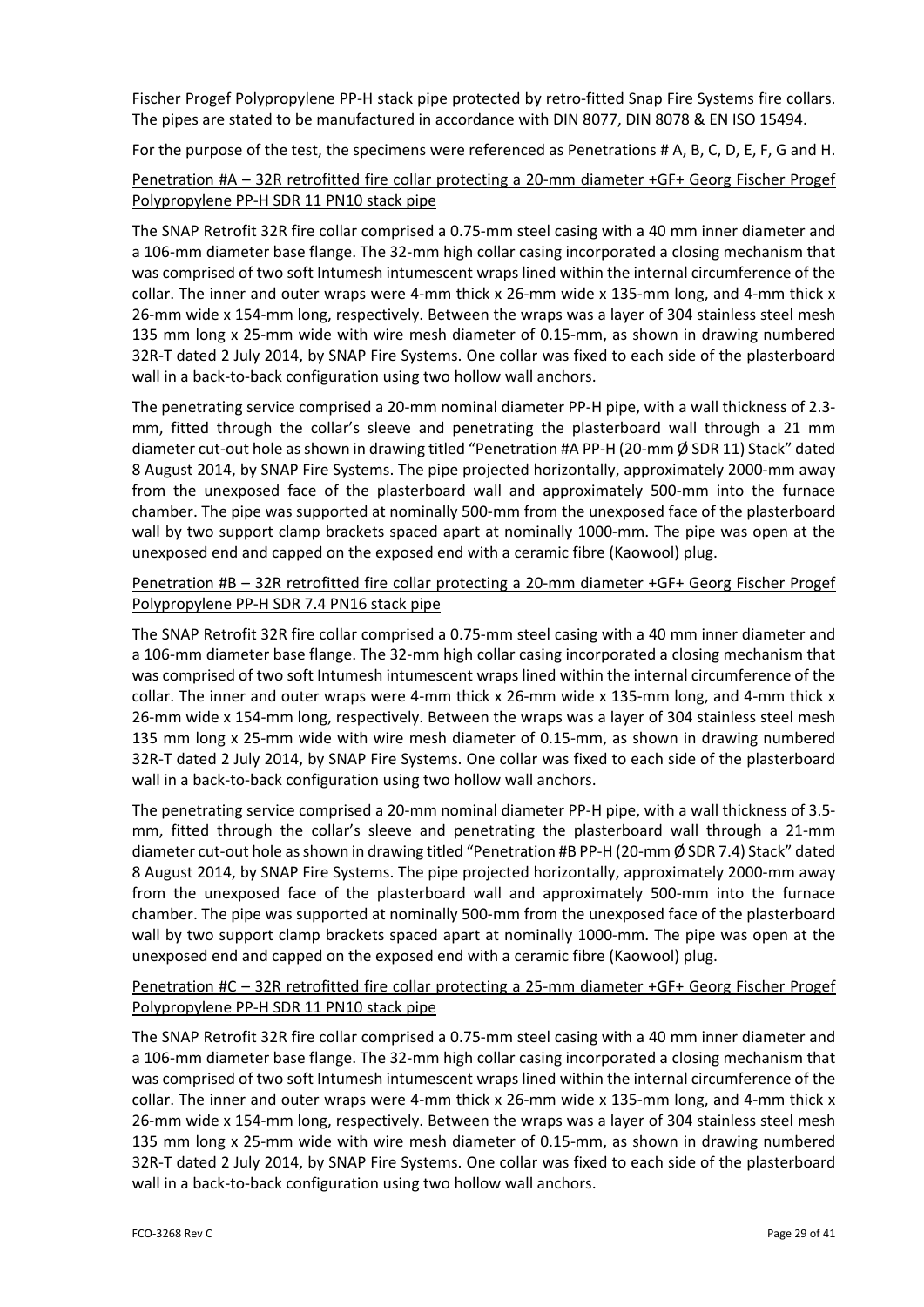Fischer Progef Polypropylene PP-H stack pipe protected by retro-fitted Snap Fire Systems fire collars. The pipes are stated to be manufactured in accordance with DIN 8077, DIN 8078 & EN ISO 15494.

For the purpose of the test, the specimens were referenced as Penetrations # A, B, C, D, E, F, G and H.

<u>Penetration #A – 32R retrofitted fire collar protecting a 20-mm diameter +GF+ Georg Fischer Progef Polypropylene PP-H SDR 11 PN10 stack pipe</u>

The SNAP Retrofit 32R fire collar comprised a 0.75-mm steel casing with a 40 mm inner diameter and a 106-mm diameter base flange. The 32-mm high collar casing incorporated a closing mechanism that was comprised of two soft Intumesh intumescent wraps lined within the internal circumference of the collar. The inner and outer wraps were 4-mm thick x 26-mm wide x 135-mm long, and 4-mm thick x 26-mm wide x 154-mm long, respectively. Between the wraps was a layer of 304 stainless steel mesh 135 mm long x 25-mm wide with wire mesh diameter of 0.15-mm, as shown in drawing numbered 32R-T dated 2 July 2014, by SNAP Fire Systems. One collar was fixed to each side of the plasterboard wall in a back-to-back configuration using two hollow wall anchors.

The penetrating service comprised a 20-mm nominal diameter PP-H pipe, with a wall thickness of 2.3-mm, fitted through the collar's sleeve and penetrating the plasterboard wall through a 21 mm diameter cut-out hole as shown in drawing titled "Penetration #A PP-H (20-mm Ø SDR 11) Stack" dated 8 August 2014, by SNAP Fire Systems. The pipe projected horizontally, approximately 2000-mm away from the unexposed face of the plasterboard wall and approximately 500-mm into the furnace chamber. The pipe was supported at nominally 500-mm from the unexposed face of the plasterboard wall by two support clamp brackets spaced apart at nominally 1000-mm. The pipe was open at the unexposed end and capped on the exposed end with a ceramic fibre (Kaowool) plug.

<u>Penetration #B – 32R retrofitted fire collar protecting a 20-mm diameter +GF+ Georg Fischer Progef Polypropylene PP-H SDR 7.4 PN16 stack pipe</u>

The SNAP Retrofit 32R fire collar comprised a 0.75-mm steel casing with a 40 mm inner diameter and a 106-mm diameter base flange. The 32-mm high collar casing incorporated a closing mechanism that was comprised of two soft Intumesh intumescent wraps lined within the internal circumference of the collar. The inner and outer wraps were 4-mm thick x 26-mm wide x 135-mm long, and 4-mm thick x 26-mm wide x 154-mm long, respectively. Between the wraps was a layer of 304 stainless steel mesh 135 mm long x 25-mm wide with wire mesh diameter of 0.15-mm, as shown in drawing numbered 32R-T dated 2 July 2014, by SNAP Fire Systems. One collar was fixed to each side of the plasterboard wall in a back-to-back configuration using two hollow wall anchors.

The penetrating service comprised a 20-mm nominal diameter PP-H pipe, with a wall thickness of 3.5-mm, fitted through the collar's sleeve and penetrating the plasterboard wall through a 21-mm diameter cut-out hole as shown in drawing titled "Penetration #B PP-H (20-mm Ø SDR 7.4) Stack" dated 8 August 2014, by SNAP Fire Systems. The pipe projected horizontally, approximately 2000-mm away from the unexposed face of the plasterboard wall and approximately 500-mm into the furnace chamber. The pipe was supported at nominally 500-mm from the unexposed face of the plasterboard wall by two support clamp brackets spaced apart at nominally 1000-mm. The pipe was open at the unexposed end and capped on the exposed end with a ceramic fibre (Kaowool) plug.

<u>Penetration #C – 32R retrofitted fire collar protecting a 25-mm diameter +GF+ Georg Fischer Progef Polypropylene PP-H SDR 11 PN10 stack pipe</u>

The SNAP Retrofit 32R fire collar comprised a 0.75-mm steel casing with a 40 mm inner diameter and a 106-mm diameter base flange. The 32-mm high collar casing incorporated a closing mechanism that was comprised of two soft Intumesh intumescent wraps lined within the internal circumference of the collar. The inner and outer wraps were 4-mm thick x 26-mm wide x 135-mm long, and 4-mm thick x 26-mm wide x 154-mm long, respectively. Between the wraps was a layer of 304 stainless steel mesh 135 mm long x 25-mm wide with wire mesh diameter of 0.15-mm, as shown in drawing numbered 32R-T dated 2 July 2014, by SNAP Fire Systems. One collar was fixed to each side of the plasterboard wall in a back-to-back configuration using two hollow wall anchors.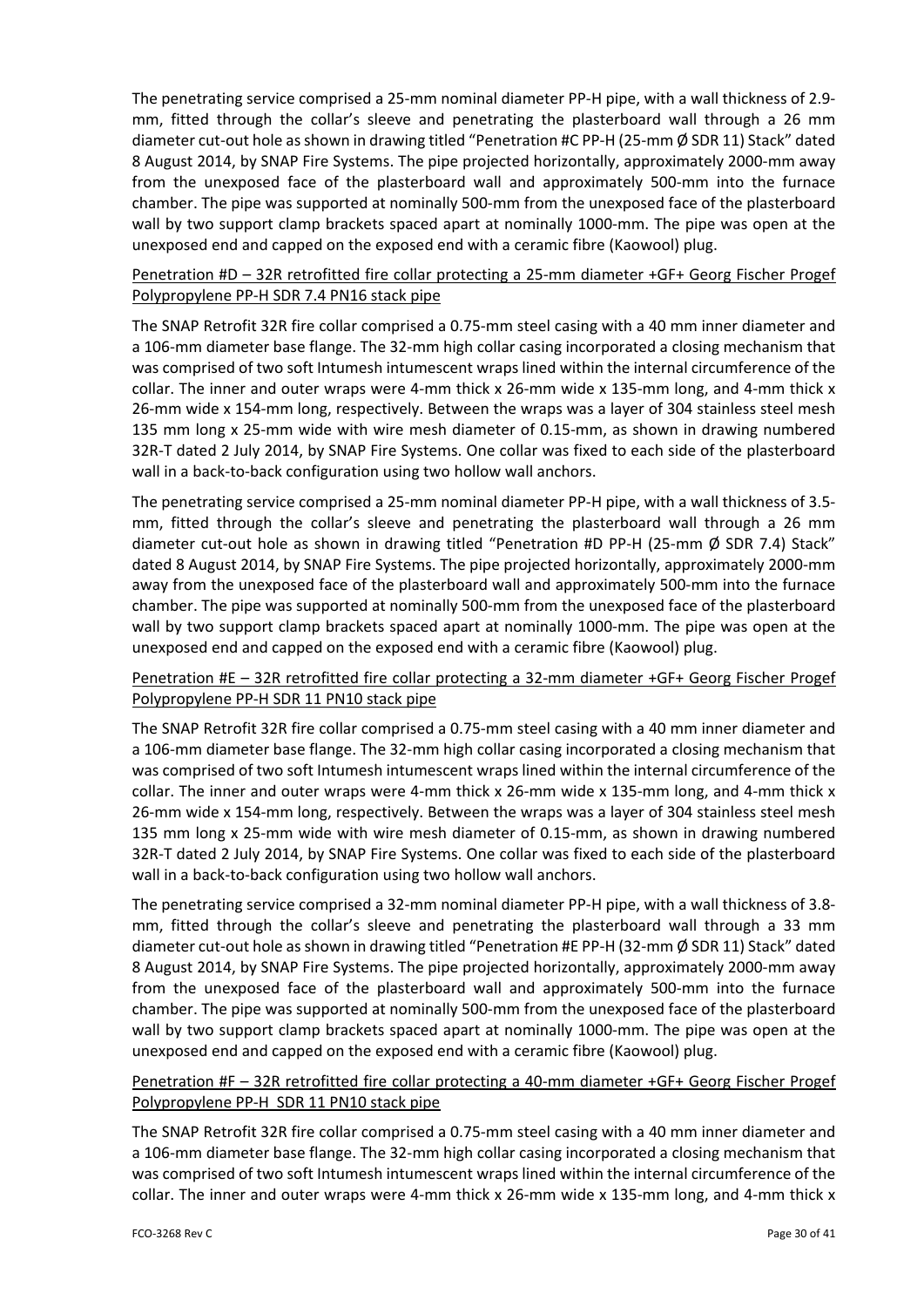The penetrating service comprised a 25-mm nominal diameter PP-H pipe, with a wall thickness of 2.9-mm, fitted through the collar's sleeve and penetrating the plasterboard wall through a 26 mm diameter cut-out hole as shown in drawing titled "Penetration #C PP-H (25-mm Ø SDR 11) Stack" dated 8 August 2014, by SNAP Fire Systems. The pipe projected horizontally, approximately 2000-mm away from the unexposed face of the plasterboard wall and approximately 500-mm into the furnace chamber. The pipe was supported at nominally 500-mm from the unexposed face of the plasterboard wall by two support clamp brackets spaced apart at nominally 1000-mm. The pipe was open at the unexposed end and capped on the exposed end with a ceramic fibre (Kaowool) plug.

<u>Penetration #D – 32R retrofitted fire collar protecting a 25-mm diameter +GF+ Georg Fischer Progef Polypropylene PP-H SDR 7.4 PN16 stack pipe</u>

The SNAP Retrofit 32R fire collar comprised a 0.75-mm steel casing with a 40 mm inner diameter and a 106-mm diameter base flange. The 32-mm high collar casing incorporated a closing mechanism that was comprised of two soft Intumesh intumescent wraps lined within the internal circumference of the collar. The inner and outer wraps were 4-mm thick x 26-mm wide x 135-mm long, and 4-mm thick x 26-mm wide x 154-mm long, respectively. Between the wraps was a layer of 304 stainless steel mesh 135 mm long x 25-mm wide with wire mesh diameter of 0.15-mm, as shown in drawing numbered 32R-T dated 2 July 2014, by SNAP Fire Systems. One collar was fixed to each side of the plasterboard wall in a back-to-back configuration using two hollow wall anchors.

The penetrating service comprised a 25-mm nominal diameter PP-H pipe, with a wall thickness of 3.5-mm, fitted through the collar's sleeve and penetrating the plasterboard wall through a 26 mm diameter cut-out hole as shown in drawing titled "Penetration #D PP-H (25-mm Ø SDR 7.4) Stack" dated 8 August 2014, by SNAP Fire Systems. The pipe projected horizontally, approximately 2000-mm away from the unexposed face of the plasterboard wall and approximately 500-mm into the furnace chamber. The pipe was supported at nominally 500-mm from the unexposed face of the plasterboard wall by two support clamp brackets spaced apart at nominally 1000-mm. The pipe was open at the unexposed end and capped on the exposed end with a ceramic fibre (Kaowool) plug.

<u>Penetration #E – 32R retrofitted fire collar protecting a 32-mm diameter +GF+ Georg Fischer Progef Polypropylene PP-H SDR 11 PN10 stack pipe</u>

The SNAP Retrofit 32R fire collar comprised a 0.75-mm steel casing with a 40 mm inner diameter and a 106-mm diameter base flange. The 32-mm high collar casing incorporated a closing mechanism that was comprised of two soft Intumesh intumescent wraps lined within the internal circumference of the collar. The inner and outer wraps were 4-mm thick x 26-mm wide x 135-mm long, and 4-mm thick x 26-mm wide x 154-mm long, respectively. Between the wraps was a layer of 304 stainless steel mesh 135 mm long x 25-mm wide with wire mesh diameter of 0.15-mm, as shown in drawing numbered 32R-T dated 2 July 2014, by SNAP Fire Systems. One collar was fixed to each side of the plasterboard wall in a back-to-back configuration using two hollow wall anchors.

The penetrating service comprised a 32-mm nominal diameter PP-H pipe, with a wall thickness of 3.8-mm, fitted through the collar's sleeve and penetrating the plasterboard wall through a 33 mm diameter cut-out hole as shown in drawing titled "Penetration #E PP-H (32-mm Ø SDR 11) Stack" dated 8 August 2014, by SNAP Fire Systems. The pipe projected horizontally, approximately 2000-mm away from the unexposed face of the plasterboard wall and approximately 500-mm into the furnace chamber. The pipe was supported at nominally 500-mm from the unexposed face of the plasterboard wall by two support clamp brackets spaced apart at nominally 1000-mm. The pipe was open at the unexposed end and capped on the exposed end with a ceramic fibre (Kaowool) plug.

<u>Penetration #F – 32R retrofitted fire collar protecting a 40-mm diameter +GF+ Georg Fischer Progef Polypropylene PP-H SDR 11 PN10 stack pipe</u>

The SNAP Retrofit 32R fire collar comprised a 0.75-mm steel casing with a 40 mm inner diameter and a 106-mm diameter base flange. The 32-mm high collar casing incorporated a closing mechanism that was comprised of two soft Intumesh intumescent wraps lined within the internal circumference of the collar. The inner and outer wraps were 4-mm thick x 26-mm wide x 135-mm long, and 4-mm thick x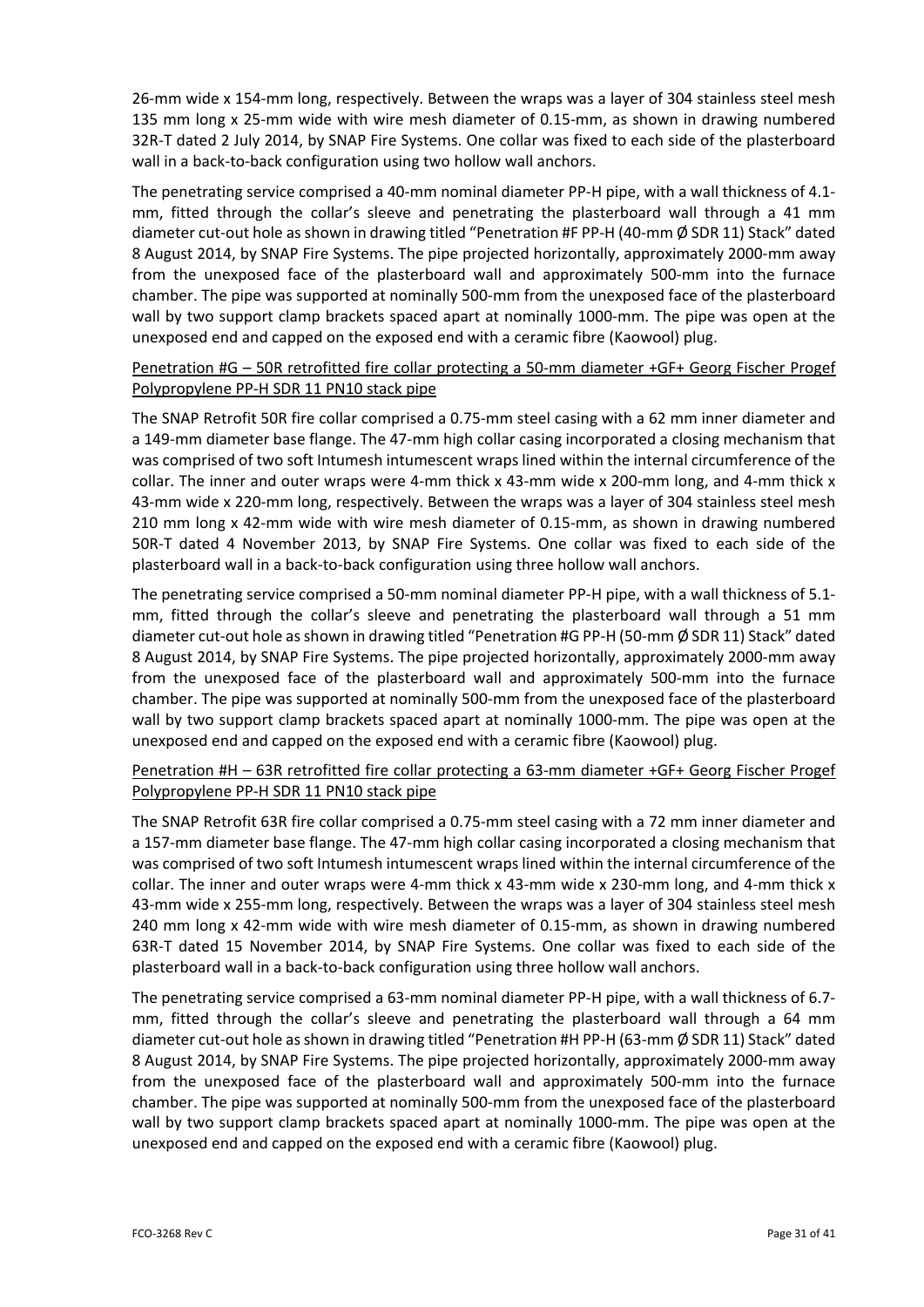26-mm wide x 154-mm long, respectively. Between the wraps was a layer of 304 stainless steel mesh 135 mm long x 25-mm wide with wire mesh diameter of 0.15-mm, as shown in drawing numbered 32R-T dated 2 July 2014, by SNAP Fire Systems. One collar was fixed to each side of the plasterboard wall in a back-to-back configuration using two hollow wall anchors.

The penetrating service comprised a 40-mm nominal diameter PP-H pipe, with a wall thickness of 4.1-mm, fitted through the collar's sleeve and penetrating the plasterboard wall through a 41 mm diameter cut-out hole as shown in drawing titled "Penetration #F PP-H (40-mm Ø SDR 11) Stack" dated 8 August 2014, by SNAP Fire Systems. The pipe projected horizontally, approximately 2000-mm away from the unexposed face of the plasterboard wall and approximately 500-mm into the furnace chamber. The pipe was supported at nominally 500-mm from the unexposed face of the plasterboard wall by two support clamp brackets spaced apart at nominally 1000-mm. The pipe was open at the unexposed end and capped on the exposed end with a ceramic fibre (Kaowool) plug.

<u>Penetration #G – 50R retrofitted fire collar protecting a 50-mm diameter +GF+ Georg Fischer Progef Polypropylene PP-H SDR 11 PN10 stack pipe</u>

The SNAP Retrofit 50R fire collar comprised a 0.75-mm steel casing with a 62 mm inner diameter and a 149-mm diameter base flange. The 47-mm high collar casing incorporated a closing mechanism that was comprised of two soft Intumesh intumescent wraps lined within the internal circumference of the collar. The inner and outer wraps were 4-mm thick x 43-mm wide x 200-mm long, and 4-mm thick x 43-mm wide x 220-mm long, respectively. Between the wraps was a layer of 304 stainless steel mesh 210 mm long x 42-mm wide with wire mesh diameter of 0.15-mm, as shown in drawing numbered 50R-T dated 4 November 2013, by SNAP Fire Systems. One collar was fixed to each side of the plasterboard wall in a back-to-back configuration using three hollow wall anchors.

The penetrating service comprised a 50-mm nominal diameter PP-H pipe, with a wall thickness of 5.1-mm, fitted through the collar's sleeve and penetrating the plasterboard wall through a 51 mm diameter cut-out hole as shown in drawing titled "Penetration #G PP-H (50-mm Ø SDR 11) Stack" dated 8 August 2014, by SNAP Fire Systems. The pipe projected horizontally, approximately 2000-mm away from the unexposed face of the plasterboard wall and approximately 500-mm into the furnace chamber. The pipe was supported at nominally 500-mm from the unexposed face of the plasterboard wall by two support clamp brackets spaced apart at nominally 1000-mm. The pipe was open at the unexposed end and capped on the exposed end with a ceramic fibre (Kaowool) plug.

<u>Penetration #H – 63R retrofitted fire collar protecting a 63-mm diameter +GF+ Georg Fischer Progef Polypropylene PP-H SDR 11 PN10 stack pipe</u>

The SNAP Retrofit 63R fire collar comprised a 0.75-mm steel casing with a 72 mm inner diameter and a 157-mm diameter base flange. The 47-mm high collar casing incorporated a closing mechanism that was comprised of two soft Intumesh intumescent wraps lined within the internal circumference of the collar. The inner and outer wraps were 4-mm thick x 43-mm wide x 230-mm long, and 4-mm thick x 43-mm wide x 255-mm long, respectively. Between the wraps was a layer of 304 stainless steel mesh 240 mm long x 42-mm wide with wire mesh diameter of 0.15-mm, as shown in drawing numbered 63R-T dated 15 November 2014, by SNAP Fire Systems. One collar was fixed to each side of the plasterboard wall in a back-to-back configuration using three hollow wall anchors.

The penetrating service comprised a 63-mm nominal diameter PP-H pipe, with a wall thickness of 6.7-mm, fitted through the collar's sleeve and penetrating the plasterboard wall through a 64 mm diameter cut-out hole as shown in drawing titled "Penetration #H PP-H (63-mm Ø SDR 11) Stack" dated 8 August 2014, by SNAP Fire Systems. The pipe projected horizontally, approximately 2000-mm away from the unexposed face of the plasterboard wall and approximately 500-mm into the furnace chamber. The pipe was supported at nominally 500-mm from the unexposed face of the plasterboard wall by two support clamp brackets spaced apart at nominally 1000-mm. The pipe was open at the unexposed end and capped on the exposed end with a ceramic fibre (Kaowool) plug.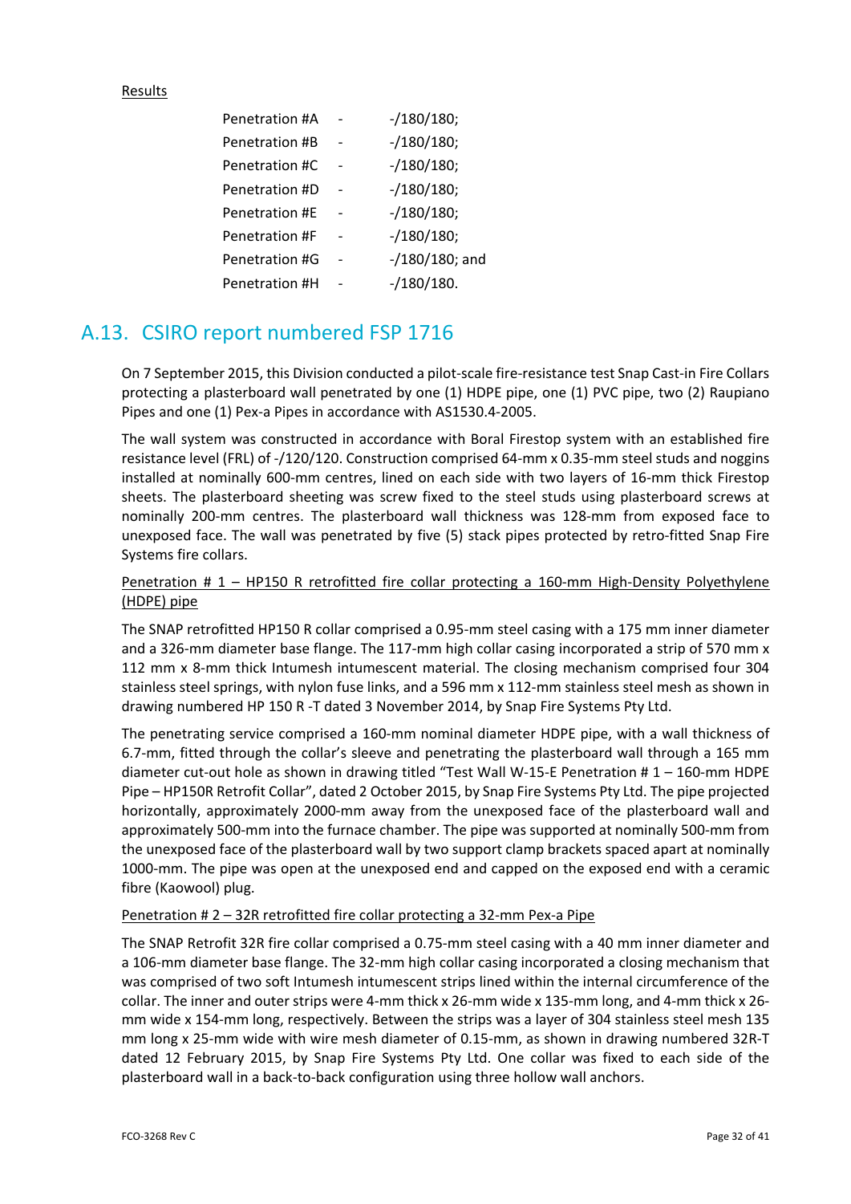Results

| | | |
|---|---|---|
| Penetration #A | - | -/180/180; |
| Penetration #B | - | -/180/180; |
| Penetration #C | - | -/180/180; |
| Penetration #D | - | -/180/180; |
| Penetration #E | - | -/180/180; |
| Penetration #F | - | -/180/180; |
| Penetration #G | - | -/180/180; and |
| Penetration #H | - | -/180/180. |

## A.13. CSIRO report numbered FSP 1716

On 7 September 2015, this Division conducted a pilot-scale fire-resistance test Snap Cast-in Fire Collars protecting a plasterboard wall penetrated by one (1) HDPE pipe, one (1) PVC pipe, two (2) Raupiano Pipes and one (1) Pex-a Pipes in accordance with AS1530.4-2005.

The wall system was constructed in accordance with Boral Firestop system with an established fire resistance level (FRL) of -/120/120. Construction comprised 64-mm x 0.35-mm steel studs and noggins installed at nominally 600-mm centres, lined on each side with two layers of 16-mm thick Firestop sheets. The plasterboard sheeting was screw fixed to the steel studs using plasterboard screws at nominally 200-mm centres. The plasterboard wall thickness was 128-mm from exposed face to unexposed face. The wall was penetrated by five (5) stack pipes protected by retro-fitted Snap Fire Systems fire collars.

Penetration # 1 – HP150 R retrofitted fire collar protecting a 160-mm High-Density Polyethylene (HDPE) pipe

The SNAP retrofitted HP150 R collar comprised a 0.95-mm steel casing with a 175 mm inner diameter and a 326-mm diameter base flange. The 117-mm high collar casing incorporated a strip of 570 mm x 112 mm x 8-mm thick Intumesh intumescent material. The closing mechanism comprised four 304 stainless steel springs, with nylon fuse links, and a 596 mm x 112-mm stainless steel mesh as shown in drawing numbered HP 150 R -T dated 3 November 2014, by Snap Fire Systems Pty Ltd.

The penetrating service comprised a 160-mm nominal diameter HDPE pipe, with a wall thickness of 6.7-mm, fitted through the collar's sleeve and penetrating the plasterboard wall through a 165 mm diameter cut-out hole as shown in drawing titled "Test Wall W-15-E Penetration # 1 – 160-mm HDPE Pipe – HP150R Retrofit Collar", dated 2 October 2015, by Snap Fire Systems Pty Ltd. The pipe projected horizontally, approximately 2000-mm away from the unexposed face of the plasterboard wall and approximately 500-mm into the furnace chamber. The pipe was supported at nominally 500-mm from the unexposed face of the plasterboard wall by two support clamp brackets spaced apart at nominally 1000-mm. The pipe was open at the unexposed end and capped on the exposed end with a ceramic fibre (Kaowool) plug.

Penetration # 2 – 32R retrofitted fire collar protecting a 32-mm Pex-a Pipe

The SNAP Retrofit 32R fire collar comprised a 0.75-mm steel casing with a 40 mm inner diameter and a 106-mm diameter base flange. The 32-mm high collar casing incorporated a closing mechanism that was comprised of two soft Intumesh intumescent strips lined within the internal circumference of the collar. The inner and outer strips were 4-mm thick x 26-mm wide x 135-mm long, and 4-mm thick x 26-mm wide x 154-mm long, respectively. Between the strips was a layer of 304 stainless steel mesh 135 mm long x 25-mm wide with wire mesh diameter of 0.15-mm, as shown in drawing numbered 32R-T dated 12 February 2015, by Snap Fire Systems Pty Ltd. One collar was fixed to each side of the plasterboard wall in a back-to-back configuration using three hollow wall anchors.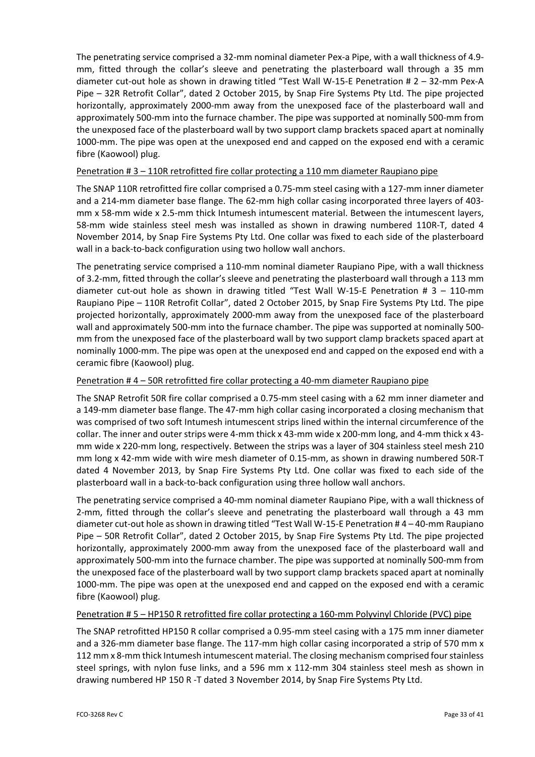The penetrating service comprised a 32-mm nominal diameter Pex-a Pipe, with a wall thickness of 4.9-mm, fitted through the collar's sleeve and penetrating the plasterboard wall through a 35 mm diameter cut-out hole as shown in drawing titled "Test Wall W-15-E Penetration # 2 – 32-mm Pex-A Pipe – 32R Retrofit Collar", dated 2 October 2015, by Snap Fire Systems Pty Ltd. The pipe projected horizontally, approximately 2000-mm away from the unexposed face of the plasterboard wall and approximately 500-mm into the furnace chamber. The pipe was supported at nominally 500-mm from the unexposed face of the plasterboard wall by two support clamp brackets spaced apart at nominally 1000-mm. The pipe was open at the unexposed end and capped on the exposed end with a ceramic fibre (Kaowool) plug.

<u>Penetration # 3 – 110R retrofitted fire collar protecting a 110 mm diameter Raupiano pipe</u>

The SNAP 110R retrofitted fire collar comprised a 0.75-mm steel casing with a 127-mm inner diameter and a 214-mm diameter base flange. The 62-mm high collar casing incorporated three layers of 403-mm x 58-mm wide x 2.5-mm thick Intumesh intumescent material. Between the intumescent layers, 58-mm wide stainless steel mesh was installed as shown in drawing numbered 110R-T, dated 4 November 2014, by Snap Fire Systems Pty Ltd. One collar was fixed to each side of the plasterboard wall in a back-to-back configuration using two hollow wall anchors.

The penetrating service comprised a 110-mm nominal diameter Raupiano Pipe, with a wall thickness of 3.2-mm, fitted through the collar's sleeve and penetrating the plasterboard wall through a 113 mm diameter cut-out hole as shown in drawing titled "Test Wall W-15-E Penetration # 3 – 110-mm Raupiano Pipe – 110R Retrofit Collar", dated 2 October 2015, by Snap Fire Systems Pty Ltd. The pipe projected horizontally, approximately 2000-mm away from the unexposed face of the plasterboard wall and approximately 500-mm into the furnace chamber. The pipe was supported at nominally 500-mm from the unexposed face of the plasterboard wall by two support clamp brackets spaced apart at nominally 1000-mm. The pipe was open at the unexposed end and capped on the exposed end with a ceramic fibre (Kaowool) plug.

<u>Penetration # 4 – 50R retrofitted fire collar protecting a 40-mm diameter Raupiano pipe</u>

The SNAP Retrofit 50R fire collar comprised a 0.75-mm steel casing with a 62 mm inner diameter and a 149-mm diameter base flange. The 47-mm high collar casing incorporated a closing mechanism that was comprised of two soft Intumesh intumescent strips lined within the internal circumference of the collar. The inner and outer strips were 4-mm thick x 43-mm wide x 200-mm long, and 4-mm thick x 43-mm wide x 220-mm long, respectively. Between the strips was a layer of 304 stainless steel mesh 210 mm long x 42-mm wide with wire mesh diameter of 0.15-mm, as shown in drawing numbered 50R-T dated 4 November 2013, by Snap Fire Systems Pty Ltd. One collar was fixed to each side of the plasterboard wall in a back-to-back configuration using three hollow wall anchors.

The penetrating service comprised a 40-mm nominal diameter Raupiano Pipe, with a wall thickness of 2-mm, fitted through the collar's sleeve and penetrating the plasterboard wall through a 43 mm diameter cut-out hole as shown in drawing titled "Test Wall W-15-E Penetration # 4 – 40-mm Raupiano Pipe – 50R Retrofit Collar", dated 2 October 2015, by Snap Fire Systems Pty Ltd. The pipe projected horizontally, approximately 2000-mm away from the unexposed face of the plasterboard wall and approximately 500-mm into the furnace chamber. The pipe was supported at nominally 500-mm from the unexposed face of the plasterboard wall by two support clamp brackets spaced apart at nominally 1000-mm. The pipe was open at the unexposed end and capped on the exposed end with a ceramic fibre (Kaowool) plug.

<u>Penetration # 5 – HP150 R retrofitted fire collar protecting a 160-mm Polyvinyl Chloride (PVC) pipe</u>

The SNAP retrofitted HP150 R collar comprised a 0.95-mm steel casing with a 175 mm inner diameter and a 326-mm diameter base flange. The 117-mm high collar casing incorporated a strip of 570 mm x 112 mm x 8-mm thick Intumesh intumescent material. The closing mechanism comprised four stainless steel springs, with nylon fuse links, and a 596 mm x 112-mm 304 stainless steel mesh as shown in drawing numbered HP 150 R -T dated 3 November 2014, by Snap Fire Systems Pty Ltd.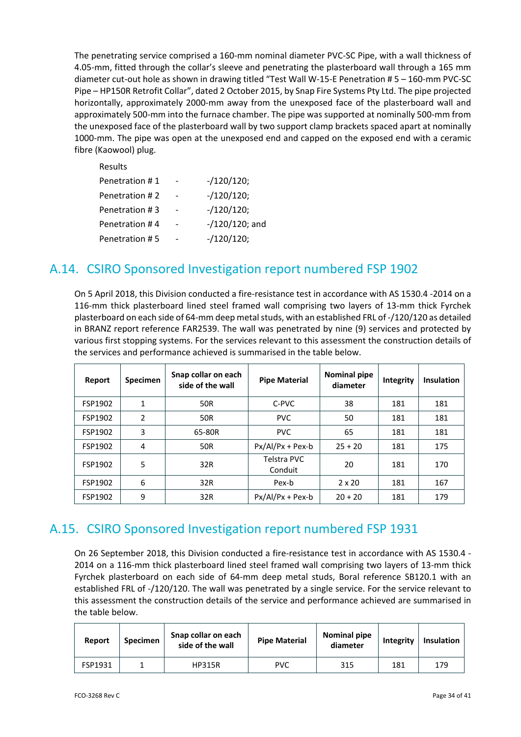The penetrating service comprised a 160-mm nominal diameter PVC-SC Pipe, with a wall thickness of 4.05-mm, fitted through the collar's sleeve and penetrating the plasterboard wall through a 165 mm diameter cut-out hole as shown in drawing titled "Test Wall W-15-E Penetration # 5 – 160-mm PVC-SC Pipe – HP150R Retrofit Collar", dated 2 October 2015, by Snap Fire Systems Pty Ltd. The pipe projected horizontally, approximately 2000-mm away from the unexposed face of the plasterboard wall and approximately 500-mm into the furnace chamber. The pipe was supported at nominally 500-mm from the unexposed face of the plasterboard wall by two support clamp brackets spaced apart at nominally 1000-mm. The pipe was open at the unexposed end and capped on the exposed end with a ceramic fibre (Kaowool) plug.

Results

Penetration # 1 - -/120/120;
Penetration # 2 - -/120/120;
Penetration # 3 - -/120/120;
Penetration # 4 - -/120/120; and
Penetration # 5 - -/120/120;

## A.14. CSIRO Sponsored Investigation report numbered FSP 1902

On 5 April 2018, this Division conducted a fire-resistance test in accordance with AS 1530.4 -2014 on a 116-mm thick plasterboard lined steel framed wall comprising two layers of 13-mm thick Fyrchek plasterboard on each side of 64-mm deep metal studs, with an established FRL of -/120/120 as detailed in BRANZ report reference FAR2539. The wall was penetrated by nine (9) services and protected by various first stopping systems. For the services relevant to this assessment the construction details of the services and performance achieved is summarised in the table below.

| Report | Specimen | Snap collar on each side of the wall | Pipe Material | Nominal pipe diameter | Integrity | Insulation |
|---|---|---|---|---|---|---|
| FSP1902 | 1 | 50R | C-PVC | 38 | 181 | 181 |
| FSP1902 | 2 | 50R | PVC | 50 | 181 | 181 |
| FSP1902 | 3 | 65-80R | PVC | 65 | 181 | 181 |
| FSP1902 | 4 | 50R | Px/Al/Px + Pex-b | 25 + 20 | 181 | 175 |
| FSP1902 | 5 | 32R | Telstra PVC Conduit | 20 | 181 | 170 |
| FSP1902 | 6 | 32R | Pex-b | 2 x 20 | 181 | 167 |
| FSP1902 | 9 | 32R | Px/Al/Px + Pex-b | 20 + 20 | 181 | 179 |

## A.15. CSIRO Sponsored Investigation report numbered FSP 1931

On 26 September 2018, this Division conducted a fire-resistance test in accordance with AS 1530.4 - 2014 on a 116-mm thick plasterboard lined steel framed wall comprising two layers of 13-mm thick Fyrchek plasterboard on each side of 64-mm deep metal studs, Boral reference SB120.1 with an established FRL of -/120/120. The wall was penetrated by a single service. For the service relevant to this assessment the construction details of the service and performance achieved are summarised in the table below.

| Report | Specimen | Snap collar on each side of the wall | Pipe Material | Nominal pipe diameter | Integrity | Insulation |
|---|---|---|---|---|---|---|
| FSP1931 | 1 | HP315R | PVC | 315 | 181 | 179 |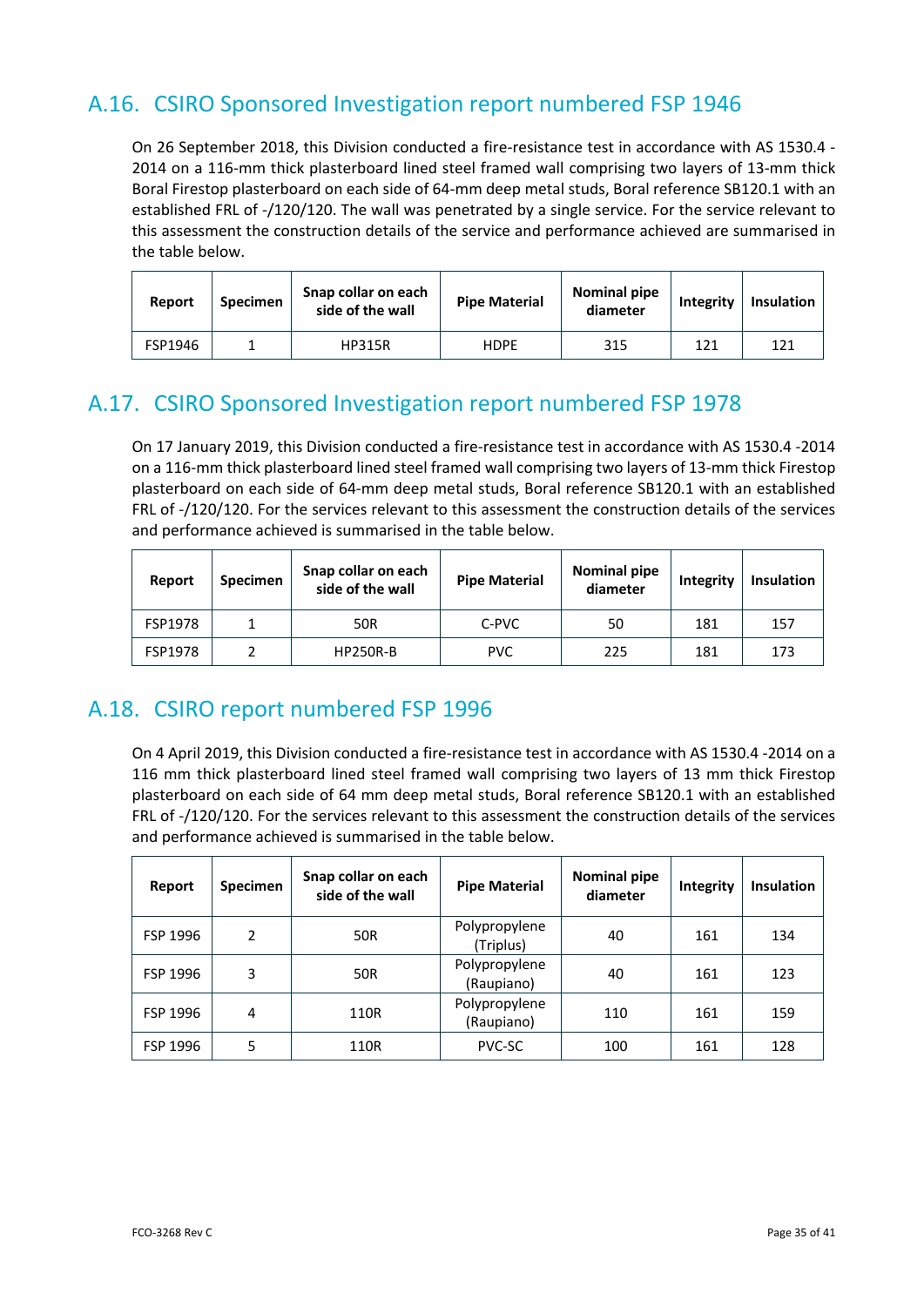## A.16. CSIRO Sponsored Investigation report numbered FSP 1946

On 26 September 2018, this Division conducted a fire-resistance test in accordance with AS 1530.4 - 2014 on a 116-mm thick plasterboard lined steel framed wall comprising two layers of 13-mm thick Boral Firestop plasterboard on each side of 64-mm deep metal studs, Boral reference SB120.1 with an established FRL of -/120/120. The wall was penetrated by a single service. For the service relevant to this assessment the construction details of the service and performance achieved are summarised in the table below.

| Report | Specimen | Snap collar on each side of the wall | Pipe Material | Nominal pipe diameter | Integrity | Insulation |
|---|---|---|---|---|---|---|
| FSP1946 | 1 | HP315R | HDPE | 315 | 121 | 121 |

## A.17. CSIRO Sponsored Investigation report numbered FSP 1978

On 17 January 2019, this Division conducted a fire-resistance test in accordance with AS 1530.4 -2014 on a 116-mm thick plasterboard lined steel framed wall comprising two layers of 13-mm thick Firestop plasterboard on each side of 64-mm deep metal studs, Boral reference SB120.1 with an established FRL of -/120/120. For the services relevant to this assessment the construction details of the services and performance achieved is summarised in the table below.

| Report | Specimen | Snap collar on each side of the wall | Pipe Material | Nominal pipe diameter | Integrity | Insulation |
|---|---|---|---|---|---|---|
| FSP1978 | 1 | 50R | C-PVC | 50 | 181 | 157 |
| FSP1978 | 2 | HP250R-B | PVC | 225 | 181 | 173 |

## A.18. CSIRO report numbered FSP 1996

On 4 April 2019, this Division conducted a fire-resistance test in accordance with AS 1530.4 -2014 on a 116 mm thick plasterboard lined steel framed wall comprising two layers of 13 mm thick Firestop plasterboard on each side of 64 mm deep metal studs, Boral reference SB120.1 with an established FRL of -/120/120. For the services relevant to this assessment the construction details of the services and performance achieved is summarised in the table below.

| Report | Specimen | Snap collar on each side of the wall | Pipe Material | Nominal pipe diameter | Integrity | Insulation |
|---|---|---|---|---|---|---|
| FSP 1996 | 2 | 50R | Polypropylene (Triplus) | 40 | 161 | 134 |
| FSP 1996 | 3 | 50R | Polypropylene (Raupiano) | 40 | 161 | 123 |
| FSP 1996 | 4 | 110R | Polypropylene (Raupiano) | 110 | 161 | 159 |
| FSP 1996 | 5 | 110R | PVC-SC | 100 | 161 | 128 |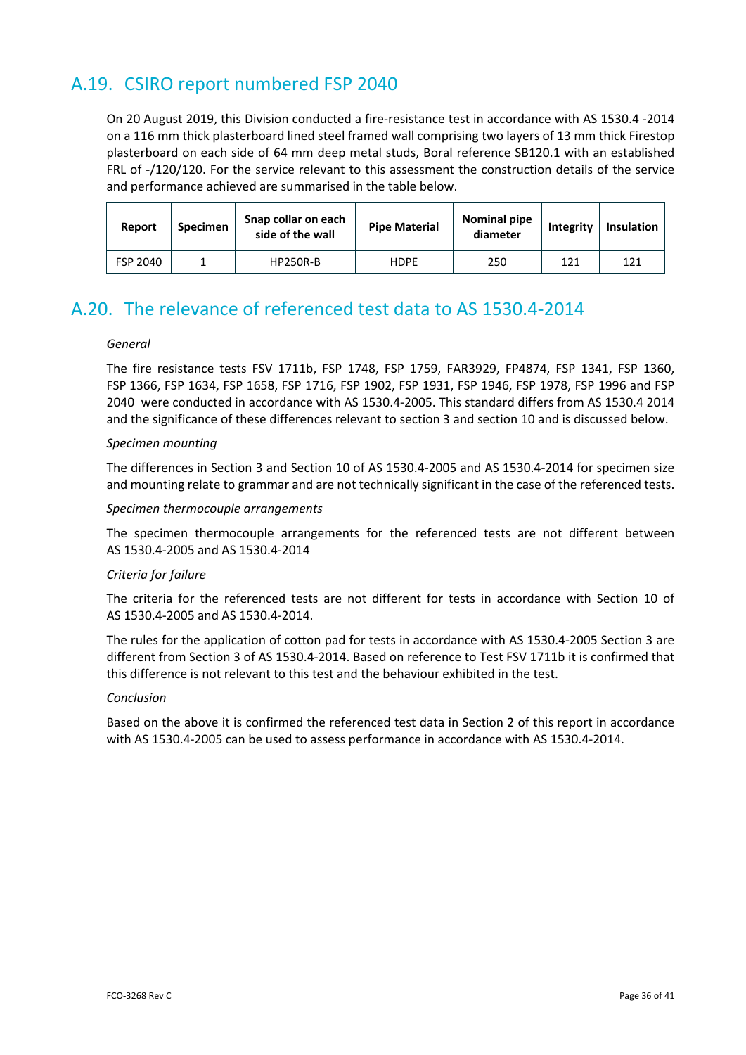## A.19. CSIRO report numbered FSP 2040

On 20 August 2019, this Division conducted a fire-resistance test in accordance with AS 1530.4 -2014 on a 116 mm thick plasterboard lined steel framed wall comprising two layers of 13 mm thick Firestop plasterboard on each side of 64 mm deep metal studs, Boral reference SB120.1 with an established FRL of -/120/120. For the service relevant to this assessment the construction details of the service and performance achieved are summarised in the table below.

| Report | Specimen | Snap collar on each side of the wall | Pipe Material | Nominal pipe diameter | Integrity | Insulation |
|---|---|---|---|---|---|---|
| FSP 2040 | 1 | HP250R-B | HDPE | 250 | 121 | 121 |

## A.20. The relevance of referenced test data to AS 1530.4-2014

*General*

The fire resistance tests FSV 1711b, FSP 1748, FSP 1759, FAR3929, FP4874, FSP 1341, FSP 1360, FSP 1366, FSP 1634, FSP 1658, FSP 1716, FSP 1902, FSP 1931, FSP 1946, FSP 1978, FSP 1996 and FSP 2040 were conducted in accordance with AS 1530.4-2005. This standard differs from AS 1530.4 2014 and the significance of these differences relevant to section 3 and section 10 and is discussed below.

*Specimen mounting*

The differences in Section 3 and Section 10 of AS 1530.4-2005 and AS 1530.4-2014 for specimen size and mounting relate to grammar and are not technically significant in the case of the referenced tests.

*Specimen thermocouple arrangements*

The specimen thermocouple arrangements for the referenced tests are not different between AS 1530.4-2005 and AS 1530.4-2014

*Criteria for failure*

The criteria for the referenced tests are not different for tests in accordance with Section 10 of AS 1530.4-2005 and AS 1530.4-2014.

The rules for the application of cotton pad for tests in accordance with AS 1530.4-2005 Section 3 are different from Section 3 of AS 1530.4-2014. Based on reference to Test FSV 1711b it is confirmed that this difference is not relevant to this test and the behaviour exhibited in the test.

*Conclusion*

Based on the above it is confirmed the referenced test data in Section 2 of this report in accordance with AS 1530.4-2005 can be used to assess performance in accordance with AS 1530.4-2014.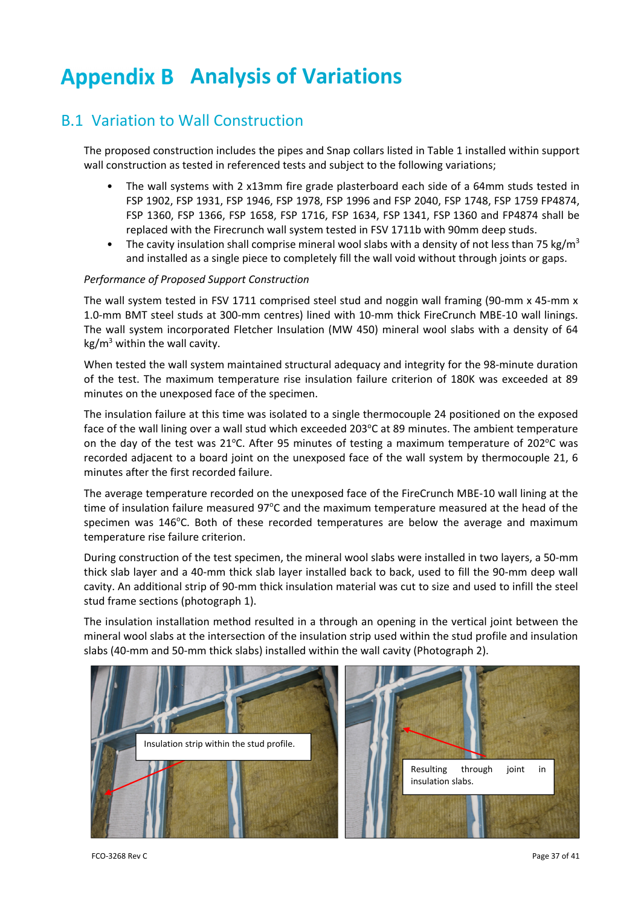# Appendix B Analysis of Variations

## B.1 Variation to Wall Construction

The proposed construction includes the pipes and Snap collars listed in Table 1 installed within support wall construction as tested in referenced tests and subject to the following variations;

- The wall systems with 2 x13mm fire grade plasterboard each side of a 64mm studs tested in FSP 1902, FSP 1931, FSP 1946, FSP 1978, FSP 1996 and FSP 2040, FSP 1748, FSP 1759 FP4874, FSP 1360, FSP 1366, FSP 1658, FSP 1716, FSP 1634, FSP 1341, FSP 1360 and FP4874 shall be replaced with the Firecrunch wall system tested in FSV 1711b with 90mm deep studs.
- The cavity insulation shall comprise mineral wool slabs with a density of not less than 75 kg/m$^3$ and installed as a single piece to completely fill the wall void without through joints or gaps.

*Performance of Proposed Support Construction*

The wall system tested in FSV 1711 comprised steel stud and noggin wall framing (90-mm x 45-mm x 1.0-mm BMT steel studs at 300-mm centres) lined with 10-mm thick FireCrunch MBE-10 wall linings. The wall system incorporated Fletcher Insulation (MW 450) mineral wool slabs with a density of 64 kg/m$^3$ within the wall cavity.

When tested the wall system maintained structural adequacy and integrity for the 98-minute duration of the test. The maximum temperature rise insulation failure criterion of 180K was exceeded at 89 minutes on the unexposed face of the specimen.

The insulation failure at this time was isolated to a single thermocouple 24 positioned on the exposed face of the wall lining over a wall stud which exceeded 203°C at 89 minutes. The ambient temperature on the day of the test was 21°C. After 95 minutes of testing a maximum temperature of 202°C was recorded adjacent to a board joint on the unexposed face of the wall system by thermocouple 21, 6 minutes after the first recorded failure.

The average temperature recorded on the unexposed face of the FireCrunch MBE-10 wall lining at the time of insulation failure measured 97°C and the maximum temperature measured at the head of the specimen was 146°C. Both of these recorded temperatures are below the average and maximum temperature rise failure criterion.

During construction of the test specimen, the mineral wool slabs were installed in two layers, a 50-mm thick slab layer and a 40-mm thick slab layer installed back to back, used to fill the 90-mm deep wall cavity. An additional strip of 90-mm thick insulation material was cut to size and used to infill the steel stud frame sections (photograph 1).

The insulation installation method resulted in a through an opening in the vertical joint between the mineral wool slabs at the intersection of the insulation strip used within the stud profile and insulation slabs (40-mm and 50-mm thick slabs) installed within the wall cavity (Photograph 2).

Insulation strip within the stud profile.

Resulting through joint in insulation slabs.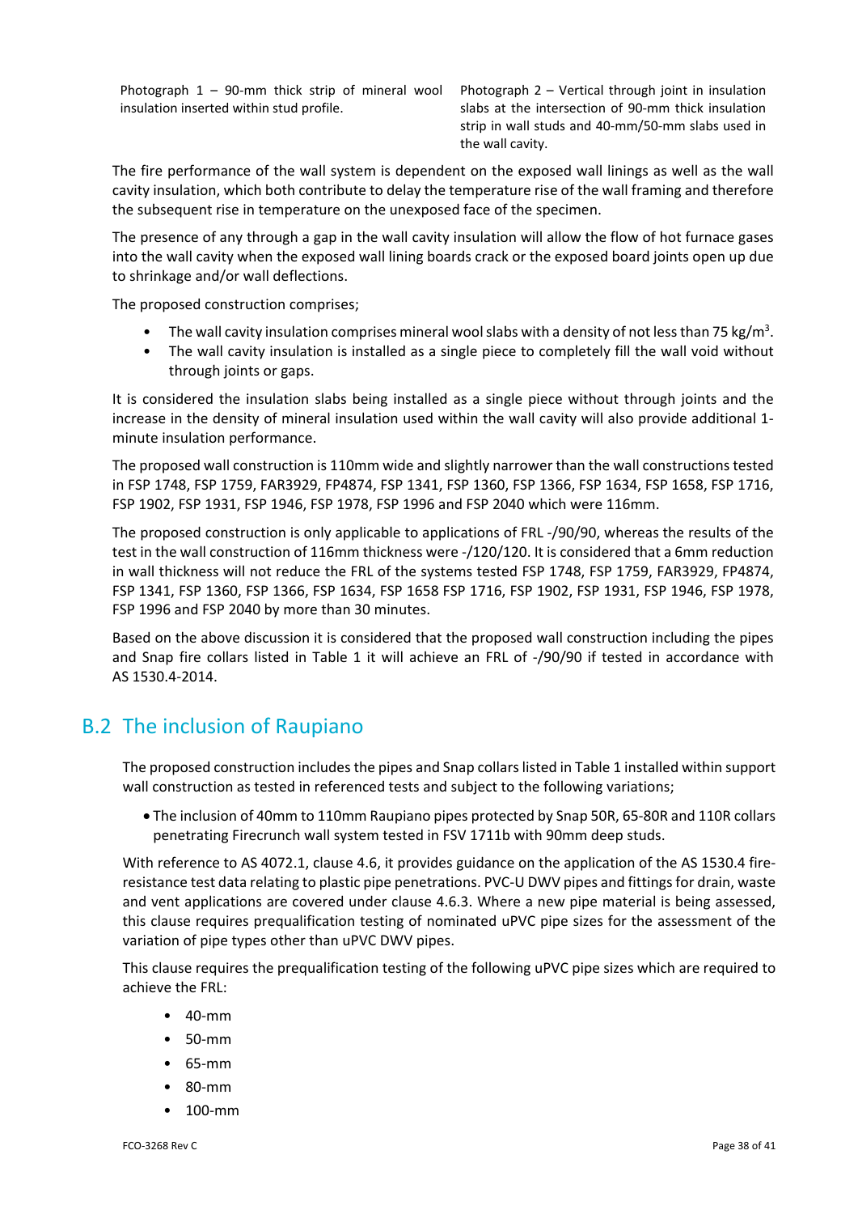Photograph 1 – 90-mm thick strip of mineral wool insulation inserted within stud profile.

Photograph 2 – Vertical through joint in insulation slabs at the intersection of 90-mm thick insulation strip in wall studs and 40-mm/50-mm slabs used in the wall cavity.

The fire performance of the wall system is dependent on the exposed wall linings as well as the wall cavity insulation, which both contribute to delay the temperature rise of the wall framing and therefore the subsequent rise in temperature on the unexposed face of the specimen.

The presence of any through a gap in the wall cavity insulation will allow the flow of hot furnace gases into the wall cavity when the exposed wall lining boards crack or the exposed board joints open up due to shrinkage and/or wall deflections.

The proposed construction comprises;

- The wall cavity insulation comprises mineral wool slabs with a density of not less than 75 kg/m$^3$.
- The wall cavity insulation is installed as a single piece to completely fill the wall void without through joints or gaps.

It is considered the insulation slabs being installed as a single piece without through joints and the increase in the density of mineral insulation used within the wall cavity will also provide additional 1-minute insulation performance.

The proposed wall construction is 110mm wide and slightly narrower than the wall constructions tested in FSP 1748, FSP 1759, FAR3929, FP4874, FSP 1341, FSP 1360, FSP 1366, FSP 1634, FSP 1658, FSP 1716, FSP 1902, FSP 1931, FSP 1946, FSP 1978, FSP 1996 and FSP 2040 which were 116mm.

The proposed construction is only applicable to applications of FRL -/90/90, whereas the results of the test in the wall construction of 116mm thickness were -/120/120. It is considered that a 6mm reduction in wall thickness will not reduce the FRL of the systems tested FSP 1748, FSP 1759, FAR3929, FP4874, FSP 1341, FSP 1360, FSP 1366, FSP 1634, FSP 1658 FSP 1716, FSP 1902, FSP 1931, FSP 1946, FSP 1978, FSP 1996 and FSP 2040 by more than 30 minutes.

Based on the above discussion it is considered that the proposed wall construction including the pipes and Snap fire collars listed in Table 1 it will achieve an FRL of -/90/90 if tested in accordance with AS 1530.4-2014.

## B.2 The inclusion of Raupiano

The proposed construction includes the pipes and Snap collars listed in Table 1 installed within support wall construction as tested in referenced tests and subject to the following variations;

- The inclusion of 40mm to 110mm Raupiano pipes protected by Snap 50R, 65-80R and 110R collars penetrating Firecrunch wall system tested in FSV 1711b with 90mm deep studs.

With reference to AS 4072.1, clause 4.6, it provides guidance on the application of the AS 1530.4 fire-resistance test data relating to plastic pipe penetrations. PVC-U DWV pipes and fittings for drain, waste and vent applications are covered under clause 4.6.3. Where a new pipe material is being assessed, this clause requires prequalification testing of nominated uPVC pipe sizes for the assessment of the variation of pipe types other than uPVC DWV pipes.

This clause requires the prequalification testing of the following uPVC pipe sizes which are required to achieve the FRL:

- 40-mm
- 50-mm
- 65-mm
- 80-mm
- 100-mm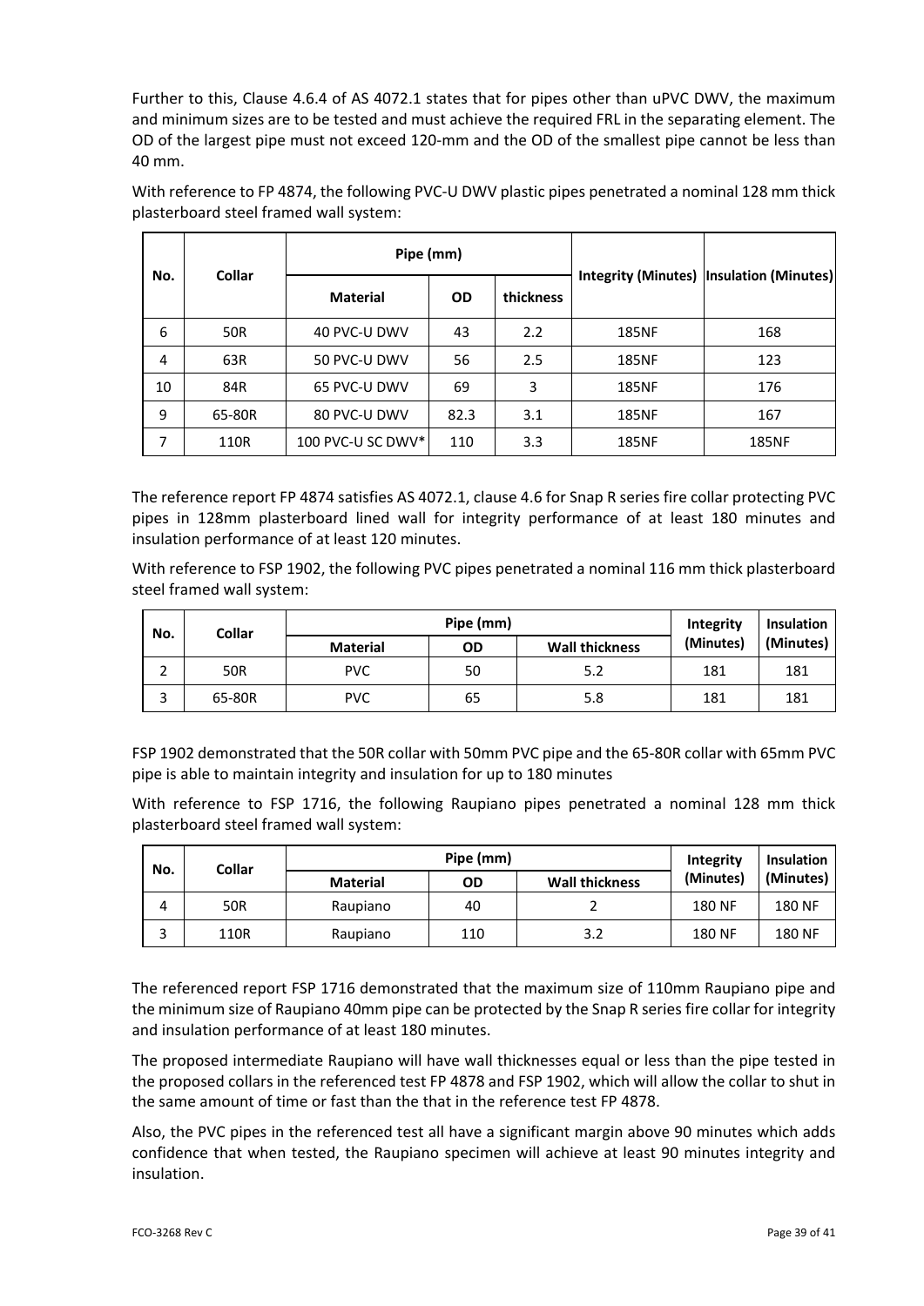Further to this, Clause 4.6.4 of AS 4072.1 states that for pipes other than uPVC DWV, the maximum and minimum sizes are to be tested and must achieve the required FRL in the separating element. The OD of the largest pipe must not exceed 120-mm and the OD of the smallest pipe cannot be less than 40 mm.

With reference to FP 4874, the following PVC-U DWV plastic pipes penetrated a nominal 128 mm thick plasterboard steel framed wall system:

| No. | Collar | Pipe (mm) | | | Integrity (Minutes) | Insulation (Minutes) |
|---|---|---|---|---|---|---|
| | | Material | OD | thickness | | |
| 6 | 50R | 40 PVC-U DWV | 43 | 2.2 | 185NF | 168 |
| 4 | 63R | 50 PVC-U DWV | 56 | 2.5 | 185NF | 123 |
| 10 | 84R | 65 PVC-U DWV | 69 | 3 | 185NF | 176 |
| 9 | 65-80R | 80 PVC-U DWV | 82.3 | 3.1 | 185NF | 167 |
| 7 | 110R | 100 PVC-U SC DWV* | 110 | 3.3 | 185NF | 185NF |

The reference report FP 4874 satisfies AS 4072.1, clause 4.6 for Snap R series fire collar protecting PVC pipes in 128mm plasterboard lined wall for integrity performance of at least 180 minutes and insulation performance of at least 120 minutes.

With reference to FSP 1902, the following PVC pipes penetrated a nominal 116 mm thick plasterboard steel framed wall system:

| No. | Collar | Pipe (mm) | | | Integrity (Minutes) | Insulation (Minutes) |
|---|---|---|---|---|---|---|
| | | Material | OD | Wall thickness | | |
| 2 | 50R | PVC | 50 | 5.2 | 181 | 181 |
| 3 | 65-80R | PVC | 65 | 5.8 | 181 | 181 |

FSP 1902 demonstrated that the 50R collar with 50mm PVC pipe and the 65-80R collar with 65mm PVC pipe is able to maintain integrity and insulation for up to 180 minutes

With reference to FSP 1716, the following Raupiano pipes penetrated a nominal 128 mm thick plasterboard steel framed wall system:

| No. | Collar | Pipe (mm) | | | Integrity (Minutes) | Insulation (Minutes) |
|---|---|---|---|---|---|---|
| | | Material | OD | Wall thickness | | |
| 4 | 50R | Raupiano | 40 | 2 | 180 NF | 180 NF |
| 3 | 110R | Raupiano | 110 | 3.2 | 180 NF | 180 NF |

The referenced report FSP 1716 demonstrated that the maximum size of 110mm Raupiano pipe and the minimum size of Raupiano 40mm pipe can be protected by the Snap R series fire collar for integrity and insulation performance of at least 180 minutes.

The proposed intermediate Raupiano will have wall thicknesses equal or less than the pipe tested in the proposed collars in the referenced test FP 4878 and FSP 1902, which will allow the collar to shut in the same amount of time or fast than the that in the reference test FP 4878.

Also, the PVC pipes in the referenced test all have a significant margin above 90 minutes which adds confidence that when tested, the Raupiano specimen will achieve at least 90 minutes integrity and insulation.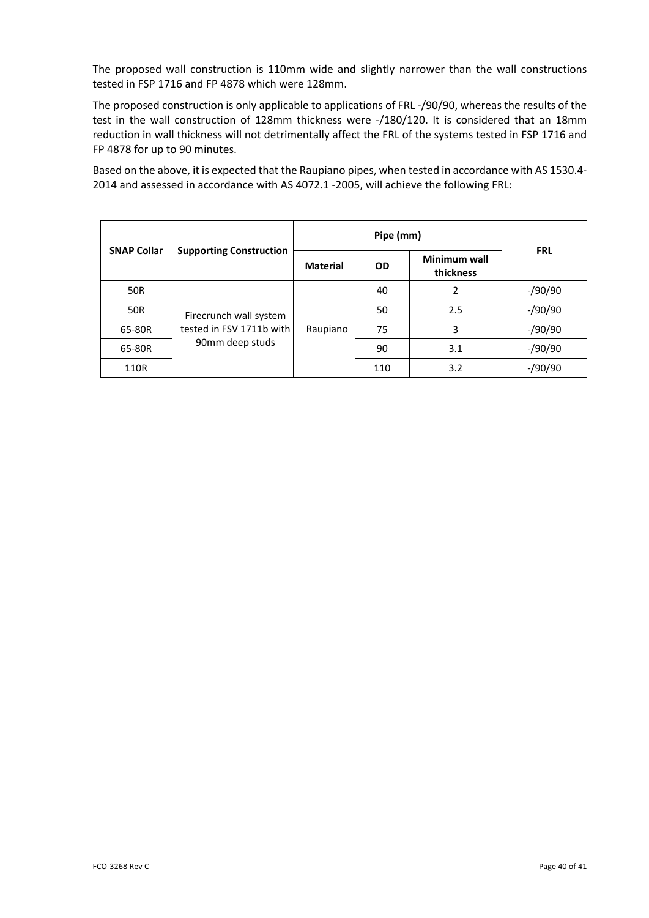The proposed wall construction is 110mm wide and slightly narrower than the wall constructions tested in FSP 1716 and FP 4878 which were 128mm.

The proposed construction is only applicable to applications of FRL -/90/90, whereas the results of the test in the wall construction of 128mm thickness were -/180/120. It is considered that an 18mm reduction in wall thickness will not detrimentally affect the FRL of the systems tested in FSP 1716 and FP 4878 for up to 90 minutes.

Based on the above, it is expected that the Raupiano pipes, when tested in accordance with AS 1530.4-2014 and assessed in accordance with AS 4072.1 -2005, will achieve the following FRL:

| SNAP Collar | Supporting Construction | Pipe (mm) | | | FRL |
|---|---|---|---|---|---|
| | | Material | OD | Minimum wall thickness | |
| 50R | Firecrunch wall system tested in FSV 1711b with 90mm deep studs | Raupiano | 40 | 2 | -/90/90 |
| 50R | | | 50 | 2.5 | -/90/90 |
| 65-80R | | | 75 | 3 | -/90/90 |
| 65-80R | | | 90 | 3.1 | -/90/90 |
| 110R | | | 110 | 3.2 | -/90/90 |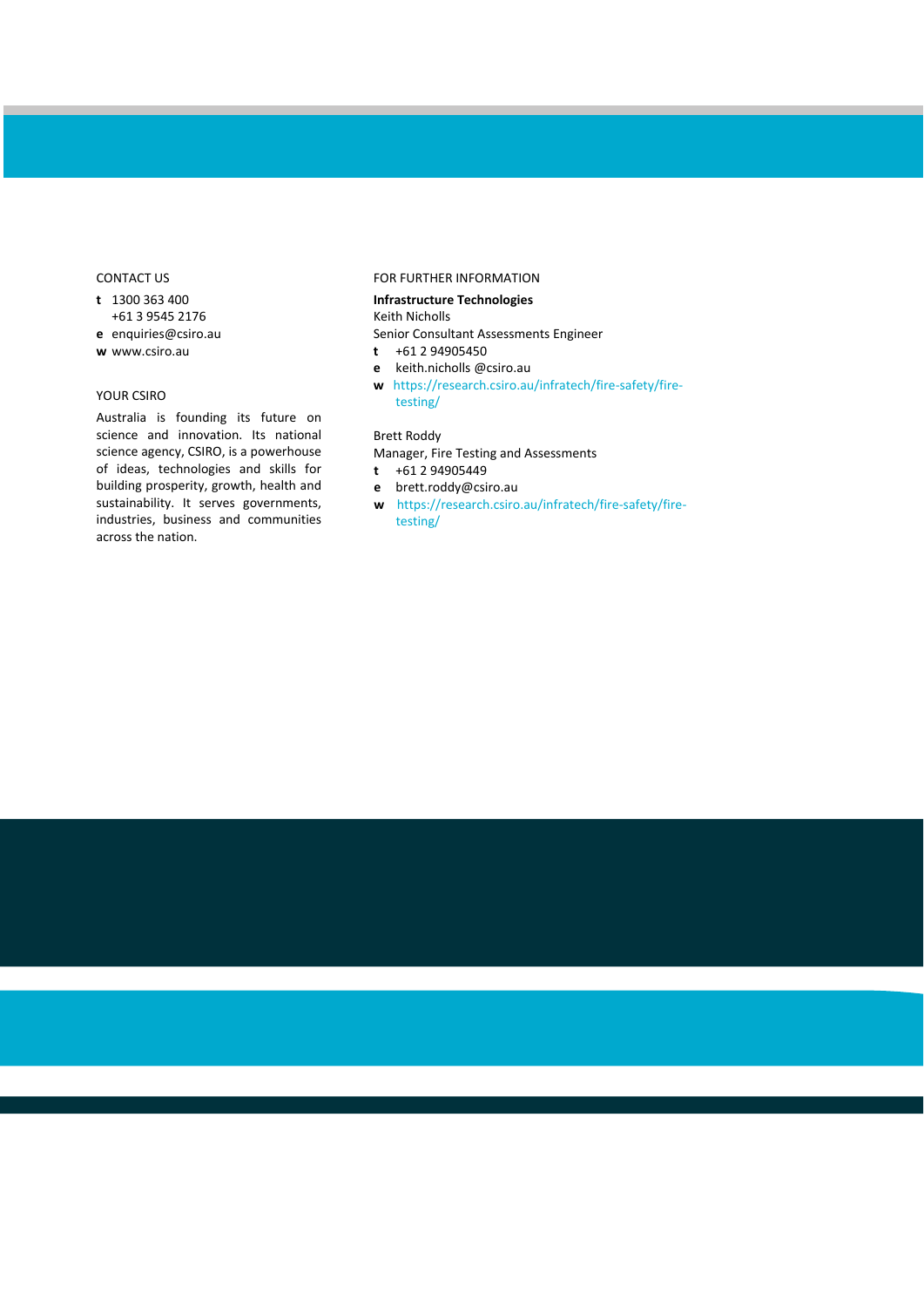CONTACT US

**t** 1300 363 400
+61 3 9545 2176
**e** enquiries@csiro.au
**w** www.csiro.au

YOUR CSIRO

Australia is founding its future on science and innovation. Its national science agency, CSIRO, is a powerhouse of ideas, technologies and skills for building prosperity, growth, health and sustainability. It serves governments, industries, business and communities across the nation.

FOR FURTHER INFORMATION

**Infrastructure Technologies**
Keith Nicholls
Senior Consultant Assessments Engineer
**t** +61 2 94905450
**e** keith.nicholls @csiro.au
**w** https://research.csiro.au/infratech/fire-safety/fire-testing/

Brett Roddy
Manager, Fire Testing and Assessments
**t** +61 2 94905449
**e** brett.roddy@csiro.au
**w** https://research.csiro.au/infratech/fire-safety/fire-testing/